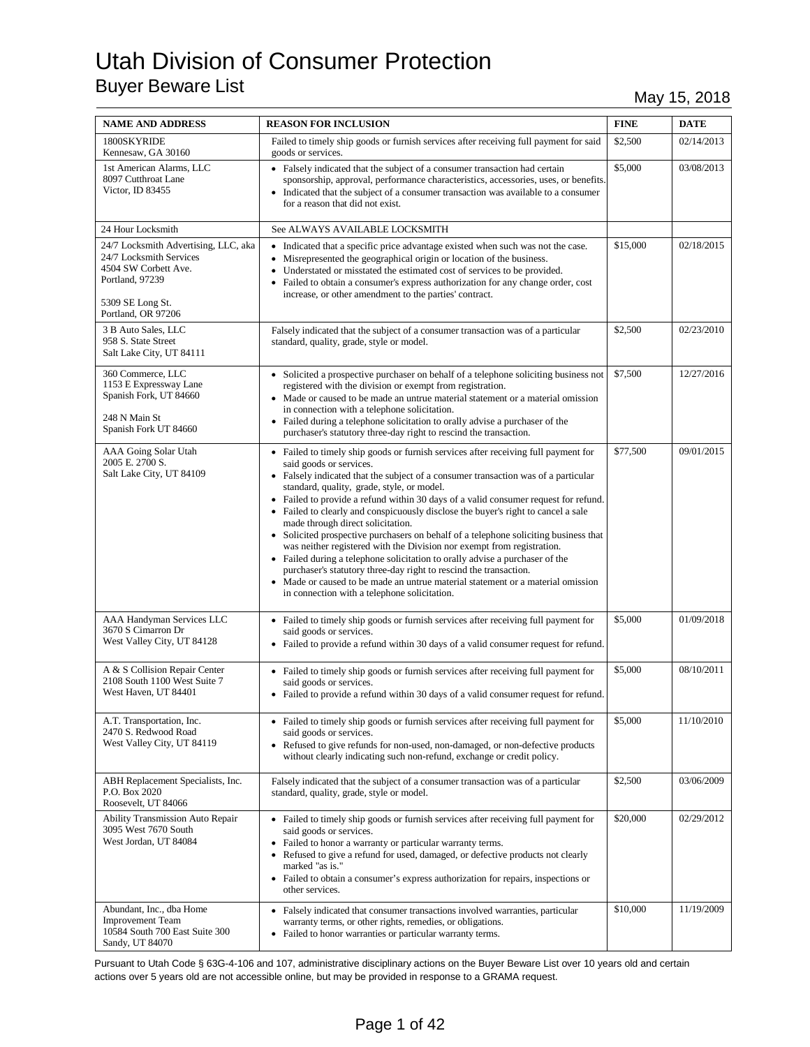# Utah Division of Consumer Protection

## Buyer Beware List

May 15, 2018

| NAME AND ADDRESS | REASON FOR INCLUSION | FINE | DATE |
|---|---|---|---|
| 1800SKYRIDE<br>Kennesaw, GA 30160 | Failed to timely ship goods or furnish services after receiving full payment for said goods or services. | $2,500 | 02/14/2013 |
| 1st American Alarms, LLC<br>8097 Cutthroat Lane<br>Victor, ID 83455 | • Falsely indicated that the subject of a consumer transaction had certain sponsorship, approval, performance characteristics, accessories, uses, or benefits.<br>• Indicated that the subject of a consumer transaction was available to a consumer for a reason that did not exist. | $5,000 | 03/08/2013 |
| 24 Hour Locksmith | See ALWAYS AVAILABLE LOCKSMITH | | |
| 24/7 Locksmith Advertising, LLC, aka 24/7 Locksmith Services<br>4504 SW Corbett Ave.<br>Portland, 97239<br><br>5309 SE Long St.<br>Portland, OR 97206 | • Indicated that a specific price advantage existed when such was not the case.<br>• Misrepresented the geographical origin or location of the business.<br>• Understated or misstated the estimated cost of services to be provided.<br>• Failed to obtain a consumer's express authorization for any change order, cost increase, or other amendment to the parties' contract. | $15,000 | 02/18/2015 |
| 3 B Auto Sales, LLC<br>958 S. State Street<br>Salt Lake City, UT 84111 | Falsely indicated that the subject of a consumer transaction was of a particular standard, quality, grade, style or model. | $2,500 | 02/23/2010 |
| 360 Commerce, LLC<br>1153 E Expressway Lane<br>Spanish Fork, UT 84660<br><br>248 N Main St<br>Spanish Fork UT 84660 | • Solicited a prospective purchaser on behalf of a telephone soliciting business not registered with the division or exempt from registration.<br>• Made or caused to be made an untrue material statement or a material omission in connection with a telephone solicitation.<br>• Failed during a telephone solicitation to orally advise a purchaser of the purchaser's statutory three-day right to rescind the transaction. | $7,500 | 12/27/2016 |
| AAA Going Solar Utah<br>2005 E. 2700 S.<br>Salt Lake City, UT 84109 | • Failed to timely ship goods or furnish services after receiving full payment for said goods or services.<br>• Falsely indicated that the subject of a consumer transaction was of a particular standard, quality, grade, style, or model.<br>• Failed to provide a refund within 30 days of a valid consumer request for refund.<br>• Failed to clearly and conspicuously disclose the buyer's right to cancel a sale made through direct solicitation.<br>• Solicited prospective purchasers on behalf of a telephone soliciting business that was neither registered with the Division nor exempt from registration.<br>• Failed during a telephone solicitation to orally advise a purchaser of the purchaser's statutory three-day right to rescind the transaction.<br>• Made or caused to be made an untrue material statement or a material omission in connection with a telephone solicitation. | $77,500 | 09/01/2015 |
| AAA Handyman Services LLC<br>3670 S Cimarron Dr<br>West Valley City, UT 84128 | • Failed to timely ship goods or furnish services after receiving full payment for said goods or services.<br>• Failed to provide a refund within 30 days of a valid consumer request for refund. | $5,000 | 01/09/2018 |
| A & S Collision Repair Center<br>2108 South 1100 West Suite 7<br>West Haven, UT 84401 | • Failed to timely ship goods or furnish services after receiving full payment for said goods or services.<br>• Failed to provide a refund within 30 days of a valid consumer request for refund. | $5,000 | 08/10/2011 |
| A.T. Transportation, Inc.<br>2470 S. Redwood Road<br>West Valley City, UT 84119 | • Failed to timely ship goods or furnish services after receiving full payment for said goods or services.<br>• Refused to give refunds for non-used, non-damaged, or non-defective products without clearly indicating such non-refund, exchange or credit policy. | $5,000 | 11/10/2010 |
| ABH Replacement Specialists, Inc.<br>P.O. Box 2020<br>Roosevelt, UT 84066 | Falsely indicated that the subject of a consumer transaction was of a particular standard, quality, grade, style or model. | $2,500 | 03/06/2009 |
| Ability Transmission Auto Repair<br>3095 West 7670 South<br>West Jordan, UT 84084 | • Failed to timely ship goods or furnish services after receiving full payment for said goods or services.<br>• Failed to honor a warranty or particular warranty terms.<br>• Refused to give a refund for used, damaged, or defective products not clearly marked "as is."<br>• Failed to obtain a consumer's express authorization for repairs, inspections or other services. | $20,000 | 02/29/2012 |
| Abundant, Inc., dba Home Improvement Team<br>10584 South 700 East Suite 300<br>Sandy, UT 84070 | • Falsely indicated that consumer transactions involved warranties, particular warranty terms, or other rights, remedies, or obligations.<br>• Failed to honor warranties or particular warranty terms. | $10,000 | 11/19/2009 |

Pursuant to Utah Code § 63G-4-106 and 107, administrative disciplinary actions on the Buyer Beware List over 10 years old and certain actions over 5 years old are not accessible online, but may be provided in response to a GRAMA request.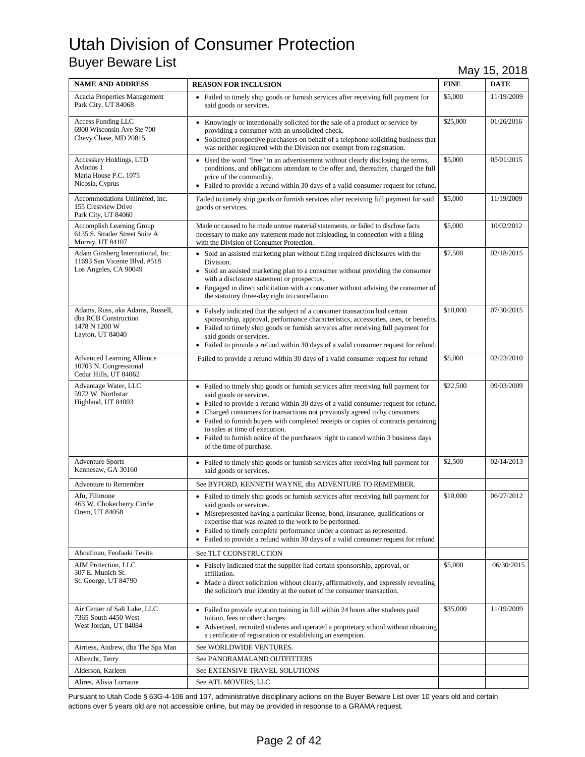# Utah Division of Consumer Protection

## Buyer Beware List

May 15, 2018

| NAME AND ADDRESS | REASON FOR INCLUSION | FINE | DATE |
|---|---|---|---|
| Acacia Properties Management<br>Park City, UT 84068 | • Failed to timely ship goods or furnish services after receiving full payment for said goods or services. | $5,000 | 11/19/2009 |
| Access Funding LLC<br>6900 Wisconsin Ave Ste 700<br>Chevy Chase, MD 20815 | • Knowingly or intentionally solicited for the sale of a product or service by providing a consumer with an unsolicited check.<br>• Solicited prospective purchasers on behalf of a telephone soliciting business that was neither registered with the Division nor exempt from registration. | $25,000 | 01/26/2016 |
| Accesskey Holdings, LTD<br>Avlonos 1<br>Maria House P.C. 1075<br>Nicosia, Cyprus | • Used the word "free" in an advertisement without clearly disclosing the terms, conditions, and obligations attendant to the offer and, thereafter, charged the full price of the commodity.<br>• Failed to provide a refund within 30 days of a valid consumer request for refund. | $5,000 | 05/01/2015 |
| Accommodations Unlimited, Inc.<br>155 Crestview Drive<br>Park City, UT 84060 | Failed to timely ship goods or furnish services after receiving full payment for said goods or services. | $5,000 | 11/19/2009 |
| Accomplish Learning Group<br>6135 S. Stratler Street Suite A<br>Murray, UT 84107 | Made or caused to be made untrue material statements, or failed to disclose facts necessary to make any statement made not misleading, in connection with a filing with the Division of Consumer Protection. | $5,000 | 10/02/2012 |
| Adam Ginsberg International, Inc.<br>11693 San Vicente Blvd. #518<br>Los Angeles, CA 90049 | • Sold an assisted marketing plan without filing required disclosures with the Division.<br>• Sold an assisted marketing plan to a consumer without providing the consumer with a disclosure statement or prospectus.<br>• Engaged in direct solicitation with a consumer without advising the consumer of the statutory three-day right to cancellation. | $7,500 | 02/18/2015 |
| Adams, Russ, aka Adams, Russell, dba RCB Construction<br>1478 N 1200 W<br>Layton, UT 84040 | • Falsely indicated that the subject of a consumer transaction had certain sponsorship, approval, performance characteristics, accessories, uses, or benefits.<br>• Failed to timely ship goods or furnish services after receiving full payment for said goods or services.<br>• Failed to provide a refund within 30 days of a valid consumer request for refund. | $10,000 | 07/30/2015 |
| Advanced Learning Alliance<br>10703 N. Congressional<br>Cedar Hills, UT 84062 | Failed to provide a refund within 30 days of a valid consumer request for refund | $5,000 | 02/23/2010 |
| Advantage Water, LLC<br>5972 W. Northstar<br>Highland, UT 84003 | • Failed to timely ship goods or furnish services after receiving full payment for said goods or services.<br>• Failed to provide a refund within 30 days of a valid consumer request for refund.<br>• Charged consumers for transactions not previously agreed to by consumers<br>• Failed to furnish buyers with completed receipts or copies of contracts pertaining to sales at time of execution.<br>• Failed to furnish notice of the purchasers' right to cancel within 3 business days of the time of purchase. | $22,500 | 09/03/2009 |
| Adventure Sports<br>Kennesaw, GA 30160 | • Failed to timely ship goods or furnish services after receiving full payment for said goods or services. | $2,500 | 02/14/2013 |
| Adventure to Remember | See BYFORD, KENNETH WAYNE, dba ADVENTURE TO REMEMBER. | | |
| Afu, Filimone<br>463 W. Chokecherry Circle<br>Orem, UT 84058 | • Failed to timely ship goods or furnish services after receiving full payment for said goods or services.<br>• Misrepresented having a particular license, bond, insurance, qualifications or expertise that was related to the work to be performed.<br>• Failed to timely complete performance under a contract as represented.<br>• Failed to provide a refund within 30 days of a valid consumer request for refund | $10,000 | 06/27/2012 |
| Ahoafinao, Feofaaki Tevita | See TLT CCONSTRUCTION | | |
| AIM Protection, LLC<br>307 E. Munich St.<br>St. George, UT 84790 | • Falsely indicated that the supplier had certain sponsorship, approval, or affiliation.<br>• Made a direct solicitation without clearly, affirmatively, and expressly revealing the solicitor's true identity at the outset of the consumer transaction. | $5,000 | 06/30/2015 |
| Air Center of Salt Lake, LLC<br>7365 South 4450 West<br>West Jordan, UT 84084 | • Failed to provide aviation training in full within 24 hours after students paid tuition, fees or other charges<br>• Advertised, recruited students and operated a proprietary school without obtaining a certificate of registration or establishing an exemption. | $35,000 | 11/19/2009 |
| Airriess, Andrew, dba The Spa Man | See WORLDWIDE VENTURES. | | |
| Albrecht, Terry | See PANORAMALAND OUTFITTERS | | |
| Alderson, Karleen | See EXTENSIVE TRAVEL SOLUTIONS | | |
| Alires, Alisia Lorraine | See ATL MOVERS, LLC | | |

Pursuant to Utah Code § 63G-4-106 and 107, administrative disciplinary actions on the Buyer Beware List over 10 years old and certain actions over 5 years old are not accessible online, but may be provided in response to a GRAMA request.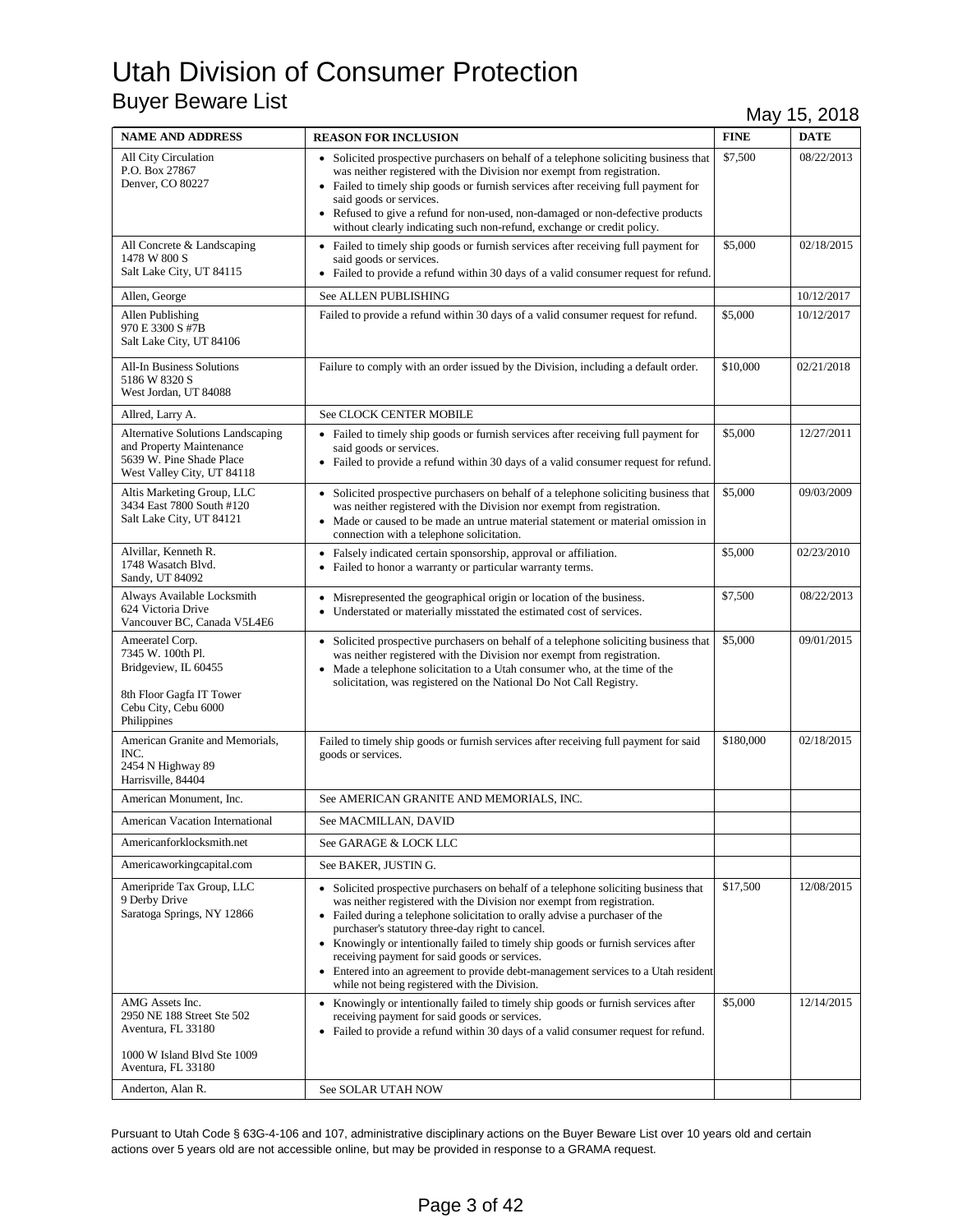# Utah Division of Consumer Protection

## Buyer Beware List

May 15, 2018

| NAME AND ADDRESS | REASON FOR INCLUSION | FINE | DATE |
|---|---|---|---|
| All City Circulation<br>P.O. Box 27867<br>Denver, CO 80227 | • Solicited prospective purchasers on behalf of a telephone soliciting business that was neither registered with the Division nor exempt from registration.<br>• Failed to timely ship goods or furnish services after receiving full payment for said goods or services.<br>• Refused to give a refund for non-used, non-damaged or non-defective products without clearly indicating such non-refund, exchange or credit policy. | $7,500 | 08/22/2013 |
| All Concrete & Landscaping<br>1478 W 800 S<br>Salt Lake City, UT 84115 | • Failed to timely ship goods or furnish services after receiving full payment for said goods or services.<br>• Failed to provide a refund within 30 days of a valid consumer request for refund. | $5,000 | 02/18/2015 |
| Allen, George | See ALLEN PUBLISHING | | 10/12/2017 |
| Allen Publishing<br>970 E 3300 S #7B<br>Salt Lake City, UT 84106 | Failed to provide a refund within 30 days of a valid consumer request for refund. | $5,000 | 10/12/2017 |
| All-In Business Solutions<br>5186 W 8320 S<br>West Jordan, UT 84088 | Failure to comply with an order issued by the Division, including a default order. | $10,000 | 02/21/2018 |
| Allred, Larry A. | See CLOCK CENTER MOBILE | | |
| Alternative Solutions Landscaping and Property Maintenance<br>5639 W. Pine Shade Place<br>West Valley City, UT 84118 | • Failed to timely ship goods or furnish services after receiving full payment for said goods or services.<br>• Failed to provide a refund within 30 days of a valid consumer request for refund. | $5,000 | 12/27/2011 |
| Altis Marketing Group, LLC<br>3434 East 7800 South #120<br>Salt Lake City, UT 84121 | • Solicited prospective purchasers on behalf of a telephone soliciting business that was neither registered with the Division nor exempt from registration.<br>• Made or caused to be made an untrue material statement or material omission in connection with a telephone solicitation. | $5,000 | 09/03/2009 |
| Alvillar, Kenneth R.<br>1748 Wasatch Blvd.<br>Sandy, UT 84092 | • Falsely indicated certain sponsorship, approval or affiliation.<br>• Failed to honor a warranty or particular warranty terms. | $5,000 | 02/23/2010 |
| Always Available Locksmith<br>624 Victoria Drive<br>Vancouver BC, Canada V5L4E6 | • Misrepresented the geographical origin or location of the business.<br>• Understated or materially misstated the estimated cost of services. | $7,500 | 08/22/2013 |
| Ameeratel Corp.<br>7345 W. 100th Pl.<br>Bridgeview, IL 60455<br><br>8th Floor Gagfa IT Tower<br>Cebu City, Cebu 6000<br>Philippines | • Solicited prospective purchasers on behalf of a telephone soliciting business that was neither registered with the Division nor exempt from registration.<br>• Made a telephone solicitation to a Utah consumer who, at the time of the solicitation, was registered on the National Do Not Call Registry. | $5,000 | 09/01/2015 |
| American Granite and Memorials, INC.<br>2454 N Highway 89<br>Harrisville, 84404 | Failed to timely ship goods or furnish services after receiving full payment for said goods or services. | $180,000 | 02/18/2015 |
| American Monument, Inc. | See AMERICAN GRANITE AND MEMORIALS, INC. | | |
| American Vacation International | See MACMILLAN, DAVID | | |
| Americanforklocksmith.net | See GARAGE & LOCK LLC | | |
| Americaworkingcapital.com | See BAKER, JUSTIN G. | | |
| Ameripride Tax Group, LLC<br>9 Derby Drive<br>Saratoga Springs, NY 12866 | • Solicited prospective purchasers on behalf of a telephone soliciting business that was neither registered with the Division nor exempt from registration.<br>• Failed during a telephone solicitation to orally advise a purchaser of the purchaser's statutory three-day right to cancel.<br>• Knowingly or intentionally failed to timely ship goods or furnish services after receiving payment for said goods or services.<br>• Entered into an agreement to provide debt-management services to a Utah resident while not being registered with the Division. | $17,500 | 12/08/2015 |
| AMG Assets Inc.<br>2950 NE 188 Street Ste 502<br>Aventura, FL 33180<br><br>1000 W Island Blvd Ste 1009<br>Aventura, FL 33180 | • Knowingly or intentionally failed to timely ship goods or furnish services after receiving payment for said goods or services.<br>• Failed to provide a refund within 30 days of a valid consumer request for refund. | $5,000 | 12/14/2015 |
| Anderton, Alan R. | See SOLAR UTAH NOW | | |

Pursuant to Utah Code § 63G-4-106 and 107, administrative disciplinary actions on the Buyer Beware List over 10 years old and certain actions over 5 years old are not accessible online, but may be provided in response to a GRAMA request.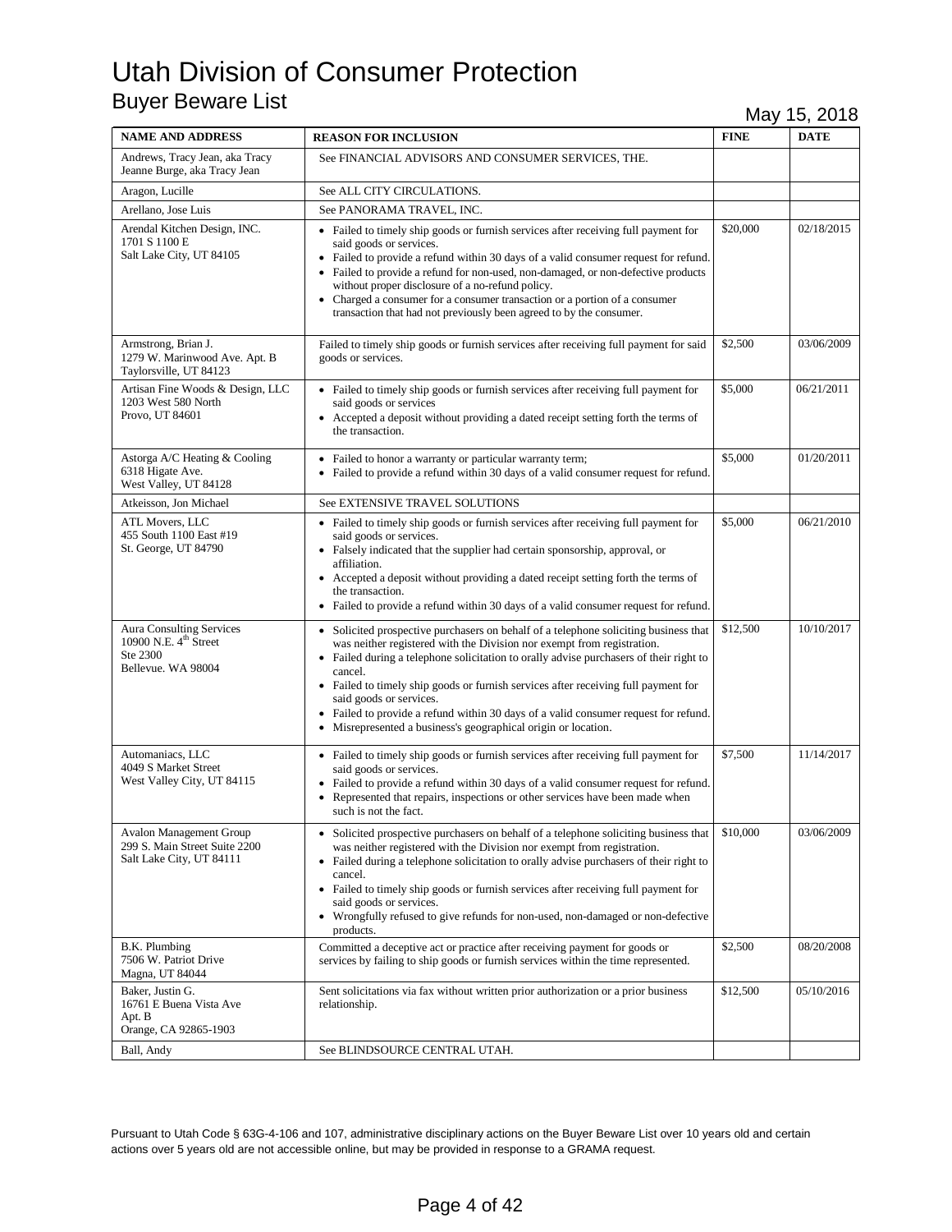# Utah Division of Consumer Protection

## Buyer Beware List

May 15, 2018

| NAME AND ADDRESS | REASON FOR INCLUSION | FINE | DATE |
|---|---|---|---|
| Andrews, Tracy Jean, aka Tracy Jeanne Burge, aka Tracy Jean | See FINANCIAL ADVISORS AND CONSUMER SERVICES, THE. | | |
| Aragon, Lucille | See ALL CITY CIRCULATIONS. | | |
| Arellano, Jose Luis | See PANORAMA TRAVEL, INC. | | |
| Arendal Kitchen Design, INC.<br>1701 S 1100 E<br>Salt Lake City, UT 84105 | • Failed to timely ship goods or furnish services after receiving full payment for said goods or services.<br>• Failed to provide a refund within 30 days of a valid consumer request for refund.<br>• Failed to provide a refund for non-used, non-damaged, or non-defective products without proper disclosure of a no-refund policy.<br>• Charged a consumer for a consumer transaction or a portion of a consumer transaction that had not previously been agreed to by the consumer. | $20,000 | 02/18/2015 |
| Armstrong, Brian J.<br>1279 W. Marinwood Ave. Apt. B<br>Taylorsville, UT 84123 | Failed to timely ship goods or furnish services after receiving full payment for said goods or services. | $2,500 | 03/06/2009 |
| Artisan Fine Woods & Design, LLC<br>1203 West 580 North<br>Provo, UT 84601 | • Failed to timely ship goods or furnish services after receiving full payment for said goods or services<br>• Accepted a deposit without providing a dated receipt setting forth the terms of the transaction. | $5,000 | 06/21/2011 |
| Astorga A/C Heating & Cooling<br>6318 Higate Ave.<br>West Valley, UT 84128 | • Failed to honor a warranty or particular warranty term;<br>• Failed to provide a refund within 30 days of a valid consumer request for refund. | $5,000 | 01/20/2011 |
| Atkeisson, Jon Michael | See EXTENSIVE TRAVEL SOLUTIONS | | |
| ATL Movers, LLC<br>455 South 1100 East #19<br>St. George, UT 84790 | • Failed to timely ship goods or furnish services after receiving full payment for said goods or services.<br>• Falsely indicated that the supplier had certain sponsorship, approval, or affiliation.<br>• Accepted a deposit without providing a dated receipt setting forth the terms of the transaction.<br>• Failed to provide a refund within 30 days of a valid consumer request for refund. | $5,000 | 06/21/2010 |
| Aura Consulting Services<br>10900 N.E. 4th Street<br>Ste 2300<br>Bellevue. WA 98004 | • Solicited prospective purchasers on behalf of a telephone soliciting business that was neither registered with the Division nor exempt from registration.<br>• Failed during a telephone solicitation to orally advise purchasers of their right to cancel.<br>• Failed to timely ship goods or furnish services after receiving full payment for said goods or services.<br>• Failed to provide a refund within 30 days of a valid consumer request for refund.<br>• Misrepresented a business's geographical origin or location. | $12,500 | 10/10/2017 |
| Automaniacs, LLC<br>4049 S Market Street<br>West Valley City, UT 84115 | • Failed to timely ship goods or furnish services after receiving full payment for said goods or services.<br>• Failed to provide a refund within 30 days of a valid consumer request for refund.<br>• Represented that repairs, inspections or other services have been made when such is not the fact. | $7,500 | 11/14/2017 |
| Avalon Management Group<br>299 S. Main Street Suite 2200<br>Salt Lake City, UT 84111 | • Solicited prospective purchasers on behalf of a telephone soliciting business that was neither registered with the Division nor exempt from registration.<br>• Failed during a telephone solicitation to orally advise purchasers of their right to cancel.<br>• Failed to timely ship goods or furnish services after receiving full payment for said goods or services.<br>• Wrongfully refused to give refunds for non-used, non-damaged or non-defective products. | $10,000 | 03/06/2009 |
| B.K. Plumbing<br>7506 W. Patriot Drive<br>Magna, UT 84044 | Committed a deceptive act or practice after receiving payment for goods or services by failing to ship goods or furnish services within the time represented. | $2,500 | 08/20/2008 |
| Baker, Justin G.<br>16761 E Buena Vista Ave<br>Apt. B<br>Orange, CA 92865-1903 | Sent solicitations via fax without written prior authorization or a prior business relationship. | $12,500 | 05/10/2016 |
| Ball, Andy | See BLINDSOURCE CENTRAL UTAH. | | |

Pursuant to Utah Code § 63G-4-106 and 107, administrative disciplinary actions on the Buyer Beware List over 10 years old and certain actions over 5 years old are not accessible online, but may be provided in response to a GRAMA request.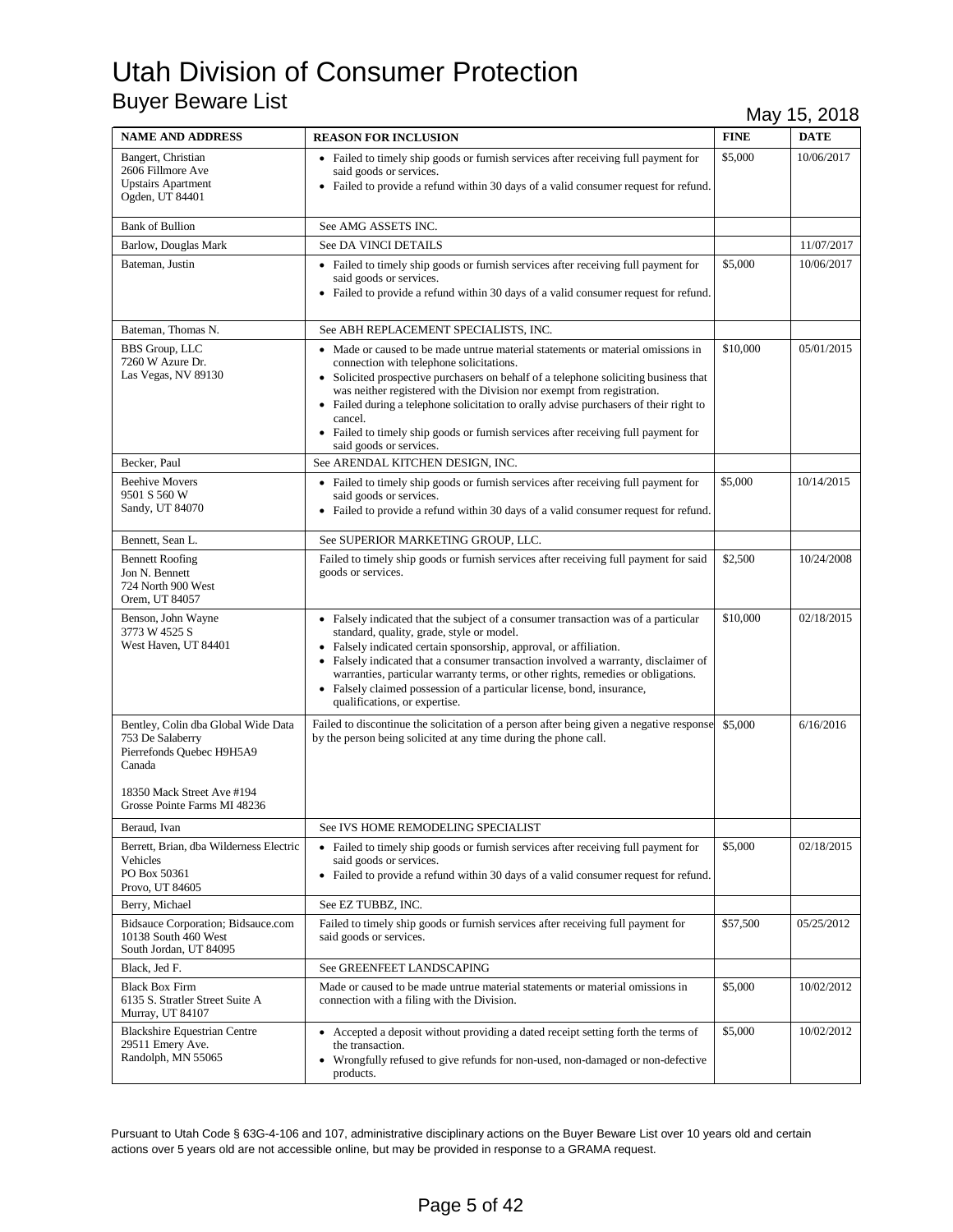# Utah Division of Consumer Protection

## Buyer Beware List

May 15, 2018

| NAME AND ADDRESS | REASON FOR INCLUSION | FINE | DATE |
|---|---|---|---|
| Bangert, Christian<br>2606 Fillmore Ave<br>Upstairs Apartment<br>Ogden, UT 84401 | • Failed to timely ship goods or furnish services after receiving full payment for said goods or services.<br>• Failed to provide a refund within 30 days of a valid consumer request for refund. | $5,000 | 10/06/2017 |
| Bank of Bullion | See AMG ASSETS INC. | | |
| Barlow, Douglas Mark | See DA VINCI DETAILS | | 11/07/2017 |
| Bateman, Justin | • Failed to timely ship goods or furnish services after receiving full payment for said goods or services.<br>• Failed to provide a refund within 30 days of a valid consumer request for refund. | $5,000 | 10/06/2017 |
| Bateman, Thomas N. | See ABH REPLACEMENT SPECIALISTS, INC. | | |
| BBS Group, LLC<br>7260 W Azure Dr.<br>Las Vegas, NV 89130 | • Made or caused to be made untrue material statements or material omissions in connection with telephone solicitations.<br>• Solicited prospective purchasers on behalf of a telephone soliciting business that was neither registered with the Division nor exempt from registration.<br>• Failed during a telephone solicitation to orally advise purchasers of their right to cancel.<br>• Failed to timely ship goods or furnish services after receiving full payment for said goods or services. | $10,000 | 05/01/2015 |
| Becker, Paul | See ARENDAL KITCHEN DESIGN, INC. | | |
| Beehive Movers<br>9501 S 560 W<br>Sandy, UT 84070 | • Failed to timely ship goods or furnish services after receiving full payment for said goods or services.<br>• Failed to provide a refund within 30 days of a valid consumer request for refund. | $5,000 | 10/14/2015 |
| Bennett, Sean L. | See SUPERIOR MARKETING GROUP, LLC. | | |
| Bennett Roofing<br>Jon N. Bennett<br>724 North 900 West<br>Orem, UT 84057 | Failed to timely ship goods or furnish services after receiving full payment for said goods or services. | $2,500 | 10/24/2008 |
| Benson, John Wayne<br>3773 W 4525 S<br>West Haven, UT 84401 | • Falsely indicated that the subject of a consumer transaction was of a particular standard, quality, grade, style or model.<br>• Falsely indicated certain sponsorship, approval, or affiliation.<br>• Falsely indicated that a consumer transaction involved a warranty, disclaimer of warranties, particular warranty terms, or other rights, remedies or obligations.<br>• Falsely claimed possession of a particular license, bond, insurance, qualifications, or expertise. | $10,000 | 02/18/2015 |
| Bentley, Colin dba Global Wide Data<br>753 De Salaberry<br>Pierrefonds Quebec H9H5A9<br>Canada<br><br>18350 Mack Street Ave #194<br>Grosse Pointe Farms MI 48236 | Failed to discontinue the solicitation of a person after being given a negative response by the person being solicited at any time during the phone call. | $5,000 | 6/16/2016 |
| Beraud, Ivan | See IVS HOME REMODELING SPECIALIST | | |
| Berrett, Brian, dba Wilderness Electric Vehicles<br>PO Box 50361<br>Provo, UT 84605 | • Failed to timely ship goods or furnish services after receiving full payment for said goods or services.<br>• Failed to provide a refund within 30 days of a valid consumer request for refund. | $5,000 | 02/18/2015 |
| Berry, Michael | See EZ TUBBZ, INC. | | |
| Bidsauce Corporation; Bidsauce.com<br>10138 South 460 West<br>South Jordan, UT 84095 | Failed to timely ship goods or furnish services after receiving full payment for said goods or services. | $57,500 | 05/25/2012 |
| Black, Jed F. | See GREENFEET LANDSCAPING | | |
| Black Box Firm<br>6135 S. Stratler Street Suite A<br>Murray, UT 84107 | Made or caused to be made untrue material statements or material omissions in connection with a filing with the Division. | $5,000 | 10/02/2012 |
| Blackshire Equestrian Centre<br>29511 Emery Ave.<br>Randolph, MN 55065 | • Accepted a deposit without providing a dated receipt setting forth the terms of the transaction.<br>• Wrongfully refused to give refunds for non-used, non-damaged or non-defective products. | $5,000 | 10/02/2012 |

Pursuant to Utah Code § 63G-4-106 and 107, administrative disciplinary actions on the Buyer Beware List over 10 years old and certain actions over 5 years old are not accessible online, but may be provided in response to a GRAMA request.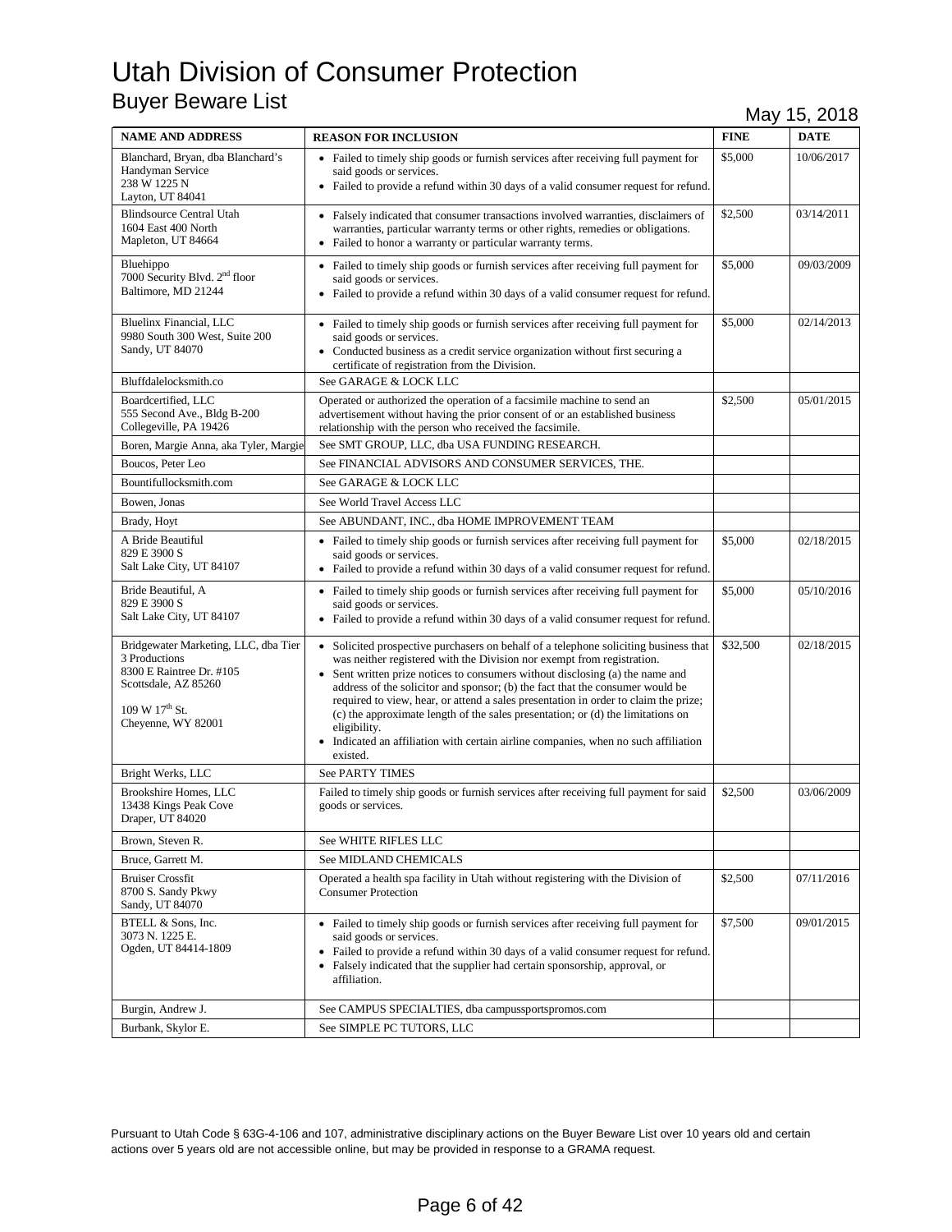# Utah Division of Consumer Protection

## Buyer Beware List

May 15, 2018

| NAME AND ADDRESS | REASON FOR INCLUSION | FINE | DATE |
|---|---|---|---|
| Blanchard, Bryan, dba Blanchard's Handyman Service<br>238 W 1225 N<br>Layton, UT 84041 | • Failed to timely ship goods or furnish services after receiving full payment for said goods or services.<br>• Failed to provide a refund within 30 days of a valid consumer request for refund. | $5,000 | 10/06/2017 |
| Blindsource Central Utah<br>1604 East 400 North<br>Mapleton, UT 84664 | • Falsely indicated that consumer transactions involved warranties, disclaimers of warranties, particular warranty terms or other rights, remedies or obligations.<br>• Failed to honor a warranty or particular warranty terms. | $2,500 | 03/14/2011 |
| Bluehippo<br>7000 Security Blvd. 2nd floor<br>Baltimore, MD 21244 | • Failed to timely ship goods or furnish services after receiving full payment for said goods or services.<br>• Failed to provide a refund within 30 days of a valid consumer request for refund. | $5,000 | 09/03/2009 |
| Bluelinx Financial, LLC<br>9980 South 300 West, Suite 200<br>Sandy, UT 84070 | • Failed to timely ship goods or furnish services after receiving full payment for said goods or services.<br>• Conducted business as a credit service organization without first securing a certificate of registration from the Division. | $5,000 | 02/14/2013 |
| Bluffdalelocksmith.co | See GARAGE & LOCK LLC | | |
| Boardcertified, LLC<br>555 Second Ave., Bldg B-200<br>Collegeville, PA 19426 | Operated or authorized the operation of a facsimile machine to send an advertisement without having the prior consent of or an established business relationship with the person who received the facsimile. | $2,500 | 05/01/2015 |
| Boren, Margie Anna, aka Tyler, Margie | See SMT GROUP, LLC, dba USA FUNDING RESEARCH. | | |
| Boucos, Peter Leo | See FINANCIAL ADVISORS AND CONSUMER SERVICES, THE. | | |
| Bountifullocksmith.com | See GARAGE & LOCK LLC | | |
| Bowen, Jonas | See World Travel Access LLC | | |
| Brady, Hoyt | See ABUNDANT, INC., dba HOME IMPROVEMENT TEAM | | |
| A Bride Beautiful<br>829 E 3900 S<br>Salt Lake City, UT 84107 | • Failed to timely ship goods or furnish services after receiving full payment for said goods or services.<br>• Failed to provide a refund within 30 days of a valid consumer request for refund. | $5,000 | 02/18/2015 |
| Bride Beautiful, A<br>829 E 3900 S<br>Salt Lake City, UT 84107 | • Failed to timely ship goods or furnish services after receiving full payment for said goods or services.<br>• Failed to provide a refund within 30 days of a valid consumer request for refund. | $5,000 | 05/10/2016 |
| Bridgewater Marketing, LLC, dba Tier 3 Productions<br>8300 E Raintree Dr. #105<br>Scottsdale, AZ 85260<br><br>109 W 17th St.<br>Cheyenne, WY 82001 | • Solicited prospective purchasers on behalf of a telephone soliciting business that was neither registered with the Division nor exempt from registration.<br>• Sent written prize notices to consumers without disclosing (a) the name and address of the solicitor and sponsor; (b) the fact that the consumer would be required to view, hear, or attend a sales presentation in order to claim the prize; (c) the approximate length of the sales presentation; or (d) the limitations on eligibility.<br>• Indicated an affiliation with certain airline companies, when no such affiliation existed. | $32,500 | 02/18/2015 |
| Bright Werks, LLC | See PARTY TIMES | | |
| Brookshire Homes, LLC<br>13438 Kings Peak Cove<br>Draper, UT 84020 | Failed to timely ship goods or furnish services after receiving full payment for said goods or services. | $2,500 | 03/06/2009 |
| Brown, Steven R. | See WHITE RIFLES LLC | | |
| Bruce, Garrett M. | See MIDLAND CHEMICALS | | |
| Bruiser Crossfit<br>8700 S. Sandy Pkwy<br>Sandy, UT 84070 | Operated a health spa facility in Utah without registering with the Division of Consumer Protection | $2,500 | 07/11/2016 |
| BTELL & Sons, Inc.<br>3073 N. 1225 E.<br>Ogden, UT 84414-1809 | • Failed to timely ship goods or furnish services after receiving full payment for said goods or services.<br>• Failed to provide a refund within 30 days of a valid consumer request for refund.<br>• Falsely indicated that the supplier had certain sponsorship, approval, or affiliation. | $7,500 | 09/01/2015 |
| Burgin, Andrew J. | See CAMPUS SPECIALTIES, dba campussportspromos.com | | |
| Burbank, Skylor E. | See SIMPLE PC TUTORS, LLC | | |

Pursuant to Utah Code § 63G-4-106 and 107, administrative disciplinary actions on the Buyer Beware List over 10 years old and certain actions over 5 years old are not accessible online, but may be provided in response to a GRAMA request.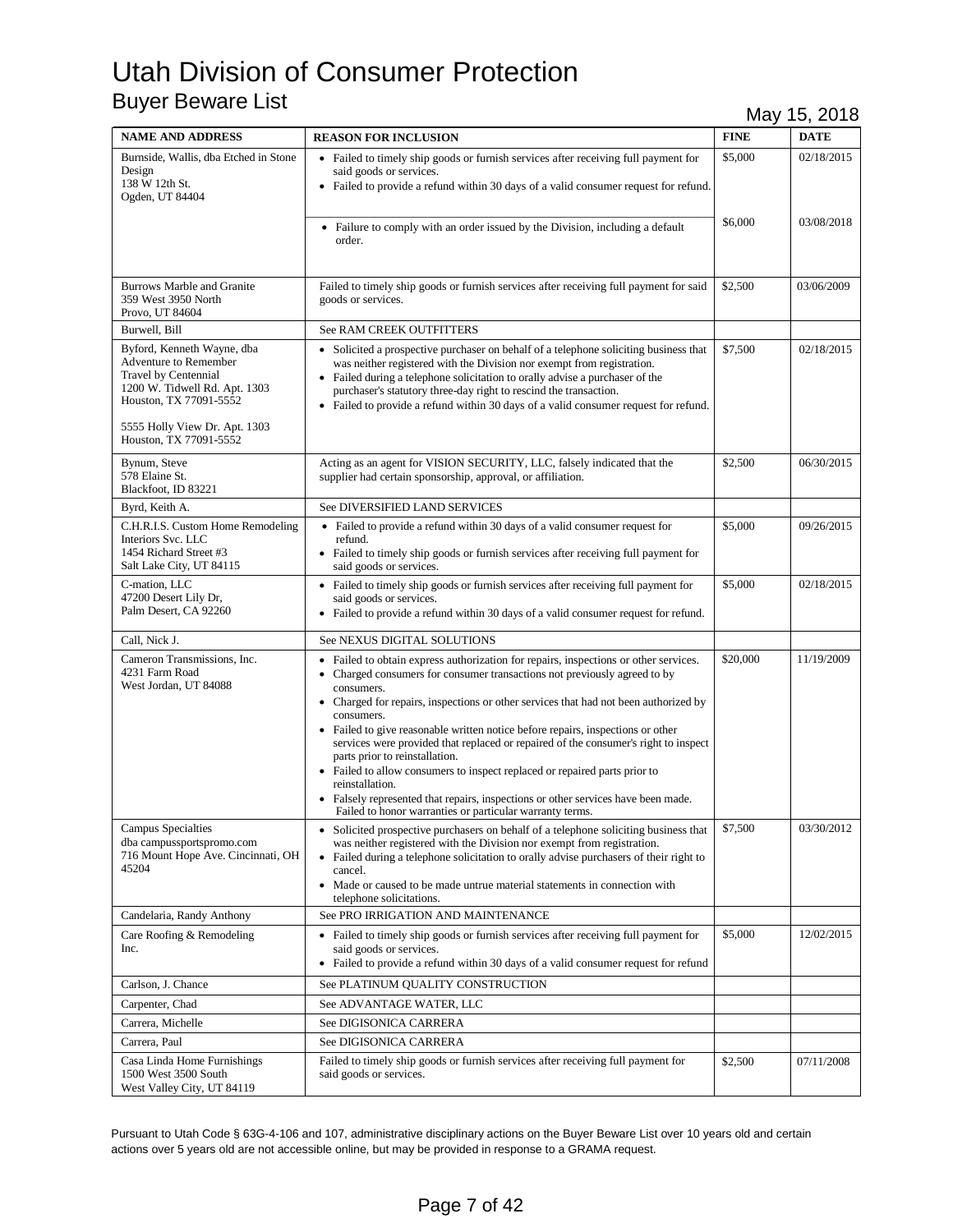# Utah Division of Consumer Protection

## Buyer Beware List

May 15, 2018

| NAME AND ADDRESS | REASON FOR INCLUSION | FINE | DATE |
|---|---|---|---|
| Burnside, Wallis, dba Etched in Stone Design<br>138 W 12th St.<br>Ogden, UT 84404 | • Failed to timely ship goods or furnish services after receiving full payment for said goods or services.<br>• Failed to provide a refund within 30 days of a valid consumer request for refund. | $5,000 | 02/18/2015 |
| | • Failure to comply with an order issued by the Division, including a default order. | $6,000 | 03/08/2018 |
| Burrows Marble and Granite<br>359 West 3950 North<br>Provo, UT 84604 | Failed to timely ship goods or furnish services after receiving full payment for said goods or services. | $2,500 | 03/06/2009 |
| Burwell, Bill | See RAM CREEK OUTFITTERS | | |
| Byford, Kenneth Wayne, dba Adventure to Remember Travel by Centennial<br>1200 W. Tidwell Rd. Apt. 1303<br>Houston, TX 77091-5552<br><br>5555 Holly View Dr. Apt. 1303<br>Houston, TX 77091-5552 | • Solicited a prospective purchaser on behalf of a telephone soliciting business that was neither registered with the Division nor exempt from registration.<br>• Failed during a telephone solicitation to orally advise a purchaser of the purchaser's statutory three-day right to rescind the transaction.<br>• Failed to provide a refund within 30 days of a valid consumer request for refund. | $7,500 | 02/18/2015 |
| Bynum, Steve<br>578 Elaine St.<br>Blackfoot, ID 83221 | Acting as an agent for VISION SECURITY, LLC, falsely indicated that the supplier had certain sponsorship, approval, or affiliation. | $2,500 | 06/30/2015 |
| Byrd, Keith A. | See DIVERSIFIED LAND SERVICES | | |
| C.H.R.I.S. Custom Home Remodeling Interiors Svc. LLC<br>1454 Richard Street #3<br>Salt Lake City, UT 84115 | • Failed to provide a refund within 30 days of a valid consumer request for refund.<br>• Failed to timely ship goods or furnish services after receiving full payment for said goods or services. | $5,000 | 09/26/2015 |
| C-mation, LLC<br>47200 Desert Lily Dr,<br>Palm Desert, CA 92260 | • Failed to timely ship goods or furnish services after receiving full payment for said goods or services.<br>• Failed to provide a refund within 30 days of a valid consumer request for refund. | $5,000 | 02/18/2015 |
| Call, Nick J. | See NEXUS DIGITAL SOLUTIONS | | |
| Cameron Transmissions, Inc.<br>4231 Farm Road<br>West Jordan, UT 84088 | • Failed to obtain express authorization for repairs, inspections or other services.<br>• Charged consumers for consumer transactions not previously agreed to by consumers.<br>• Charged for repairs, inspections or other services that had not been authorized by consumers.<br>• Failed to give reasonable written notice before repairs, inspections or other services were provided that replaced or repaired of the consumer's right to inspect parts prior to reinstallation.<br>• Failed to allow consumers to inspect replaced or repaired parts prior to reinstallation.<br>• Falsely represented that repairs, inspections or other services have been made. Failed to honor warranties or particular warranty terms. | $20,000 | 11/19/2009 |
| Campus Specialties dba campussportspromo.com<br>716 Mount Hope Ave. Cincinnati, OH 45204 | • Solicited prospective purchasers on behalf of a telephone soliciting business that was neither registered with the Division nor exempt from registration.<br>• Failed during a telephone solicitation to orally advise purchasers of their right to cancel.<br>• Made or caused to be made untrue material statements in connection with telephone solicitations. | $7,500 | 03/30/2012 |
| Candelaria, Randy Anthony | See PRO IRRIGATION AND MAINTENANCE | | |
| Care Roofing & Remodeling Inc. | • Failed to timely ship goods or furnish services after receiving full payment for said goods or services.<br>• Failed to provide a refund within 30 days of a valid consumer request for refund | $5,000 | 12/02/2015 |
| Carlson, J. Chance | See PLATINUM QUALITY CONSTRUCTION | | |
| Carpenter, Chad | See ADVANTAGE WATER, LLC | | |
| Carrera, Michelle | See DIGISONICA CARRERA | | |
| Carrera, Paul | See DIGISONICA CARRERA | | |
| Casa Linda Home Furnishings<br>1500 West 3500 South<br>West Valley City, UT 84119 | Failed to timely ship goods or furnish services after receiving full payment for said goods or services. | $2,500 | 07/11/2008 |

Pursuant to Utah Code § 63G-4-106 and 107, administrative disciplinary actions on the Buyer Beware List over 10 years old and certain actions over 5 years old are not accessible online, but may be provided in response to a GRAMA request.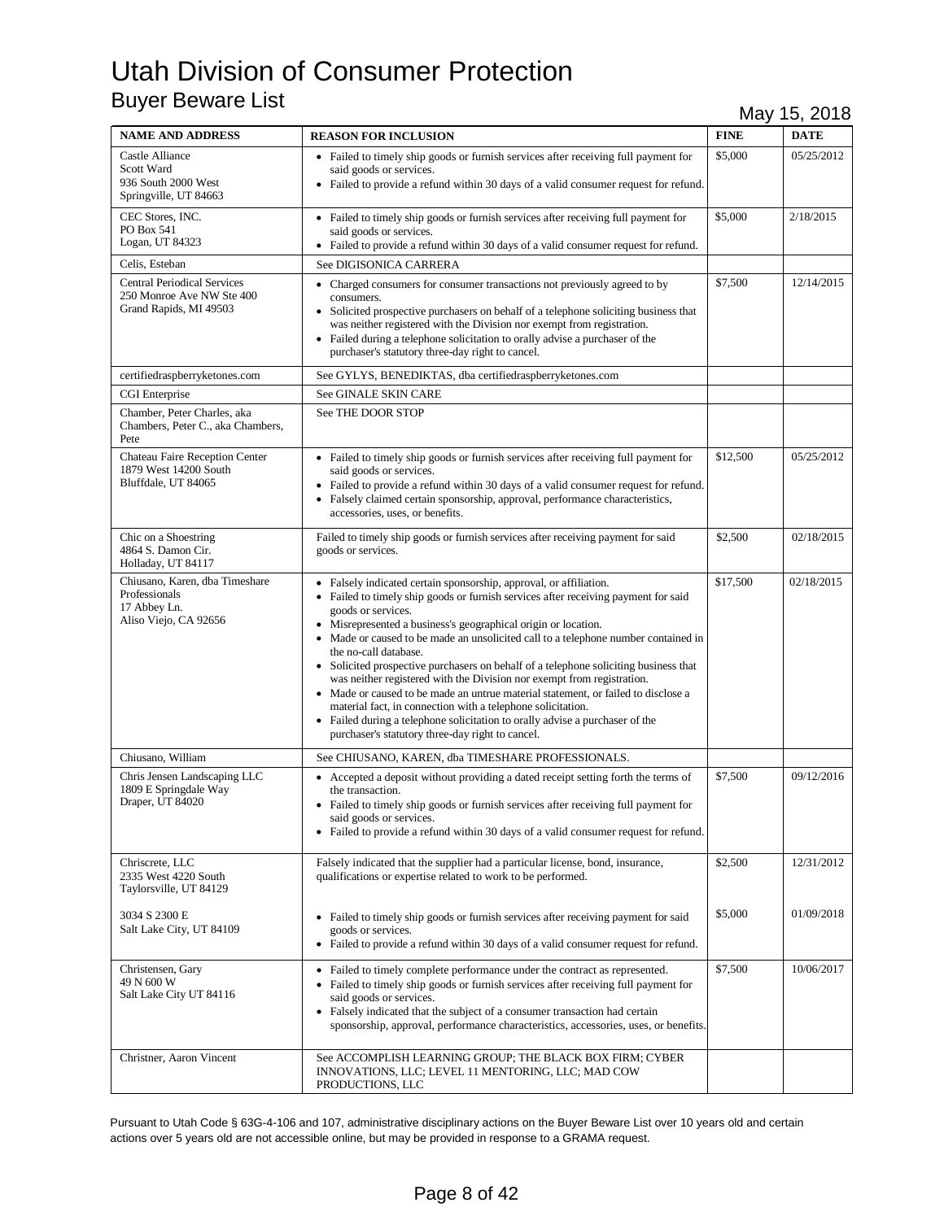# Utah Division of Consumer Protection

## Buyer Beware List

May 15, 2018

| NAME AND ADDRESS | REASON FOR INCLUSION | FINE | DATE |
|---|---|---|---|
| Castle Alliance<br>Scott Ward<br>936 South 2000 West<br>Springville, UT 84663 | • Failed to timely ship goods or furnish services after receiving full payment for said goods or services.<br>• Failed to provide a refund within 30 days of a valid consumer request for refund. | $5,000 | 05/25/2012 |
| CEC Stores, INC.<br>PO Box 541<br>Logan, UT 84323 | • Failed to timely ship goods or furnish services after receiving full payment for said goods or services.<br>• Failed to provide a refund within 30 days of a valid consumer request for refund. | $5,000 | 2/18/2015 |
| Celis, Esteban | See DIGISONICA CARRERA | | |
| Central Periodical Services<br>250 Monroe Ave NW Ste 400<br>Grand Rapids, MI 49503 | • Charged consumers for consumer transactions not previously agreed to by consumers.<br>• Solicited prospective purchasers on behalf of a telephone soliciting business that was neither registered with the Division nor exempt from registration.<br>• Failed during a telephone solicitation to orally advise a purchaser of the purchaser's statutory three-day right to cancel. | $7,500 | 12/14/2015 |
| certifiedraspberryketones.com | See GYLYS, BENEDIKTAS, dba certifiedraspberryketones.com | | |
| CGI Enterprise | See GINALE SKIN CARE | | |
| Chamber, Peter Charles, aka Chambers, Peter C., aka Chambers, Pete | See THE DOOR STOP | | |
| Chateau Faire Reception Center<br>1879 West 14200 South<br>Bluffdale, UT 84065 | • Failed to timely ship goods or furnish services after receiving full payment for said goods or services.<br>• Failed to provide a refund within 30 days of a valid consumer request for refund.<br>• Falsely claimed certain sponsorship, approval, performance characteristics, accessories, uses, or benefits. | $12,500 | 05/25/2012 |
| Chic on a Shoestring<br>4864 S. Damon Cir.<br>Holladay, UT 84117 | Failed to timely ship goods or furnish services after receiving payment for said goods or services. | $2,500 | 02/18/2015 |
| Chiusano, Karen, dba Timeshare Professionals<br>17 Abbey Ln.<br>Aliso Viejo, CA 92656 | • Falsely indicated certain sponsorship, approval, or affiliation.<br>• Failed to timely ship goods or furnish services after receiving payment for said goods or services.<br>• Misrepresented a business's geographical origin or location.<br>• Made or caused to be made an unsolicited call to a telephone number contained in the no-call database.<br>• Solicited prospective purchasers on behalf of a telephone soliciting business that was neither registered with the Division nor exempt from registration.<br>• Made or caused to be made an untrue material statement, or failed to disclose a material fact, in connection with a telephone solicitation.<br>• Failed during a telephone solicitation to orally advise a purchaser of the purchaser's statutory three-day right to cancel. | $17,500 | 02/18/2015 |
| Chiusano, William | See CHIUSANO, KAREN, dba TIMESHARE PROFESSIONALS. | | |
| Chris Jensen Landscaping LLC<br>1809 E Springdale Way<br>Draper, UT 84020 | • Accepted a deposit without providing a dated receipt setting forth the terms of the transaction.<br>• Failed to timely ship goods or furnish services after receiving full payment for said goods or services.<br>• Failed to provide a refund within 30 days of a valid consumer request for refund. | $7,500 | 09/12/2016 |
| Chriscrete, LLC<br>2335 West 4220 South<br>Taylorsville, UT 84129 | Falsely indicated that the supplier had a particular license, bond, insurance, qualifications or expertise related to work to be performed. | $2,500 | 12/31/2012 |
| 3034 S 2300 E<br>Salt Lake City, UT 84109 | • Failed to timely ship goods or furnish services after receiving payment for said goods or services.<br>• Failed to provide a refund within 30 days of a valid consumer request for refund. | $5,000 | 01/09/2018 |
| Christensen, Gary<br>49 N 600 W<br>Salt Lake City UT 84116 | • Failed to timely complete performance under the contract as represented.<br>• Failed to timely ship goods or furnish services after receiving full payment for said goods or services.<br>• Falsely indicated that the subject of a consumer transaction had certain sponsorship, approval, performance characteristics, accessories, uses, or benefits. | $7,500 | 10/06/2017 |
| Christner, Aaron Vincent | See ACCOMPLISH LEARNING GROUP; THE BLACK BOX FIRM; CYBER INNOVATIONS, LLC; LEVEL 11 MENTORING, LLC; MAD COW PRODUCTIONS, LLC | | |

Pursuant to Utah Code § 63G-4-106 and 107, administrative disciplinary actions on the Buyer Beware List over 10 years old and certain actions over 5 years old are not accessible online, but may be provided in response to a GRAMA request.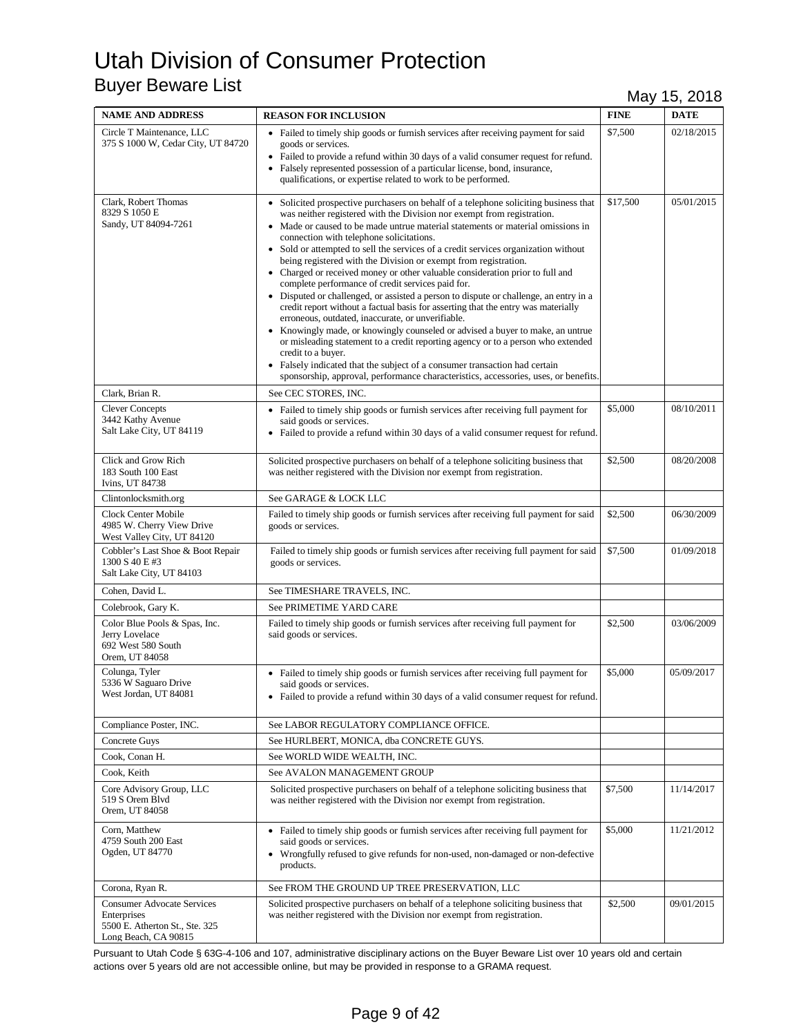# Utah Division of Consumer Protection

## Buyer Beware List

May 15, 2018

| NAME AND ADDRESS | REASON FOR INCLUSION | FINE | DATE |
|---|---|---|---|
| Circle T Maintenance, LLC<br>375 S 1000 W, Cedar City, UT 84720 | • Failed to timely ship goods or furnish services after receiving payment for said goods or services.<br>• Failed to provide a refund within 30 days of a valid consumer request for refund.<br>• Falsely represented possession of a particular license, bond, insurance, qualifications, or expertise related to work to be performed. | $7,500 | 02/18/2015 |
| Clark, Robert Thomas<br>8329 S 1050 E<br>Sandy, UT 84094-7261 | • Solicited prospective purchasers on behalf of a telephone soliciting business that was neither registered with the Division nor exempt from registration.<br>• Made or caused to be made untrue material statements or material omissions in connection with telephone solicitations.<br>• Sold or attempted to sell the services of a credit services organization without being registered with the Division or exempt from registration.<br>• Charged or received money or other valuable consideration prior to full and complete performance of credit services paid for.<br>• Disputed or challenged, or assisted a person to dispute or challenge, an entry in a credit report without a factual basis for asserting that the entry was materially erroneous, outdated, inaccurate, or unverifiable.<br>• Knowingly made, or knowingly counseled or advised a buyer to make, an untrue or misleading statement to a credit reporting agency or to a person who extended credit to a buyer.<br>• Falsely indicated that the subject of a consumer transaction had certain sponsorship, approval, performance characteristics, accessories, uses, or benefits. | $17,500 | 05/01/2015 |
| Clark, Brian R. | See CEC STORES, INC. | | |
| Clever Concepts<br>3442 Kathy Avenue<br>Salt Lake City, UT 84119 | • Failed to timely ship goods or furnish services after receiving full payment for said goods or services.<br>• Failed to provide a refund within 30 days of a valid consumer request for refund. | $5,000 | 08/10/2011 |
| Click and Grow Rich<br>183 South 100 East<br>Ivins, UT 84738 | Solicited prospective purchasers on behalf of a telephone soliciting business that was neither registered with the Division nor exempt from registration. | $2,500 | 08/20/2008 |
| Clintonlocksmith.org | See GARAGE & LOCK LLC | | |
| Clock Center Mobile<br>4985 W. Cherry View Drive<br>West Valley City, UT 84120 | Failed to timely ship goods or furnish services after receiving full payment for said goods or services. | $2,500 | 06/30/2009 |
| Cobbler's Last Shoe & Boot Repair<br>1300 S 40 E #3<br>Salt Lake City, UT 84103 | Failed to timely ship goods or furnish services after receiving full payment for said goods or services. | $7,500 | 01/09/2018 |
| Cohen, David L. | See TIMESHARE TRAVELS, INC. | | |
| Colebrook, Gary K. | See PRIMETIME YARD CARE | | |
| Color Blue Pools & Spas, Inc.<br>Jerry Lovelace<br>692 West 580 South<br>Orem, UT 84058 | Failed to timely ship goods or furnish services after receiving full payment for said goods or services. | $2,500 | 03/06/2009 |
| Colunga, Tyler<br>5336 W Saguaro Drive<br>West Jordan, UT 84081 | • Failed to timely ship goods or furnish services after receiving full payment for said goods or services.<br>• Failed to provide a refund within 30 days of a valid consumer request for refund. | $5,000 | 05/09/2017 |
| Compliance Poster, INC. | See LABOR REGULATORY COMPLIANCE OFFICE. | | |
| Concrete Guys | See HURLBERT, MONICA, dba CONCRETE GUYS. | | |
| Cook, Conan H. | See WORLD WIDE WEALTH, INC. | | |
| Cook, Keith | See AVALON MANAGEMENT GROUP | | |
| Core Advisory Group, LLC<br>519 S Orem Blvd<br>Orem, UT 84058 | Solicited prospective purchasers on behalf of a telephone soliciting business that was neither registered with the Division nor exempt from registration. | $7,500 | 11/14/2017 |
| Corn, Matthew<br>4759 South 200 East<br>Ogden, UT 84770 | • Failed to timely ship goods or furnish services after receiving full payment for said goods or services.<br>• Wrongfully refused to give refunds for non-used, non-damaged or non-defective products. | $5,000 | 11/21/2012 |
| Corona, Ryan R. | See FROM THE GROUND UP TREE PRESERVATION, LLC | | |
| Consumer Advocate Services Enterprises<br>5500 E. Atherton St., Ste. 325<br>Long Beach, CA 90815 | Solicited prospective purchasers on behalf of a telephone soliciting business that was neither registered with the Division nor exempt from registration. | $2,500 | 09/01/2015 |

Pursuant to Utah Code § 63G-4-106 and 107, administrative disciplinary actions on the Buyer Beware List over 10 years old and certain actions over 5 years old are not accessible online, but may be provided in response to a GRAMA request.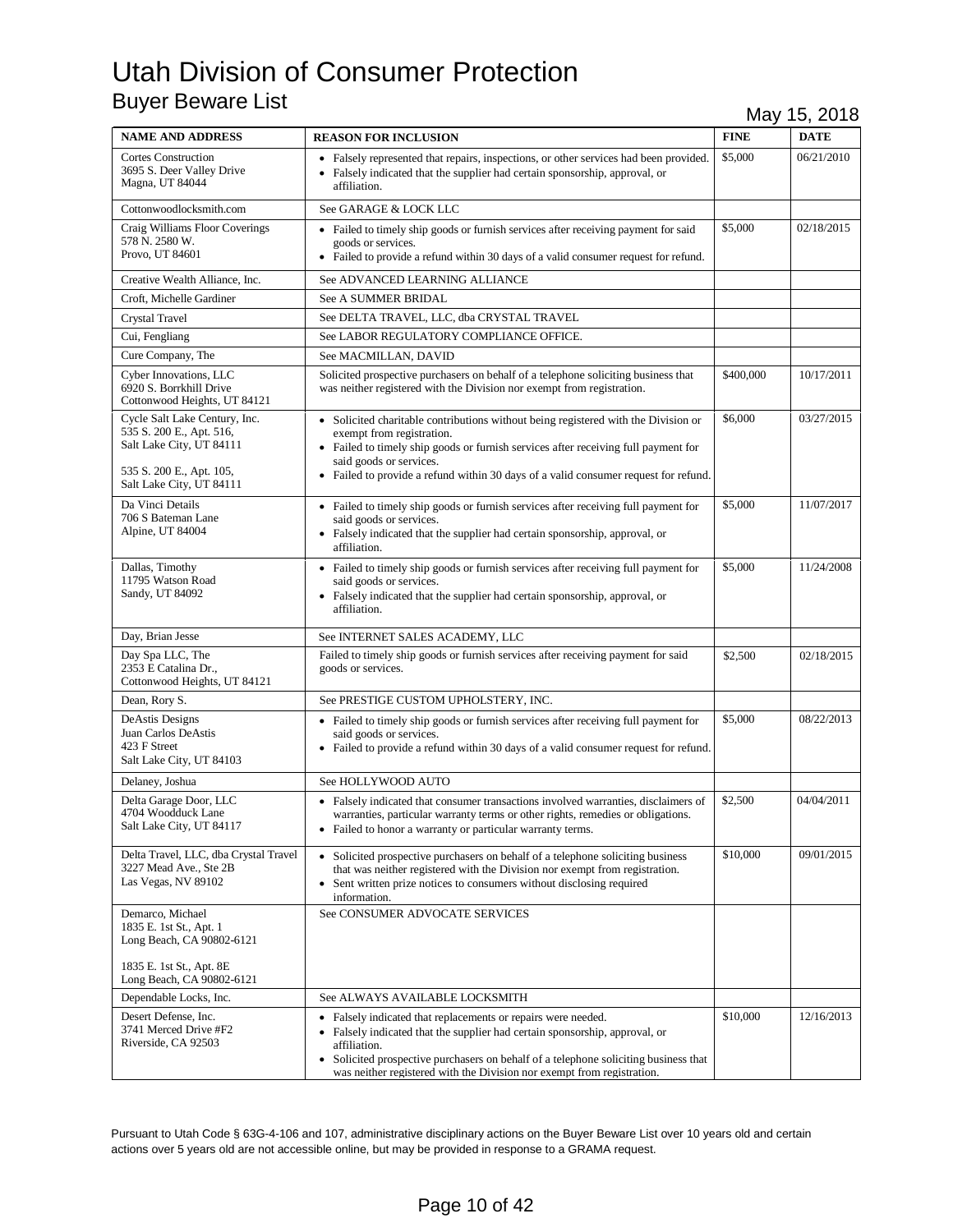# Utah Division of Consumer Protection

## Buyer Beware List

May 15, 2018

| NAME AND ADDRESS | REASON FOR INCLUSION | FINE | DATE |
|---|---|---|---|
| Cortes Construction<br>3695 S. Deer Valley Drive<br>Magna, UT 84044 | • Falsely represented that repairs, inspections, or other services had been provided.<br>• Falsely indicated that the supplier had certain sponsorship, approval, or affiliation. | $5,000 | 06/21/2010 |
| Cottonwoodlocksmith.com | See GARAGE & LOCK LLC | | |
| Craig Williams Floor Coverings<br>578 N. 2580 W.<br>Provo, UT 84601 | • Failed to timely ship goods or furnish services after receiving payment for said goods or services.<br>• Failed to provide a refund within 30 days of a valid consumer request for refund. | $5,000 | 02/18/2015 |
| Creative Wealth Alliance, Inc. | See ADVANCED LEARNING ALLIANCE | | |
| Croft, Michelle Gardiner | See A SUMMER BRIDAL | | |
| Crystal Travel | See DELTA TRAVEL, LLC, dba CRYSTAL TRAVEL | | |
| Cui, Fengliang | See LABOR REGULATORY COMPLIANCE OFFICE. | | |
| Cure Company, The | See MACMILLAN, DAVID | | |
| Cyber Innovations, LLC<br>6920 S. Borrkhill Drive<br>Cottonwood Heights, UT 84121 | Solicited prospective purchasers on behalf of a telephone soliciting business that was neither registered with the Division nor exempt from registration. | $400,000 | 10/17/2011 |
| Cycle Salt Lake Century, Inc.<br>535 S. 200 E., Apt. 516,<br>Salt Lake City, UT 84111<br><br>535 S. 200 E., Apt. 105,<br>Salt Lake City, UT 84111 | • Solicited charitable contributions without being registered with the Division or exempt from registration.<br>• Failed to timely ship goods or furnish services after receiving full payment for said goods or services.<br>• Failed to provide a refund within 30 days of a valid consumer request for refund. | $6,000 | 03/27/2015 |
| Da Vinci Details<br>706 S Bateman Lane<br>Alpine, UT 84004 | • Failed to timely ship goods or furnish services after receiving full payment for said goods or services.<br>• Falsely indicated that the supplier had certain sponsorship, approval, or affiliation. | $5,000 | 11/07/2017 |
| Dallas, Timothy<br>11795 Watson Road<br>Sandy, UT 84092 | • Failed to timely ship goods or furnish services after receiving full payment for said goods or services.<br>• Falsely indicated that the supplier had certain sponsorship, approval, or affiliation. | $5,000 | 11/24/2008 |
| Day, Brian Jesse | See INTERNET SALES ACADEMY, LLC | | |
| Day Spa LLC, The<br>2353 E Catalina Dr.,<br>Cottonwood Heights, UT 84121 | Failed to timely ship goods or furnish services after receiving payment for said goods or services. | $2,500 | 02/18/2015 |
| Dean, Rory S. | See PRESTIGE CUSTOM UPHOLSTERY, INC. | | |
| DeAstis Designs<br>Juan Carlos DeAstis<br>423 F Street<br>Salt Lake City, UT 84103 | • Failed to timely ship goods or furnish services after receiving full payment for said goods or services.<br>• Failed to provide a refund within 30 days of a valid consumer request for refund. | $5,000 | 08/22/2013 |
| Delaney, Joshua | See HOLLYWOOD AUTO | | |
| Delta Garage Door, LLC<br>4704 Woodduck Lane<br>Salt Lake City, UT 84117 | • Falsely indicated that consumer transactions involved warranties, disclaimers of warranties, particular warranty terms or other rights, remedies or obligations.<br>• Failed to honor a warranty or particular warranty terms. | $2,500 | 04/04/2011 |
| Delta Travel, LLC, dba Crystal Travel<br>3227 Mead Ave., Ste 2B<br>Las Vegas, NV 89102 | • Solicited prospective purchasers on behalf of a telephone soliciting business that was neither registered with the Division nor exempt from registration.<br>• Sent written prize notices to consumers without disclosing required information. | $10,000 | 09/01/2015 |
| Demarco, Michael<br>1835 E. 1st St., Apt. 1<br>Long Beach, CA 90802-6121<br><br>1835 E. 1st St., Apt. 8E<br>Long Beach, CA 90802-6121 | See CONSUMER ADVOCATE SERVICES | | |
| Dependable Locks, Inc. | See ALWAYS AVAILABLE LOCKSMITH | | |
| Desert Defense, Inc.<br>3741 Merced Drive #F2<br>Riverside, CA 92503 | • Falsely indicated that replacements or repairs were needed.<br>• Falsely indicated that the supplier had certain sponsorship, approval, or affiliation.<br>• Solicited prospective purchasers on behalf of a telephone soliciting business that was neither registered with the Division nor exempt from registration. | $10,000 | 12/16/2013 |

Pursuant to Utah Code § 63G-4-106 and 107, administrative disciplinary actions on the Buyer Beware List over 10 years old and certain actions over 5 years old are not accessible online, but may be provided in response to a GRAMA request.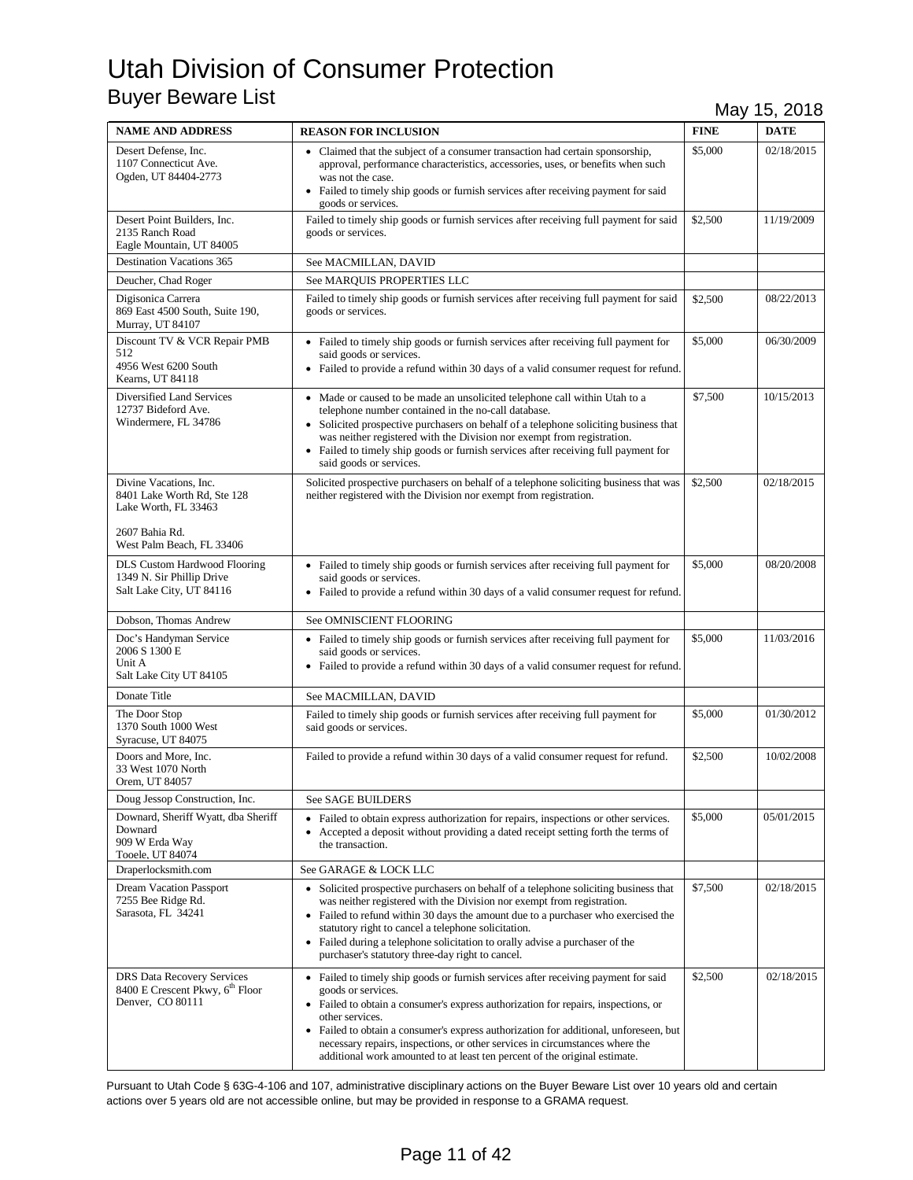# Utah Division of Consumer Protection

## Buyer Beware List

May 15, 2018

| NAME AND ADDRESS | REASON FOR INCLUSION | FINE | DATE |
|---|---|---|---|
| Desert Defense, Inc.<br>1107 Connecticut Ave.<br>Ogden, UT 84404-2773 | • Claimed that the subject of a consumer transaction had certain sponsorship, approval, performance characteristics, accessories, uses, or benefits when such was not the case.<br>• Failed to timely ship goods or furnish services after receiving payment for said goods or services. | $5,000 | 02/18/2015 |
| Desert Point Builders, Inc.<br>2135 Ranch Road<br>Eagle Mountain, UT 84005 | Failed to timely ship goods or furnish services after receiving full payment for said goods or services. | $2,500 | 11/19/2009 |
| Destination Vacations 365 | See MACMILLAN, DAVID | | |
| Deucher, Chad Roger | See MARQUIS PROPERTIES LLC | | |
| Digisonica Carrera<br>869 East 4500 South, Suite 190,<br>Murray, UT 84107 | Failed to timely ship goods or furnish services after receiving full payment for said goods or services. | $2,500 | 08/22/2013 |
| Discount TV & VCR Repair PMB 512<br>4956 West 6200 South<br>Kearns, UT 84118 | • Failed to timely ship goods or furnish services after receiving full payment for said goods or services.<br>• Failed to provide a refund within 30 days of a valid consumer request for refund. | $5,000 | 06/30/2009 |
| Diversified Land Services<br>12737 Bideford Ave.<br>Windermere, FL 34786 | • Made or caused to be made an unsolicited telephone call within Utah to a telephone number contained in the no-call database.<br>• Solicited prospective purchasers on behalf of a telephone soliciting business that was neither registered with the Division nor exempt from registration.<br>• Failed to timely ship goods or furnish services after receiving full payment for said goods or services. | $7,500 | 10/15/2013 |
| Divine Vacations, Inc.<br>8401 Lake Worth Rd, Ste 128<br>Lake Worth, FL 33463<br><br>2607 Bahia Rd.<br>West Palm Beach, FL 33406 | Solicited prospective purchasers on behalf of a telephone soliciting business that was neither registered with the Division nor exempt from registration. | $2,500 | 02/18/2015 |
| DLS Custom Hardwood Flooring<br>1349 N. Sir Phillip Drive<br>Salt Lake City, UT 84116 | • Failed to timely ship goods or furnish services after receiving full payment for said goods or services.<br>• Failed to provide a refund within 30 days of a valid consumer request for refund. | $5,000 | 08/20/2008 |
| Dobson, Thomas Andrew | See OMNISCIENT FLOORING | | |
| Doc's Handyman Service<br>2006 S 1300 E<br>Unit A<br>Salt Lake City UT 84105 | • Failed to timely ship goods or furnish services after receiving full payment for said goods or services.<br>• Failed to provide a refund within 30 days of a valid consumer request for refund. | $5,000 | 11/03/2016 |
| Donate Title | See MACMILLAN, DAVID | | |
| The Door Stop<br>1370 South 1000 West<br>Syracuse, UT 84075 | Failed to timely ship goods or furnish services after receiving full payment for said goods or services. | $5,000 | 01/30/2012 |
| Doors and More, Inc.<br>33 West 1070 North<br>Orem, UT 84057 | Failed to provide a refund within 30 days of a valid consumer request for refund. | $2,500 | 10/02/2008 |
| Doug Jessop Construction, Inc. | See SAGE BUILDERS | | |
| Downard, Sheriff Wyatt, dba Sheriff Downard<br>909 W Erda Way<br>Tooele, UT 84074 | • Failed to obtain express authorization for repairs, inspections or other services.<br>• Accepted a deposit without providing a dated receipt setting forth the terms of the transaction. | $5,000 | 05/01/2015 |
| Draperlocksmith.com | See GARAGE & LOCK LLC | | |
| Dream Vacation Passport<br>7255 Bee Ridge Rd.<br>Sarasota, FL 34241 | • Solicited prospective purchasers on behalf of a telephone soliciting business that was neither registered with the Division nor exempt from registration.<br>• Failed to refund within 30 days the amount due to a purchaser who exercised the statutory right to cancel a telephone solicitation.<br>• Failed during a telephone solicitation to orally advise a purchaser of the purchaser's statutory three-day right to cancel. | $7,500 | 02/18/2015 |
| DRS Data Recovery Services<br>8400 E Crescent Pkwy, 6th Floor<br>Denver, CO 80111 | • Failed to timely ship goods or furnish services after receiving payment for said goods or services.<br>• Failed to obtain a consumer's express authorization for repairs, inspections, or other services.<br>• Failed to obtain a consumer's express authorization for additional, unforeseen, but necessary repairs, inspections, or other services in circumstances where the additional work amounted to at least ten percent of the original estimate. | $2,500 | 02/18/2015 |

Pursuant to Utah Code § 63G-4-106 and 107, administrative disciplinary actions on the Buyer Beware List over 10 years old and certain actions over 5 years old are not accessible online, but may be provided in response to a GRAMA request.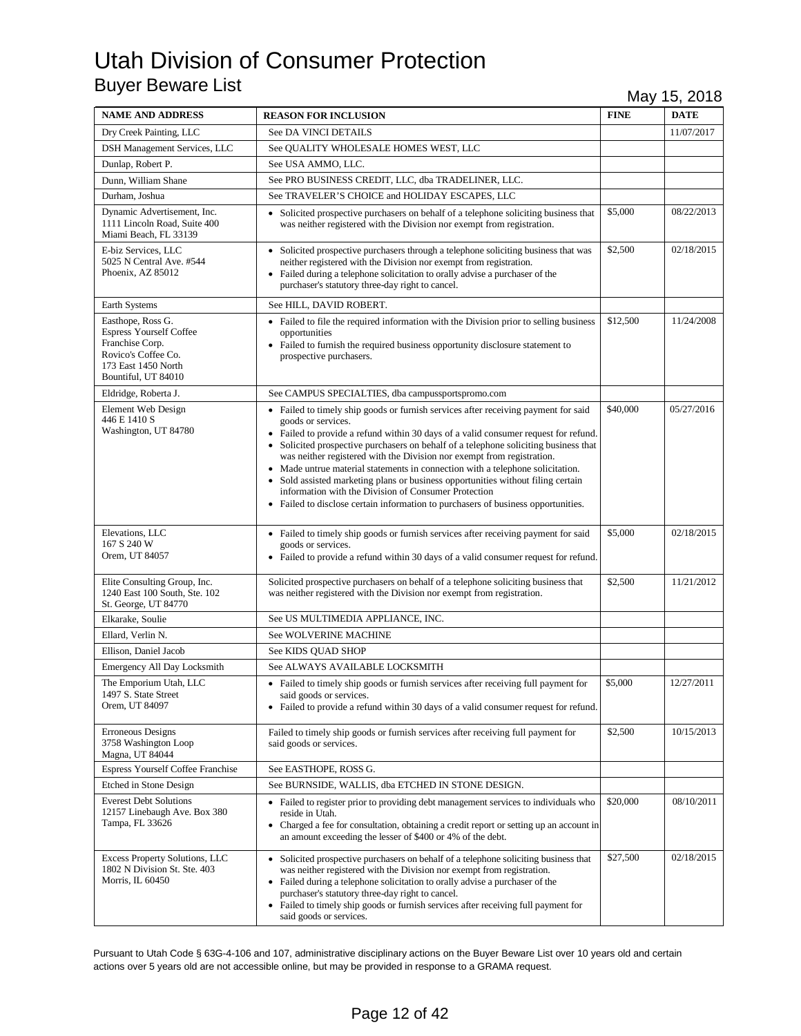# Utah Division of Consumer Protection

## Buyer Beware List

May 15, 2018

| NAME AND ADDRESS | REASON FOR INCLUSION | FINE | DATE |
|---|---|---|---|
| Dry Creek Painting, LLC | See DA VINCI DETAILS | | 11/07/2017 |
| DSH Management Services, LLC | See QUALITY WHOLESALE HOMES WEST, LLC | | |
| Dunlap, Robert P. | See USA AMMO, LLC. | | |
| Dunn, William Shane | See PRO BUSINESS CREDIT, LLC, dba TRADELINER, LLC. | | |
| Durham, Joshua | See TRAVELER'S CHOICE and HOLIDAY ESCAPES, LLC | | |
| Dynamic Advertisement, Inc.<br>1111 Lincoln Road, Suite 400<br>Miami Beach, FL 33139 | • Solicited prospective purchasers on behalf of a telephone soliciting business that was neither registered with the Division nor exempt from registration. | $5,000 | 08/22/2013 |
| E-biz Services, LLC<br>5025 N Central Ave. #544<br>Phoenix, AZ 85012 | • Solicited prospective purchasers through a telephone soliciting business that was neither registered with the Division nor exempt from registration.<br>• Failed during a telephone solicitation to orally advise a purchaser of the purchaser's statutory three-day right to cancel. | $2,500 | 02/18/2015 |
| Earth Systems | See HILL, DAVID ROBERT. | | |
| Easthope, Ross G.<br>Espress Yourself Coffee Franchise Corp.<br>Rovico's Coffee Co.<br>173 East 1450 North<br>Bountiful, UT 84010 | • Failed to file the required information with the Division prior to selling business opportunities<br>• Failed to furnish the required business opportunity disclosure statement to prospective purchasers. | $12,500 | 11/24/2008 |
| Eldridge, Roberta J. | See CAMPUS SPECIALTIES, dba campussportspromo.com | | |
| Element Web Design<br>446 E 1410 S<br>Washington, UT 84780 | • Failed to timely ship goods or furnish services after receiving payment for said goods or services.<br>• Failed to provide a refund within 30 days of a valid consumer request for refund.<br>• Solicited prospective purchasers on behalf of a telephone soliciting business that was neither registered with the Division nor exempt from registration.<br>• Made untrue material statements in connection with a telephone solicitation.<br>• Sold assisted marketing plans or business opportunities without filing certain information with the Division of Consumer Protection<br>• Failed to disclose certain information to purchasers of business opportunities. | $40,000 | 05/27/2016 |
| Elevations, LLC<br>167 S 240 W<br>Orem, UT 84057 | • Failed to timely ship goods or furnish services after receiving payment for said goods or services.<br>• Failed to provide a refund within 30 days of a valid consumer request for refund. | $5,000 | 02/18/2015 |
| Elite Consulting Group, Inc.<br>1240 East 100 South, Ste. 102<br>St. George, UT 84770 | Solicited prospective purchasers on behalf of a telephone soliciting business that was neither registered with the Division nor exempt from registration. | $2,500 | 11/21/2012 |
| Elkarake, Soulie | See US MULTIMEDIA APPLIANCE, INC. | | |
| Ellard, Verlin N. | See WOLVERINE MACHINE | | |
| Ellison, Daniel Jacob | See KIDS QUAD SHOP | | |
| Emergency All Day Locksmith | See ALWAYS AVAILABLE LOCKSMITH | | |
| The Emporium Utah, LLC<br>1497 S. State Street<br>Orem, UT 84097 | • Failed to timely ship goods or furnish services after receiving full payment for said goods or services.<br>• Failed to provide a refund within 30 days of a valid consumer request for refund. | $5,000 | 12/27/2011 |
| Erroneous Designs<br>3758 Washington Loop<br>Magna, UT 84044 | Failed to timely ship goods or furnish services after receiving full payment for said goods or services. | $2,500 | 10/15/2013 |
| Espress Yourself Coffee Franchise | See EASTHOPE, ROSS G. | | |
| Etched in Stone Design | See BURNSIDE, WALLIS, dba ETCHED IN STONE DESIGN. | | |
| Everest Debt Solutions<br>12157 Linebaugh Ave. Box 380<br>Tampa, FL 33626 | • Failed to register prior to providing debt management services to individuals who reside in Utah.<br>• Charged a fee for consultation, obtaining a credit report or setting up an account in an amount exceeding the lesser of $400 or 4% of the debt. | $20,000 | 08/10/2011 |
| Excess Property Solutions, LLC<br>1802 N Division St. Ste. 403<br>Morris, IL 60450 | • Solicited prospective purchasers on behalf of a telephone soliciting business that was neither registered with the Division nor exempt from registration.<br>• Failed during a telephone solicitation to orally advise a purchaser of the purchaser's statutory three-day right to cancel.<br>• Failed to timely ship goods or furnish services after receiving full payment for said goods or services. | $27,500 | 02/18/2015 |

Pursuant to Utah Code § 63G-4-106 and 107, administrative disciplinary actions on the Buyer Beware List over 10 years old and certain actions over 5 years old are not accessible online, but may be provided in response to a GRAMA request.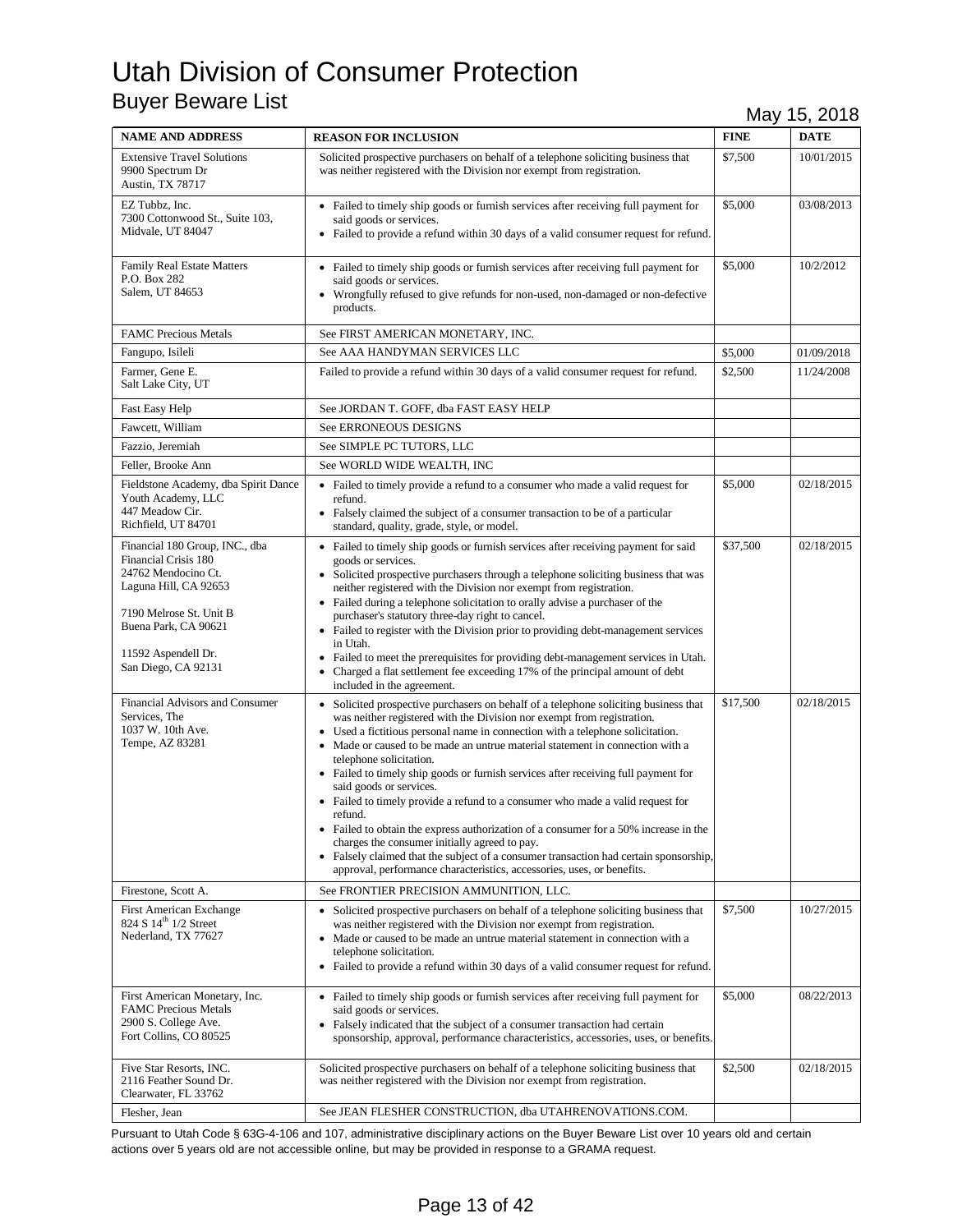# Utah Division of Consumer Protection

## Buyer Beware List

May 15, 2018

| NAME AND ADDRESS | REASON FOR INCLUSION | FINE | DATE |
|---|---|---|---|
| Extensive Travel Solutions<br>9900 Spectrum Dr<br>Austin, TX 78717 | Solicited prospective purchasers on behalf of a telephone soliciting business that was neither registered with the Division nor exempt from registration. | $7,500 | 10/01/2015 |
| EZ Tubbz, Inc.<br>7300 Cottonwood St., Suite 103,<br>Midvale, UT 84047 | • Failed to timely ship goods or furnish services after receiving full payment for said goods or services.<br>• Failed to provide a refund within 30 days of a valid consumer request for refund. | $5,000 | 03/08/2013 |
| Family Real Estate Matters<br>P.O. Box 282<br>Salem, UT 84653 | • Failed to timely ship goods or furnish services after receiving full payment for said goods or services.<br>• Wrongfully refused to give refunds for non-used, non-damaged or non-defective products. | $5,000 | 10/2/2012 |
| FAMC Precious Metals | See FIRST AMERICAN MONETARY, INC. | | |
| Fangupo, Isileli | See AAA HANDYMAN SERVICES LLC | $5,000 | 01/09/2018 |
| Farmer, Gene E.<br>Salt Lake City, UT | Failed to provide a refund within 30 days of a valid consumer request for refund. | $2,500 | 11/24/2008 |
| Fast Easy Help | See JORDAN T. GOFF, dba FAST EASY HELP | | |
| Fawcett, William | See ERRONEOUS DESIGNS | | |
| Fazzio, Jeremiah | See SIMPLE PC TUTORS, LLC | | |
| Feller, Brooke Ann | See WORLD WIDE WEALTH, INC | | |
| Fieldstone Academy, dba Spirit Dance Youth Academy, LLC<br>447 Meadow Cir.<br>Richfield, UT 84701 | • Failed to timely provide a refund to a consumer who made a valid request for refund.<br>• Falsely claimed the subject of a consumer transaction to be of a particular standard, quality, grade, style, or model. | $5,000 | 02/18/2015 |
| Financial 180 Group, INC., dba Financial Crisis 180<br>24762 Mendocino Ct.<br>Laguna Hill, CA 92653<br><br>7190 Melrose St. Unit B<br>Buena Park, CA 90621<br><br>11592 Aspendell Dr.<br>San Diego, CA 92131 | • Failed to timely ship goods or furnish services after receiving payment for said goods or services.<br>• Solicited prospective purchasers through a telephone soliciting business that was neither registered with the Division nor exempt from registration.<br>• Failed during a telephone solicitation to orally advise a purchaser of the purchaser's statutory three-day right to cancel.<br>• Failed to register with the Division prior to providing debt-management services in Utah.<br>• Failed to meet the prerequisites for providing debt-management services in Utah.<br>• Charged a flat settlement fee exceeding 17% of the principal amount of debt included in the agreement. | $37,500 | 02/18/2015 |
| Financial Advisors and Consumer Services, The<br>1037 W. 10th Ave.<br>Tempe, AZ 83281 | • Solicited prospective purchasers on behalf of a telephone soliciting business that was neither registered with the Division nor exempt from registration.<br>• Used a fictitious personal name in connection with a telephone solicitation.<br>• Made or caused to be made an untrue material statement in connection with a telephone solicitation.<br>• Failed to timely ship goods or furnish services after receiving full payment for said goods or services.<br>• Failed to timely provide a refund to a consumer who made a valid request for refund.<br>• Failed to obtain the express authorization of a consumer for a 50% increase in the charges the consumer initially agreed to pay.<br>• Falsely claimed that the subject of a consumer transaction had certain sponsorship, approval, performance characteristics, accessories, uses, or benefits. | $17,500 | 02/18/2015 |
| Firestone, Scott A. | See FRONTIER PRECISION AMMUNITION, LLC. | | |
| First American Exchange<br>824 S 14th 1/2 Street<br>Nederland, TX 77627 | • Solicited prospective purchasers on behalf of a telephone soliciting business that was neither registered with the Division nor exempt from registration.<br>• Made or caused to be made an untrue material statement in connection with a telephone solicitation.<br>• Failed to provide a refund within 30 days of a valid consumer request for refund. | $7,500 | 10/27/2015 |
| First American Monetary, Inc.<br>FAMC Precious Metals<br>2900 S. College Ave.<br>Fort Collins, CO 80525 | • Failed to timely ship goods or furnish services after receiving full payment for said goods or services.<br>• Falsely indicated that the subject of a consumer transaction had certain sponsorship, approval, performance characteristics, accessories, uses, or benefits. | $5,000 | 08/22/2013 |
| Five Star Resorts, INC.<br>2116 Feather Sound Dr.<br>Clearwater, FL 33762 | Solicited prospective purchasers on behalf of a telephone soliciting business that was neither registered with the Division nor exempt from registration. | $2,500 | 02/18/2015 |
| Flesher, Jean | See JEAN FLESHER CONSTRUCTION, dba UTAHRENOVATIONS.COM. | | |

Pursuant to Utah Code § 63G-4-106 and 107, administrative disciplinary actions on the Buyer Beware List over 10 years old and certain actions over 5 years old are not accessible online, but may be provided in response to a GRAMA request.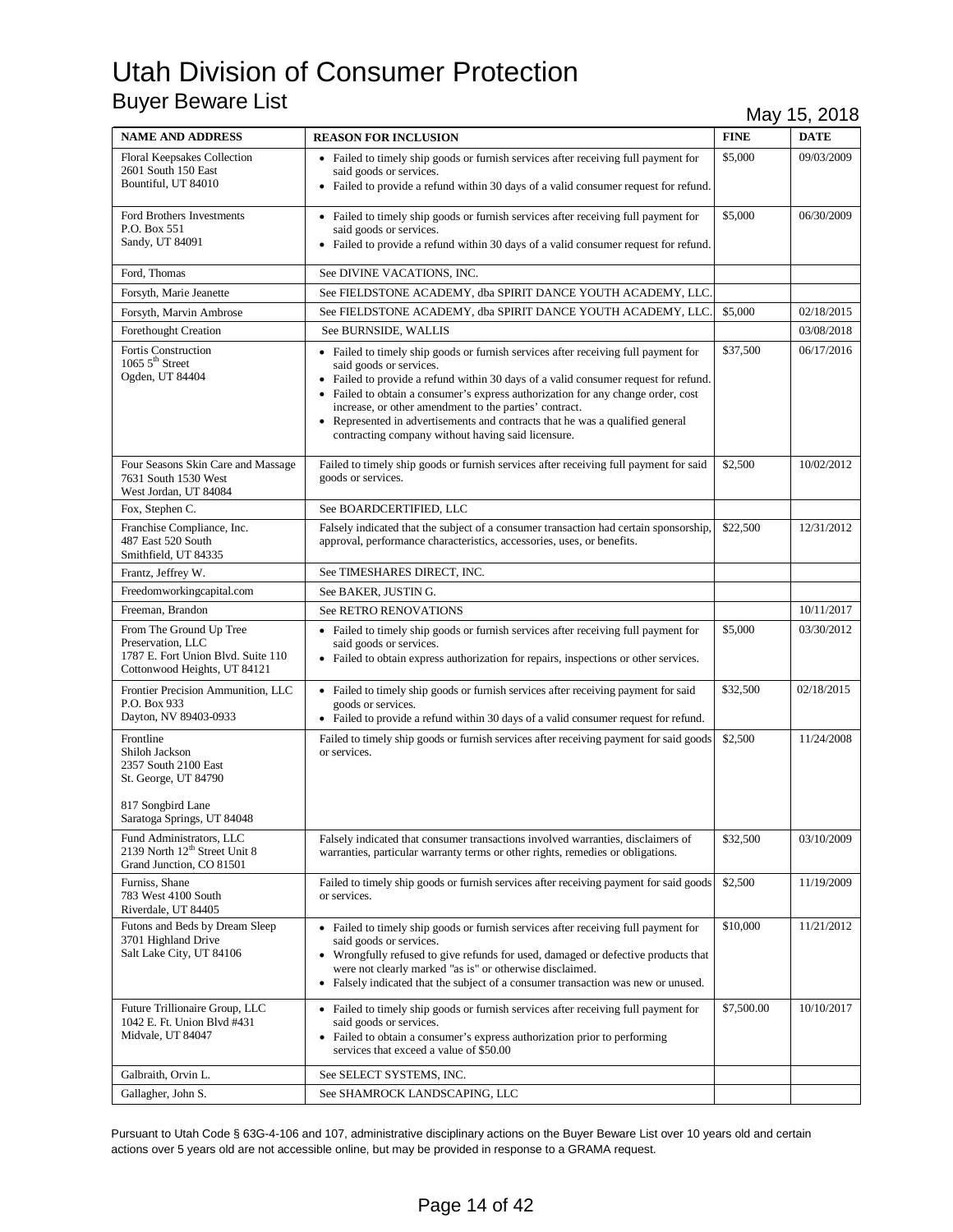# Utah Division of Consumer Protection

## Buyer Beware List

May 15, 2018

| NAME AND ADDRESS | REASON FOR INCLUSION | FINE | DATE |
|---|---|---|---|
| Floral Keepsakes Collection<br>2601 South 150 East<br>Bountiful, UT 84010 | • Failed to timely ship goods or furnish services after receiving full payment for said goods or services.<br>• Failed to provide a refund within 30 days of a valid consumer request for refund. | $5,000 | 09/03/2009 |
| Ford Brothers Investments<br>P.O. Box 551<br>Sandy, UT 84091 | • Failed to timely ship goods or furnish services after receiving full payment for said goods or services.<br>• Failed to provide a refund within 30 days of a valid consumer request for refund. | $5,000 | 06/30/2009 |
| Ford, Thomas | See DIVINE VACATIONS, INC. | | |
| Forsyth, Marie Jeanette | See FIELDSTONE ACADEMY, dba SPIRIT DANCE YOUTH ACADEMY, LLC. | | |
| Forsyth, Marvin Ambrose | See FIELDSTONE ACADEMY, dba SPIRIT DANCE YOUTH ACADEMY, LLC. | $5,000 | 02/18/2015 |
| Forethought Creation | See BURNSIDE, WALLIS | | 03/08/2018 |
| Fortis Construction<br>1065 5th Street<br>Ogden, UT 84404 | • Failed to timely ship goods or furnish services after receiving full payment for said goods or services.<br>• Failed to provide a refund within 30 days of a valid consumer request for refund.<br>• Failed to obtain a consumer's express authorization for any change order, cost increase, or other amendment to the parties' contract.<br>• Represented in advertisements and contracts that he was a qualified general contracting company without having said licensure. | $37,500 | 06/17/2016 |
| Four Seasons Skin Care and Massage<br>7631 South 1530 West<br>West Jordan, UT 84084 | Failed to timely ship goods or furnish services after receiving full payment for said goods or services. | $2,500 | 10/02/2012 |
| Fox, Stephen C. | See BOARDCERTIFIED, LLC | | |
| Franchise Compliance, Inc.<br>487 East 520 South<br>Smithfield, UT 84335 | Falsely indicated that the subject of a consumer transaction had certain sponsorship, approval, performance characteristics, accessories, uses, or benefits. | $22,500 | 12/31/2012 |
| Frantz, Jeffrey W. | See TIMESHARES DIRECT, INC. | | |
| Freedomworkingcapital.com | See BAKER, JUSTIN G. | | |
| Freeman, Brandon | See RETRO RENOVATIONS | | 10/11/2017 |
| From The Ground Up Tree Preservation, LLC<br>1787 E. Fort Union Blvd. Suite 110<br>Cottonwood Heights, UT 84121 | • Failed to timely ship goods or furnish services after receiving full payment for said goods or services.<br>• Failed to obtain express authorization for repairs, inspections or other services. | $5,000 | 03/30/2012 |
| Frontier Precision Ammunition, LLC<br>P.O. Box 933<br>Dayton, NV 89403-0933 | • Failed to timely ship goods or furnish services after receiving payment for said goods or services.<br>• Failed to provide a refund within 30 days of a valid consumer request for refund. | $32,500 | 02/18/2015 |
| Frontline<br>Shiloh Jackson<br>2357 South 2100 East<br>St. George, UT 84790<br><br>817 Songbird Lane<br>Saratoga Springs, UT 84048 | Failed to timely ship goods or furnish services after receiving payment for said goods or services. | $2,500 | 11/24/2008 |
| Fund Administrators, LLC<br>2139 North 12th Street Unit 8<br>Grand Junction, CO 81501 | Falsely indicated that consumer transactions involved warranties, disclaimers of warranties, particular warranty terms or other rights, remedies or obligations. | $32,500 | 03/10/2009 |
| Furniss, Shane<br>783 West 4100 South<br>Riverdale, UT 84405 | Failed to timely ship goods or furnish services after receiving payment for said goods or services. | $2,500 | 11/19/2009 |
| Futons and Beds by Dream Sleep<br>3701 Highland Drive<br>Salt Lake City, UT 84106 | • Failed to timely ship goods or furnish services after receiving full payment for said goods or services.<br>• Wrongfully refused to give refunds for used, damaged or defective products that were not clearly marked "as is" or otherwise disclaimed.<br>• Falsely indicated that the subject of a consumer transaction was new or unused. | $10,000 | 11/21/2012 |
| Future Trillionaire Group, LLC<br>1042 E. Ft. Union Blvd #431<br>Midvale, UT 84047 | • Failed to timely ship goods or furnish services after receiving full payment for said goods or services.<br>• Failed to obtain a consumer's express authorization prior to performing services that exceed a value of $50.00 | $7,500.00 | 10/10/2017 |
| Galbraith, Orvin L. | See SELECT SYSTEMS, INC. | | |
| Gallagher, John S. | See SHAMROCK LANDSCAPING, LLC | | |

Pursuant to Utah Code § 63G-4-106 and 107, administrative disciplinary actions on the Buyer Beware List over 10 years old and certain actions over 5 years old are not accessible online, but may be provided in response to a GRAMA request.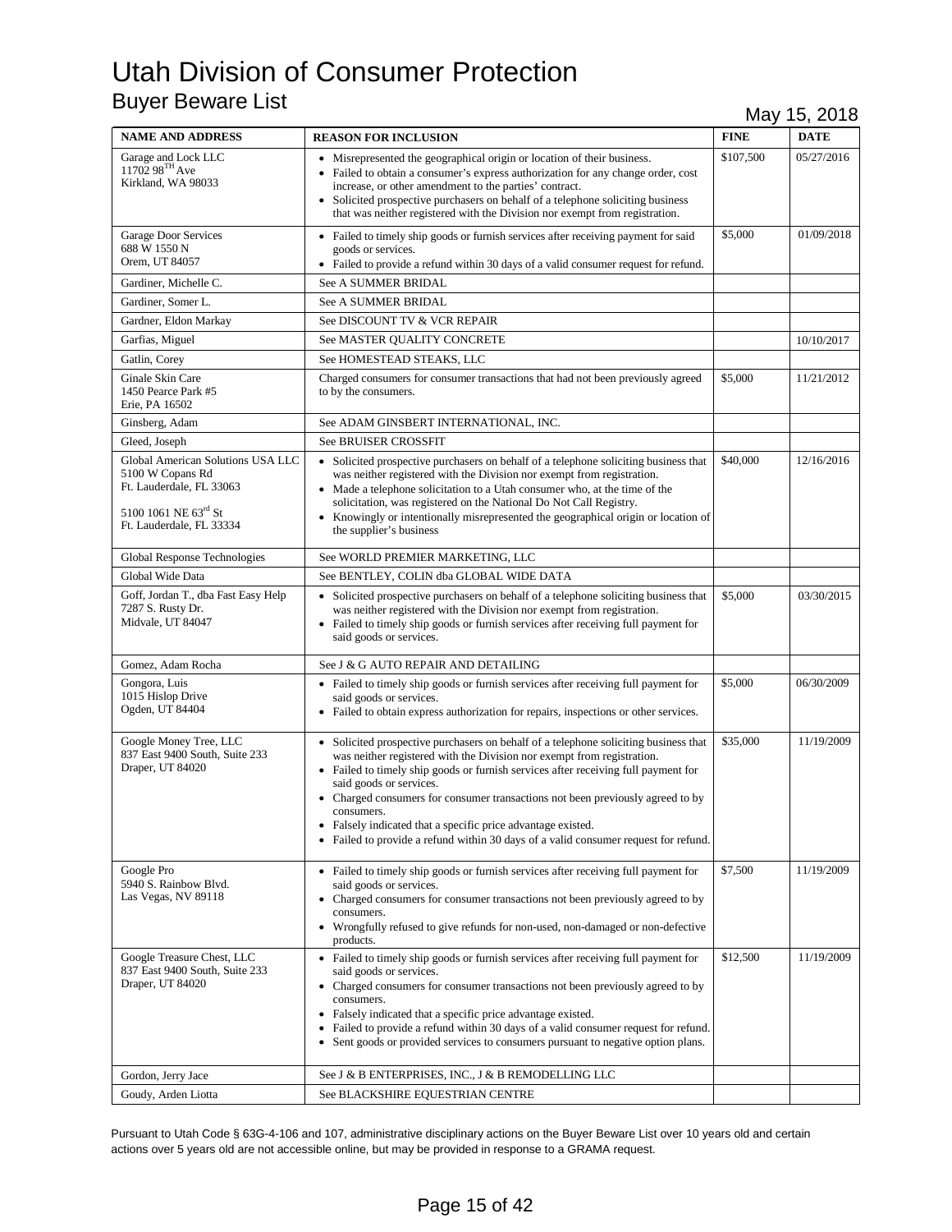# Utah Division of Consumer Protection

## Buyer Beware List

May 15, 2018

| NAME AND ADDRESS | REASON FOR INCLUSION | FINE | DATE |
|---|---|---|---|
| Garage and Lock LLC<br>11702 98TH Ave<br>Kirkland, WA 98033 | • Misrepresented the geographical origin or location of their business.<br>• Failed to obtain a consumer's express authorization for any change order, cost increase, or other amendment to the parties' contract.<br>• Solicited prospective purchasers on behalf of a telephone soliciting business that was neither registered with the Division nor exempt from registration. | $107,500 | 05/27/2016 |
| Garage Door Services<br>688 W 1550 N<br>Orem, UT 84057 | • Failed to timely ship goods or furnish services after receiving payment for said goods or services.<br>• Failed to provide a refund within 30 days of a valid consumer request for refund. | $5,000 | 01/09/2018 |
| Gardiner, Michelle C. | See A SUMMER BRIDAL | | |
| Gardiner, Somer L. | See A SUMMER BRIDAL | | |
| Gardner, Eldon Markay | See DISCOUNT TV & VCR REPAIR | | |
| Garfias, Miguel | See MASTER QUALITY CONCRETE | | 10/10/2017 |
| Gatlin, Corey | See HOMESTEAD STEAKS, LLC | | |
| Ginale Skin Care<br>1450 Pearce Park #5<br>Erie, PA 16502 | Charged consumers for consumer transactions that had not been previously agreed to by the consumers. | $5,000 | 11/21/2012 |
| Ginsberg, Adam | See ADAM GINSBERT INTERNATIONAL, INC. | | |
| Gleed, Joseph | See BRUISER CROSSFIT | | |
| Global American Solutions USA LLC<br>5100 W Copans Rd<br>Ft. Lauderdale, FL 33063<br><br>5100 1061 NE 63rd St<br>Ft. Lauderdale, FL 33334 | • Solicited prospective purchasers on behalf of a telephone soliciting business that was neither registered with the Division nor exempt from registration.<br>• Made a telephone solicitation to a Utah consumer who, at the time of the solicitation, was registered on the National Do Not Call Registry.<br>• Knowingly or intentionally misrepresented the geographical origin or location of the supplier's business | $40,000 | 12/16/2016 |
| Global Response Technologies | See WORLD PREMIER MARKETING, LLC | | |
| Global Wide Data | See BENTLEY, COLIN dba GLOBAL WIDE DATA | | |
| Goff, Jordan T., dba Fast Easy Help<br>7287 S. Rusty Dr.<br>Midvale, UT 84047 | • Solicited prospective purchasers on behalf of a telephone soliciting business that was neither registered with the Division nor exempt from registration.<br>• Failed to timely ship goods or furnish services after receiving full payment for said goods or services. | $5,000 | 03/30/2015 |
| Gomez, Adam Rocha | See J & G AUTO REPAIR AND DETAILING | | |
| Gongora, Luis<br>1015 Hislop Drive<br>Ogden, UT 84404 | • Failed to timely ship goods or furnish services after receiving full payment for said goods or services.<br>• Failed to obtain express authorization for repairs, inspections or other services. | $5,000 | 06/30/2009 |
| Google Money Tree, LLC<br>837 East 9400 South, Suite 233<br>Draper, UT 84020 | • Solicited prospective purchasers on behalf of a telephone soliciting business that was neither registered with the Division nor exempt from registration.<br>• Failed to timely ship goods or furnish services after receiving full payment for said goods or services.<br>• Charged consumers for consumer transactions not been previously agreed to by consumers.<br>• Falsely indicated that a specific price advantage existed.<br>• Failed to provide a refund within 30 days of a valid consumer request for refund. | $35,000 | 11/19/2009 |
| Google Pro<br>5940 S. Rainbow Blvd.<br>Las Vegas, NV 89118 | • Failed to timely ship goods or furnish services after receiving full payment for said goods or services.<br>• Charged consumers for consumer transactions not been previously agreed to by consumers.<br>• Wrongfully refused to give refunds for non-used, non-damaged or non-defective products. | $7,500 | 11/19/2009 |
| Google Treasure Chest, LLC<br>837 East 9400 South, Suite 233<br>Draper, UT 84020 | • Failed to timely ship goods or furnish services after receiving full payment for said goods or services.<br>• Charged consumers for consumer transactions not been previously agreed to by consumers.<br>• Falsely indicated that a specific price advantage existed.<br>• Failed to provide a refund within 30 days of a valid consumer request for refund.<br>• Sent goods or provided services to consumers pursuant to negative option plans. | $12,500 | 11/19/2009 |
| Gordon, Jerry Jace | See J & B ENTERPRISES, INC., J & B REMODELLING LLC | | |
| Goudy, Arden Liotta | See BLACKSHIRE EQUESTRIAN CENTRE | | |

Pursuant to Utah Code § 63G-4-106 and 107, administrative disciplinary actions on the Buyer Beware List over 10 years old and certain actions over 5 years old are not accessible online, but may be provided in response to a GRAMA request.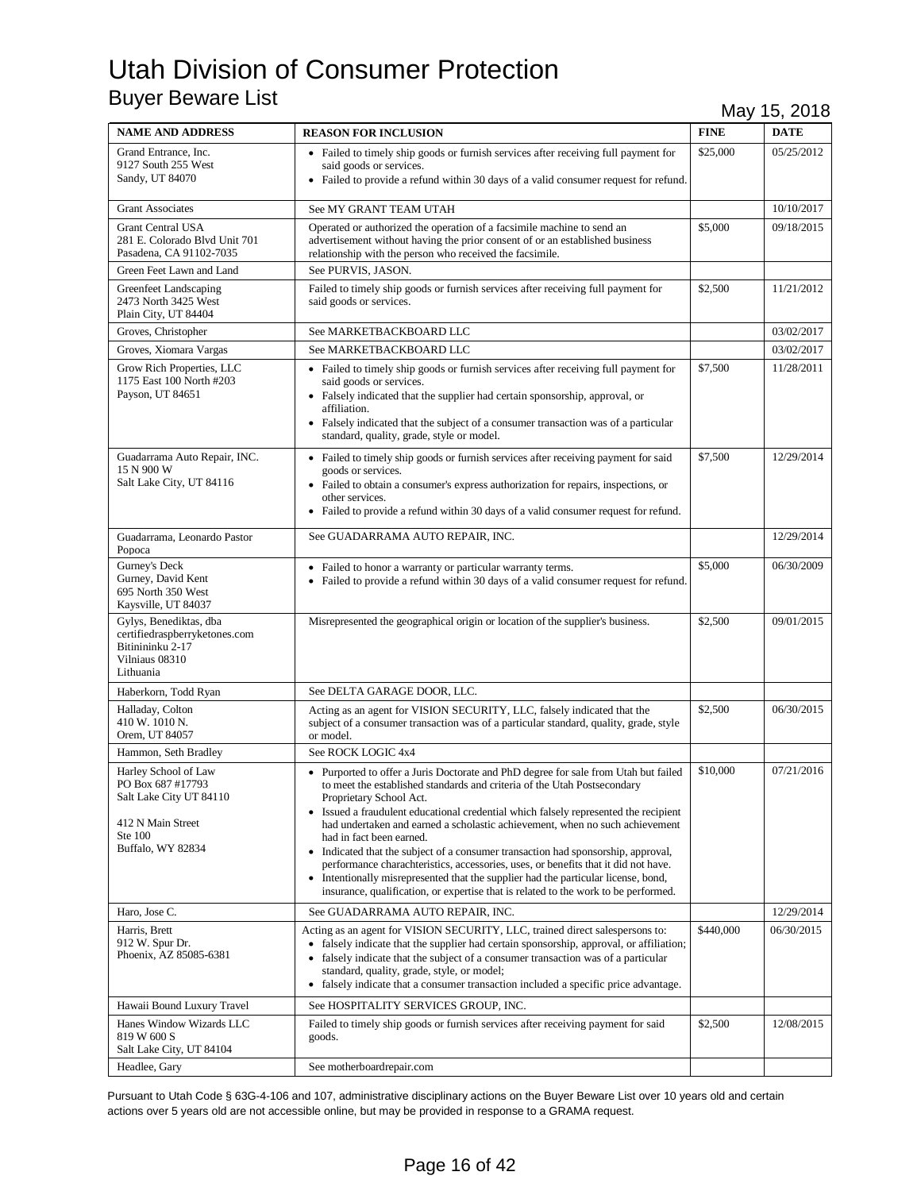# Utah Division of Consumer Protection

## Buyer Beware List

May 15, 2018

| NAME AND ADDRESS | REASON FOR INCLUSION | FINE | DATE |
|---|---|---|---|
| Grand Entrance, Inc.<br>9127 South 255 West<br>Sandy, UT 84070 | • Failed to timely ship goods or furnish services after receiving full payment for said goods or services.<br>• Failed to provide a refund within 30 days of a valid consumer request for refund. | $25,000 | 05/25/2012 |
| Grant Associates | See MY GRANT TEAM UTAH | | 10/10/2017 |
| Grant Central USA<br>281 E. Colorado Blvd Unit 701<br>Pasadena, CA 91102-7035 | Operated or authorized the operation of a facsimile machine to send an advertisement without having the prior consent of or an established business relationship with the person who received the facsimile. | $5,000 | 09/18/2015 |
| Green Feet Lawn and Land | See PURVIS, JASON. | | |
| Greenfeet Landscaping<br>2473 North 3425 West<br>Plain City, UT 84404 | Failed to timely ship goods or furnish services after receiving full payment for said goods or services. | $2,500 | 11/21/2012 |
| Groves, Christopher | See MARKETBACKBOARD LLC | | 03/02/2017 |
| Groves, Xiomara Vargas | See MARKETBACKBOARD LLC | | 03/02/2017 |
| Grow Rich Properties, LLC<br>1175 East 100 North #203<br>Payson, UT 84651 | • Failed to timely ship goods or furnish services after receiving full payment for said goods or services.<br>• Falsely indicated that the supplier had certain sponsorship, approval, or affiliation.<br>• Falsely indicated that the subject of a consumer transaction was of a particular standard, quality, grade, style or model. | $7,500 | 11/28/2011 |
| Guadarrama Auto Repair, INC.<br>15 N 900 W<br>Salt Lake City, UT 84116 | • Failed to timely ship goods or furnish services after receiving payment for said goods or services.<br>• Failed to obtain a consumer's express authorization for repairs, inspections, or other services.<br>• Failed to provide a refund within 30 days of a valid consumer request for refund. | $7,500 | 12/29/2014 |
| Guadarrama, Leonardo Pastor Popoca | See GUADARRAMA AUTO REPAIR, INC. | | 12/29/2014 |
| Gurney's Deck<br>Gurney, David Kent<br>695 North 350 West<br>Kaysville, UT 84037 | • Failed to honor a warranty or particular warranty terms.<br>• Failed to provide a refund within 30 days of a valid consumer request for refund. | $5,000 | 06/30/2009 |
| Gylys, Benediktas, dba certifiedraspberryketones.com<br>Bitinininku 2-17<br>Vilniaus 08310<br>Lithuania | Misrepresented the geographical origin or location of the supplier's business. | $2,500 | 09/01/2015 |
| Haberkorn, Todd Ryan | See DELTA GARAGE DOOR, LLC. | | |
| Halladay, Colton<br>410 W. 1010 N.<br>Orem, UT 84057 | Acting as an agent for VISION SECURITY, LLC, falsely indicated that the subject of a consumer transaction was of a particular standard, quality, grade, style or model. | $2,500 | 06/30/2015 |
| Hammon, Seth Bradley | See ROCK LOGIC 4x4 | | |
| Harley School of Law<br>PO Box 687 #17793<br>Salt Lake City UT 84110<br><br>412 N Main Street<br>Ste 100<br>Buffalo, WY 82834 | • Purported to offer a Juris Doctorate and PhD degree for sale from Utah but failed to meet the established standards and criteria of the Utah Postsecondary Proprietary School Act.<br>• Issued a fraudulent educational credential which falsely represented the recipient had undertaken and earned a scholastic achievement, when no such achievement had in fact been earned.<br>• Indicated that the subject of a consumer transaction had sponsorship, approval, performance charachteristics, accessories, uses, or benefits that it did not have.<br>• Intentionally misrepresented that the supplier had the particular license, bond, insurance, qualification, or expertise that is related to the work to be performed. | $10,000 | 07/21/2016 |
| Haro, Jose C. | See GUADARRAMA AUTO REPAIR, INC. | | 12/29/2014 |
| Harris, Brett<br>912 W. Spur Dr.<br>Phoenix, AZ 85085-6381 | Acting as an agent for VISION SECURITY, LLC, trained direct salespersons to:<br>• falsely indicate that the supplier had certain sponsorship, approval, or affiliation;<br>• falsely indicate that the subject of a consumer transaction was of a particular standard, quality, grade, style, or model;<br>• falsely indicate that a consumer transaction included a specific price advantage. | $440,000 | 06/30/2015 |
| Hawaii Bound Luxury Travel | See HOSPITALITY SERVICES GROUP, INC. | | |
| Hanes Window Wizards LLC<br>819 W 600 S<br>Salt Lake City, UT 84104 | Failed to timely ship goods or furnish services after receiving payment for said goods. | $2,500 | 12/08/2015 |
| Headlee, Gary | See motherboardrepair.com | | |

Pursuant to Utah Code § 63G-4-106 and 107, administrative disciplinary actions on the Buyer Beware List over 10 years old and certain actions over 5 years old are not accessible online, but may be provided in response to a GRAMA request.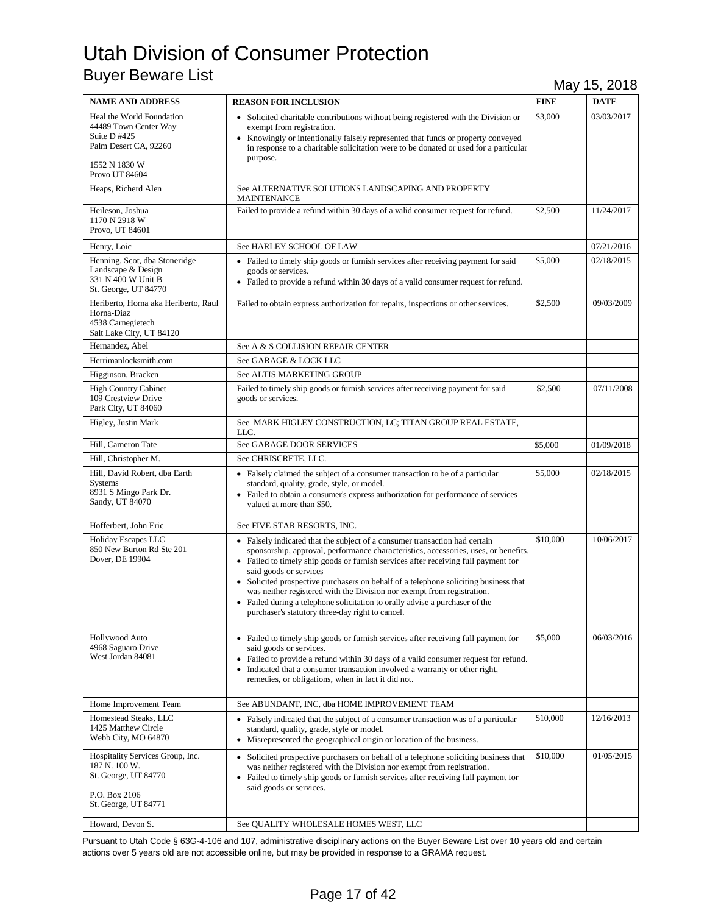# Utah Division of Consumer Protection

## Buyer Beware List

May 15, 2018

| NAME AND ADDRESS | REASON FOR INCLUSION | FINE | DATE |
|---|---|---|---|
| Heal the World Foundation<br>44489 Town Center Way<br>Suite D #425<br>Palm Desert CA, 92260<br><br>1552 N 1830 W<br>Provo UT 84604 | • Solicited charitable contributions without being registered with the Division or exempt from registration.<br>• Knowingly or intentionally falsely represented that funds or property conveyed in response to a charitable solicitation were to be donated or used for a particular purpose. | $3,000 | 03/03/2017 |
| Heaps, Richerd Alen | See ALTERNATIVE SOLUTIONS LANDSCAPING AND PROPERTY MAINTENANCE | | |
| Heileson, Joshua<br>1170 N 2918 W<br>Provo, UT 84601 | Failed to provide a refund within 30 days of a valid consumer request for refund. | $2,500 | 11/24/2017 |
| Henry, Loic | See HARLEY SCHOOL OF LAW | | 07/21/2016 |
| Henning, Scot, dba Stoneridge Landscape & Design<br>331 N 400 W Unit B<br>St. George, UT 84770 | • Failed to timely ship goods or furnish services after receiving payment for said goods or services.<br>• Failed to provide a refund within 30 days of a valid consumer request for refund. | $5,000 | 02/18/2015 |
| Heriberto, Horna aka Heriberto, Raul Horna-Diaz<br>4538 Carnegietech<br>Salt Lake City, UT 84120 | Failed to obtain express authorization for repairs, inspections or other services. | $2,500 | 09/03/2009 |
| Hernandez, Abel | See A & S COLLISION REPAIR CENTER | | |
| Herrimanlocksmith.com | See GARAGE & LOCK LLC | | |
| Higginson, Bracken | See ALTIS MARKETING GROUP | | |
| High Country Cabinet<br>109 Crestview Drive<br>Park City, UT 84060 | Failed to timely ship goods or furnish services after receiving payment for said goods or services. | $2,500 | 07/11/2008 |
| Higley, Justin Mark | See MARK HIGLEY CONSTRUCTION, LC; TITAN GROUP REAL ESTATE, LLC. | | |
| Hill, Cameron Tate | See GARAGE DOOR SERVICES | $5,000 | 01/09/2018 |
| Hill, Christopher M. | See CHRISCRETE, LLC. | | |
| Hill, David Robert, dba Earth Systems<br>8931 S Mingo Park Dr.<br>Sandy, UT 84070 | • Falsely claimed the subject of a consumer transaction to be of a particular standard, quality, grade, style, or model.<br>• Failed to obtain a consumer's express authorization for performance of services valued at more than $50. | $5,000 | 02/18/2015 |
| Hofferbert, John Eric | See FIVE STAR RESORTS, INC. | | |
| Holiday Escapes LLC<br>850 New Burton Rd Ste 201<br>Dover, DE 19904 | • Falsely indicated that the subject of a consumer transaction had certain sponsorship, approval, performance characteristics, accessories, uses, or benefits.<br>• Failed to timely ship goods or furnish services after receiving full payment for said goods or services<br>• Solicited prospective purchasers on behalf of a telephone soliciting business that was neither registered with the Division nor exempt from registration.<br>• Failed during a telephone solicitation to orally advise a purchaser of the purchaser's statutory three-day right to cancel. | $10,000 | 10/06/2017 |
| Hollywood Auto<br>4968 Saguaro Drive<br>West Jordan 84081 | • Failed to timely ship goods or furnish services after receiving full payment for said goods or services.<br>• Failed to provide a refund within 30 days of a valid consumer request for refund.<br>• Indicated that a consumer transaction involved a warranty or other right, remedies, or obligations, when in fact it did not. | $5,000 | 06/03/2016 |
| Home Improvement Team | See ABUNDANT, INC, dba HOME IMPROVEMENT TEAM | | |
| Homestead Steaks, LLC<br>1425 Matthew Circle<br>Webb City, MO 64870 | • Falsely indicated that the subject of a consumer transaction was of a particular standard, quality, grade, style or model.<br>• Misrepresented the geographical origin or location of the business. | $10,000 | 12/16/2013 |
| Hospitality Services Group, Inc.<br>187 N. 100 W.<br>St. George, UT 84770<br><br>P.O. Box 2106<br>St. George, UT 84771 | • Solicited prospective purchasers on behalf of a telephone soliciting business that was neither registered with the Division nor exempt from registration.<br>• Failed to timely ship goods or furnish services after receiving full payment for said goods or services. | $10,000 | 01/05/2015 |
| Howard, Devon S. | See QUALITY WHOLESALE HOMES WEST, LLC | | |

Pursuant to Utah Code § 63G-4-106 and 107, administrative disciplinary actions on the Buyer Beware List over 10 years old and certain actions over 5 years old are not accessible online, but may be provided in response to a GRAMA request.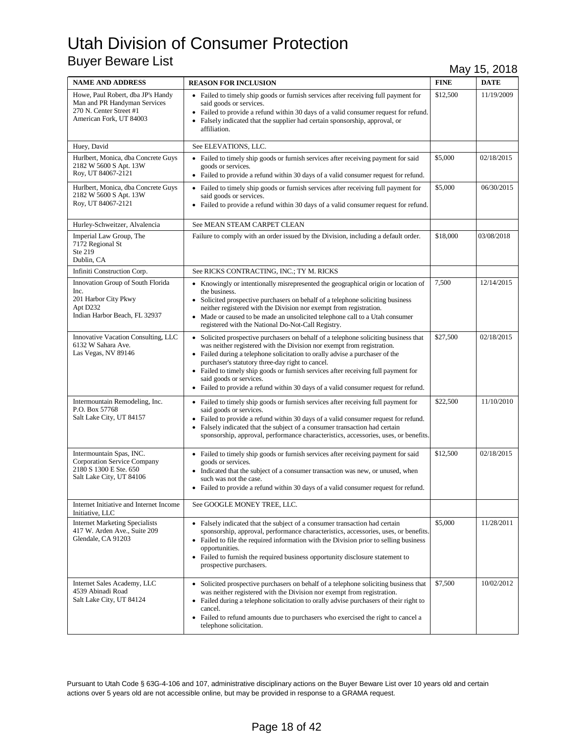# Utah Division of Consumer Protection

## Buyer Beware List

May 15, 2018

| NAME AND ADDRESS | REASON FOR INCLUSION | FINE | DATE |
|---|---|---|---|
| Howe, Paul Robert, dba JP's Handy Man and PR Handyman Services<br>270 N. Center Street #1<br>American Fork, UT 84003 | • Failed to timely ship goods or furnish services after receiving full payment for said goods or services.<br>• Failed to provide a refund within 30 days of a valid consumer request for refund.<br>• Falsely indicated that the supplier had certain sponsorship, approval, or affiliation. | $12,500 | 11/19/2009 |
| Huey, David | See ELEVATIONS, LLC. | | |
| Hurlbert, Monica, dba Concrete Guys<br>2182 W 5600 S Apt. 13W<br>Roy, UT 84067-2121 | • Failed to timely ship goods or furnish services after receiving payment for said goods or services.<br>• Failed to provide a refund within 30 days of a valid consumer request for refund. | $5,000 | 02/18/2015 |
| Hurlbert, Monica, dba Concrete Guys<br>2182 W 5600 S Apt. 13W<br>Roy, UT 84067-2121 | • Failed to timely ship goods or furnish services after receiving full payment for said goods or services.<br>• Failed to provide a refund within 30 days of a valid consumer request for refund. | $5,000 | 06/30/2015 |
| Hurley-Schweitzer, Alvalencia | See MEAN STEAM CARPET CLEAN | | |
| Imperial Law Group, The<br>7172 Regional St<br>Ste 219<br>Dublin, CA | Failure to comply with an order issued by the Division, including a default order. | $18,000 | 03/08/2018 |
| Infiniti Construction Corp. | See RICKS CONTRACTING, INC.; TY M. RICKS | | |
| Innovation Group of South Florida Inc.<br>201 Harbor City Pkwy<br>Apt D232<br>Indian Harbor Beach, FL 32937 | • Knowingly or intentionally misrepresented the geographical origin or location of the business.<br>• Solicited prospective purchasers on behalf of a telephone soliciting business neither registered with the Division nor exempt from registration.<br>• Made or caused to be made an unsolicited telephone call to a Utah consumer registered with the National Do-Not-Call Registry. | 7,500 | 12/14/2015 |
| Innovative Vacation Consulting, LLC<br>6132 W Sahara Ave.<br>Las Vegas, NV 89146 | • Solicited prospective purchasers on behalf of a telephone soliciting business that was neither registered with the Division nor exempt from registration.<br>• Failed during a telephone solicitation to orally advise a purchaser of the purchaser's statutory three-day right to cancel.<br>• Failed to timely ship goods or furnish services after receiving full payment for said goods or services.<br>• Failed to provide a refund within 30 days of a valid consumer request for refund. | $27,500 | 02/18/2015 |
| Intermountain Remodeling, Inc.<br>P.O. Box 57768<br>Salt Lake City, UT 84157 | • Failed to timely ship goods or furnish services after receiving full payment for said goods or services.<br>• Failed to provide a refund within 30 days of a valid consumer request for refund.<br>• Falsely indicated that the subject of a consumer transaction had certain sponsorship, approval, performance characteristics, accessories, uses, or benefits. | $22,500 | 11/10/2010 |
| Intermountain Spas, INC.<br>Corporation Service Company<br>2180 S 1300 E Ste. 650<br>Salt Lake City, UT 84106 | • Failed to timely ship goods or furnish services after receiving payment for said goods or services.<br>• Indicated that the subject of a consumer transaction was new, or unused, when such was not the case.<br>• Failed to provide a refund within 30 days of a valid consumer request for refund. | $12,500 | 02/18/2015 |
| Internet Initiative and Internet Income Initiative, LLC | See GOOGLE MONEY TREE, LLC. | | |
| Internet Marketing Specialists<br>417 W. Arden Ave., Suite 209<br>Glendale, CA 91203 | • Falsely indicated that the subject of a consumer transaction had certain sponsorship, approval, performance characteristics, accessories, uses, or benefits.<br>• Failed to file the required information with the Division prior to selling business opportunities.<br>• Failed to furnish the required business opportunity disclosure statement to prospective purchasers. | $5,000 | 11/28/2011 |
| Internet Sales Academy, LLC<br>4539 Abinadi Road<br>Salt Lake City, UT 84124 | • Solicited prospective purchasers on behalf of a telephone soliciting business that was neither registered with the Division nor exempt from registration.<br>• Failed during a telephone solicitation to orally advise purchasers of their right to cancel.<br>• Failed to refund amounts due to purchasers who exercised the right to cancel a telephone solicitation. | $7,500 | 10/02/2012 |

Pursuant to Utah Code § 63G-4-106 and 107, administrative disciplinary actions on the Buyer Beware List over 10 years old and certain actions over 5 years old are not accessible online, but may be provided in response to a GRAMA request.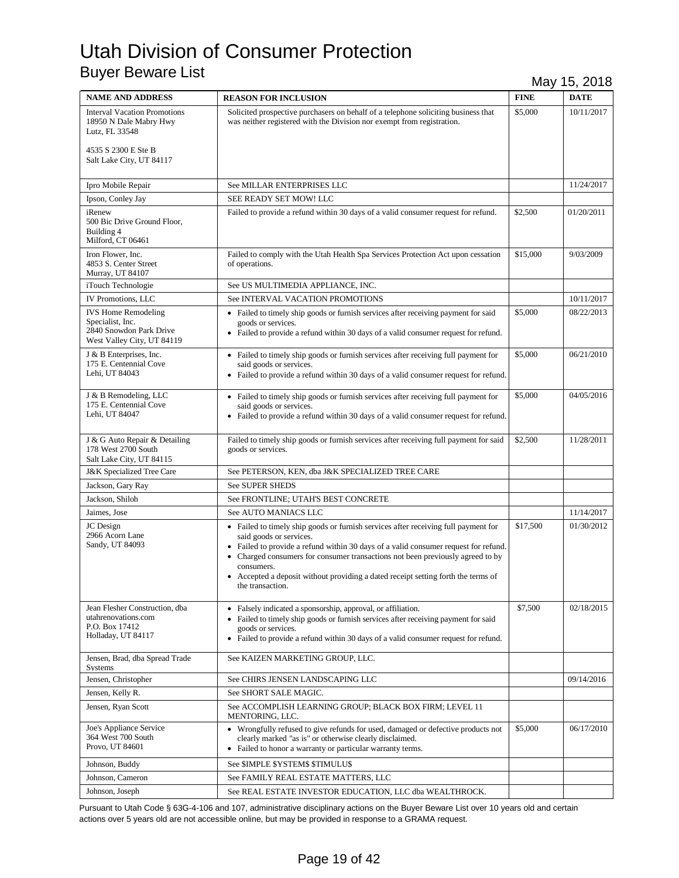# Utah Division of Consumer Protection

## Buyer Beware List

May 15, 2018

| NAME AND ADDRESS | REASON FOR INCLUSION | FINE | DATE |
|---|---|---|---|
| Interval Vacation Promotions<br>18950 N Dale Mabry Hwy<br>Lutz, FL 33548<br><br>4535 S 2300 E Ste B<br>Salt Lake City, UT 84117 | Solicited prospective purchasers on behalf of a telephone soliciting business that was neither registered with the Division nor exempt from registration. | $5,000 | 10/11/2017 |
| Ipro Mobile Repair | See MILLAR ENTERPRISES LLC | | 11/24/2017 |
| Ipson, Conley Jay | SEE READY SET MOW! LLC | | |
| iRenew<br>500 Bic Drive Ground Floor, Building 4<br>Milford, CT 06461 | Failed to provide a refund within 30 days of a valid consumer request for refund. | $2,500 | 01/20/2011 |
| Iron Flower, Inc.<br>4853 S. Center Street<br>Murray, UT 84107 | Failed to comply with the Utah Health Spa Services Protection Act upon cessation of operations. | $15,000 | 9/03/2009 |
| iTouch Technologie | See US MULTIMEDIA APPLIANCE, INC. | | |
| IV Promotions, LLC | See INTERVAL VACATION PROMOTIONS | | 10/11/2017 |
| IVS Home Remodeling Specialist, Inc.<br>2840 Snowdon Park Drive<br>West Valley City, UT 84119 | • Failed to timely ship goods or furnish services after receiving payment for said goods or services.<br>• Failed to provide a refund within 30 days of a valid consumer request for refund. | $5,000 | 08/22/2013 |
| J & B Enterprises, Inc.<br>175 E. Centennial Cove<br>Lehi, UT 84043 | • Failed to timely ship goods or furnish services after receiving full payment for said goods or services.<br>• Failed to provide a refund within 30 days of a valid consumer request for refund. | $5,000 | 06/21/2010 |
| J & B Remodeling, LLC<br>175 E. Centennial Cove<br>Lehi, UT 84047 | • Failed to timely ship goods or furnish services after receiving full payment for said goods or services.<br>• Failed to provide a refund within 30 days of a valid consumer request for refund. | $5,000 | 04/05/2016 |
| J & G Auto Repair & Detailing<br>178 West 2700 South<br>Salt Lake City, UT 84115 | Failed to timely ship goods or furnish services after receiving full payment for said goods or services. | $2,500 | 11/28/2011 |
| J&K Specialized Tree Care | See PETERSON, KEN, dba J&K SPECIALIZED TREE CARE | | |
| Jackson, Gary Ray | See SUPER SHEDS | | |
| Jackson, Shiloh | See FRONTLINE; UTAH'S BEST CONCRETE | | |
| Jaimes, Jose | See AUTO MANIACS LLC | | 11/14/2017 |
| JC Design<br>2966 Acorn Lane<br>Sandy, UT 84093 | • Failed to timely ship goods or furnish services after receiving full payment for said goods or services.<br>• Failed to provide a refund within 30 days of a valid consumer request for refund.<br>• Charged consumers for consumer transactions not been previously agreed to by consumers.<br>• Accepted a deposit without providing a dated receipt setting forth the terms of the transaction. | $17,500 | 01/30/2012 |
| Jean Flesher Construction, dba utahrenovations.com<br>P.O. Box 17412<br>Holladay, UT 84117 | • Falsely indicated a sponsorship, approval, or affiliation.<br>• Failed to timely ship goods or furnish services after receiving payment for said goods or services.<br>• Failed to provide a refund within 30 days of a valid consumer request for refund. | $7,500 | 02/18/2015 |
| Jensen, Brad, dba Spread Trade Systems | See KAIZEN MARKETING GROUP, LLC. | | |
| Jensen, Christopher | See CHIRS JENSEN LANDSCAPING LLC | | 09/14/2016 |
| Jensen, Kelly R. | See SHORT SALE MAGIC. | | |
| Jensen, Ryan Scott | See ACCOMPLISH LEARNING GROUP; BLACK BOX FIRM; LEVEL 11 MENTORING, LLC. | | |
| Joe's Appliance Service<br>364 West 700 South<br>Provo, UT 84601 | • Wrongfully refused to give refunds for used, damaged or defective products not clearly marked "as is" or otherwise clearly disclaimed.<br>• Failed to honor a warranty or particular warranty terms. | $5,000 | 06/17/2010 |
| Johnson, Buddy | See $IMPLE $YSTEM$ $TIMULU$ | | |
| Johnson, Cameron | See FAMILY REAL ESTATE MATTERS, LLC | | |
| Johnson, Joseph | See REAL ESTATE INVESTOR EDUCATION, LLC dba WEALTHROCK. | | |

Pursuant to Utah Code § 63G-4-106 and 107, administrative disciplinary actions on the Buyer Beware List over 10 years old and certain actions over 5 years old are not accessible online, but may be provided in response to a GRAMA request.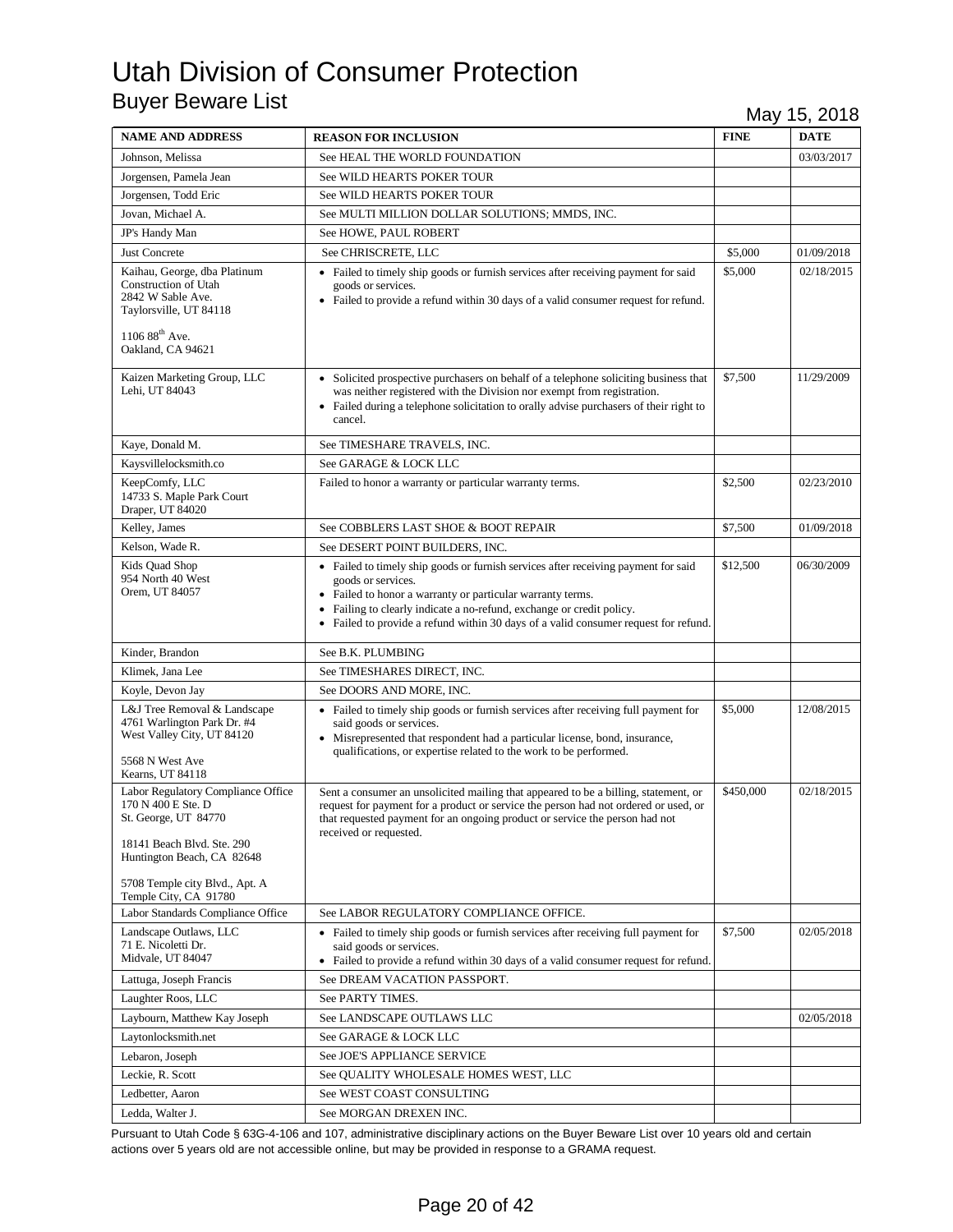# Utah Division of Consumer Protection

## Buyer Beware List

May 15, 2018

| NAME AND ADDRESS | REASON FOR INCLUSION | FINE | DATE |
|---|---|---|---|
| Johnson, Melissa | See HEAL THE WORLD FOUNDATION | | 03/03/2017 |
| Jorgensen, Pamela Jean | See WILD HEARTS POKER TOUR | | |
| Jorgensen, Todd Eric | See WILD HEARTS POKER TOUR | | |
| Jovan, Michael A. | See MULTI MILLION DOLLAR SOLUTIONS; MMDS, INC. | | |
| JP's Handy Man | See HOWE, PAUL ROBERT | | |
| Just Concrete | See CHRISCRETE, LLC | $5,000 | 01/09/2018 |
| Kaihau, George, dba Platinum Construction of Utah<br>2842 W Sable Ave.<br>Taylorsville, UT 84118<br><br>1106 88th Ave.<br>Oakland, CA 94621 | • Failed to timely ship goods or furnish services after receiving payment for said goods or services.<br>• Failed to provide a refund within 30 days of a valid consumer request for refund. | $5,000 | 02/18/2015 |
| Kaizen Marketing Group, LLC<br>Lehi, UT 84043 | • Solicited prospective purchasers on behalf of a telephone soliciting business that was neither registered with the Division nor exempt from registration.<br>• Failed during a telephone solicitation to orally advise purchasers of their right to cancel. | $7,500 | 11/29/2009 |
| Kaye, Donald M. | See TIMESHARE TRAVELS, INC. | | |
| Kaysvillelocksmith.co | See GARAGE & LOCK LLC | | |
| KeepComfy, LLC<br>14733 S. Maple Park Court<br>Draper, UT 84020 | Failed to honor a warranty or particular warranty terms. | $2,500 | 02/23/2010 |
| Kelley, James | See COBBLERS LAST SHOE & BOOT REPAIR | $7,500 | 01/09/2018 |
| Kelson, Wade R. | See DESERT POINT BUILDERS, INC. | | |
| Kids Quad Shop<br>954 North 40 West<br>Orem, UT 84057 | • Failed to timely ship goods or furnish services after receiving payment for said goods or services.<br>• Failed to honor a warranty or particular warranty terms.<br>• Failing to clearly indicate a no-refund, exchange or credit policy.<br>• Failed to provide a refund within 30 days of a valid consumer request for refund. | $12,500 | 06/30/2009 |
| Kinder, Brandon | See B.K. PLUMBING | | |
| Klimek, Jana Lee | See TIMESHARES DIRECT, INC. | | |
| Koyle, Devon Jay | See DOORS AND MORE, INC. | | |
| L&J Tree Removal & Landscape<br>4761 Warlington Park Dr. #4<br>West Valley City, UT 84120<br><br>5568 N West Ave<br>Kearns, UT 84118 | • Failed to timely ship goods or furnish services after receiving full payment for said goods or services.<br>• Misrepresented that respondent had a particular license, bond, insurance, qualifications, or expertise related to the work to be performed. | $5,000 | 12/08/2015 |
| Labor Regulatory Compliance Office<br>170 N 400 E Ste. D<br>St. George, UT 84770<br><br>18141 Beach Blvd. Ste. 290<br>Huntington Beach, CA 82648<br><br>5708 Temple city Blvd., Apt. A<br>Temple City, CA 91780 | Sent a consumer an unsolicited mailing that appeared to be a billing, statement, or request for payment for a product or service the person had not ordered or used, or that requested payment for an ongoing product or service the person had not received or requested. | $450,000 | 02/18/2015 |
| Labor Standards Compliance Office | See LABOR REGULATORY COMPLIANCE OFFICE. | | |
| Landscape Outlaws, LLC<br>71 E. Nicoletti Dr.<br>Midvale, UT 84047 | • Failed to timely ship goods or furnish services after receiving full payment for said goods or services.<br>• Failed to provide a refund within 30 days of a valid consumer request for refund. | $7,500 | 02/05/2018 |
| Lattuga, Joseph Francis | See DREAM VACATION PASSPORT. | | |
| Laughter Roos, LLC | See PARTY TIMES. | | |
| Laybourn, Matthew Kay Joseph | See LANDSCAPE OUTLAWS LLC | | 02/05/2018 |
| Laytonlocksmith.net | See GARAGE & LOCK LLC | | |
| Lebaron, Joseph | See JOE'S APPLIANCE SERVICE | | |
| Leckie, R. Scott | See QUALITY WHOLESALE HOMES WEST, LLC | | |
| Ledbetter, Aaron | See WEST COAST CONSULTING | | |
| Ledda, Walter J. | See MORGAN DREXEN INC. | | |

Pursuant to Utah Code § 63G-4-106 and 107, administrative disciplinary actions on the Buyer Beware List over 10 years old and certain actions over 5 years old are not accessible online, but may be provided in response to a GRAMA request.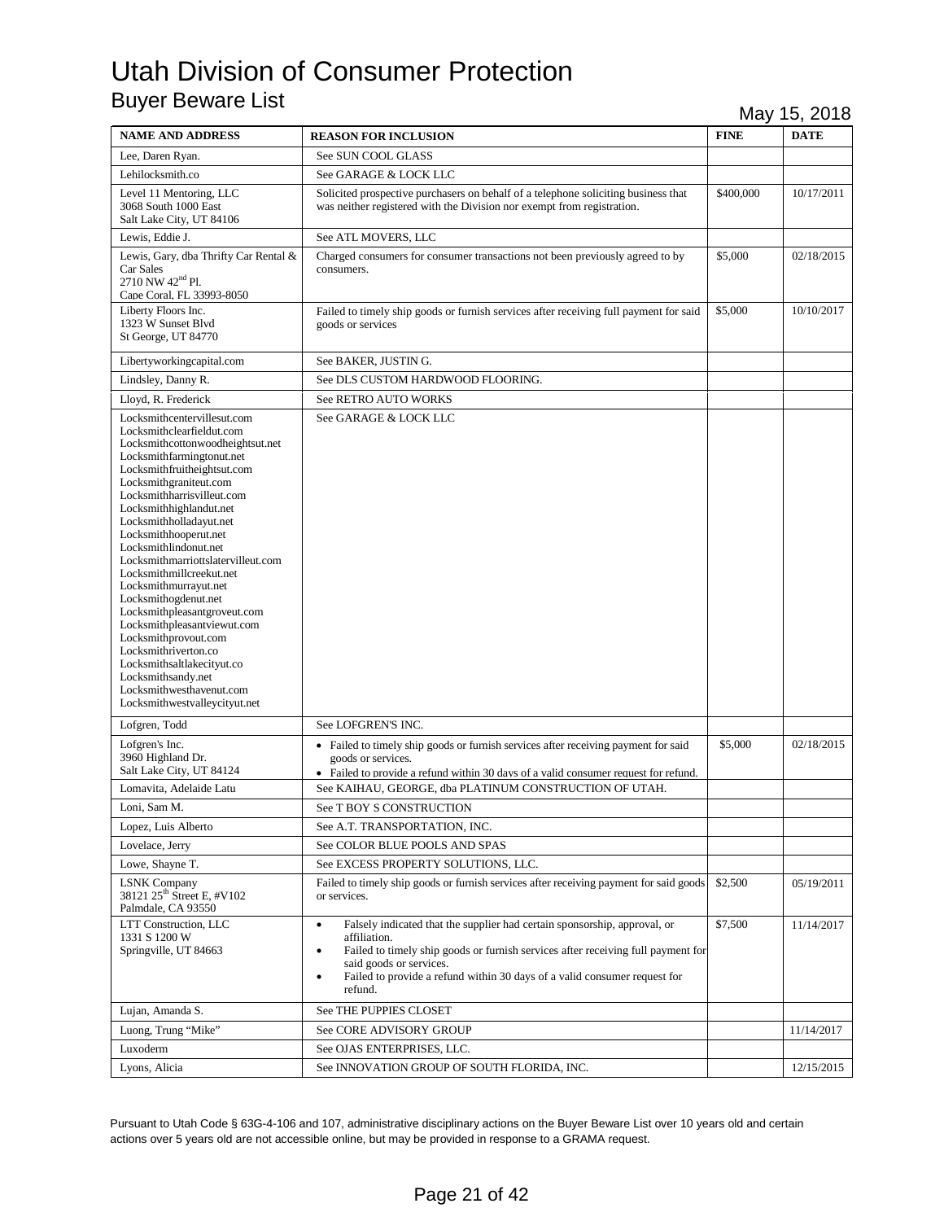# Utah Division of Consumer Protection

## Buyer Beware List

May 15, 2018

| NAME AND ADDRESS | REASON FOR INCLUSION | FINE | DATE |
|---|---|---|---|
| Lee, Daren Ryan. | See SUN COOL GLASS | | |
| Lehilocksmith.co | See GARAGE & LOCK LLC | | |
| Level 11 Mentoring, LLC<br>3068 South 1000 East<br>Salt Lake City, UT 84106 | Solicited prospective purchasers on behalf of a telephone soliciting business that was neither registered with the Division nor exempt from registration. | \$400,000 | 10/17/2011 |
| Lewis, Eddie J. | See ATL MOVERS, LLC | | |
| Lewis, Gary, dba Thrifty Car Rental & Car Sales<br>2710 NW 42nd Pl.<br>Cape Coral, FL 33993-8050 | Charged consumers for consumer transactions not been previously agreed to by consumers. | \$5,000 | 02/18/2015 |
| Liberty Floors Inc.<br>1323 W Sunset Blvd<br>St George, UT 84770 | Failed to timely ship goods or furnish services after receiving full payment for said goods or services | \$5,000 | 10/10/2017 |
| Libertyworkingcapital.com | See BAKER, JUSTIN G. | | |
| Lindsley, Danny R. | See DLS CUSTOM HARDWOOD FLOORING. | | |
| Lloyd, R. Frederick | See RETRO AUTO WORKS | | |
| Locksmithcentervillesut.com<br>Locksmithclearfieldut.com<br>Locksmithcottonwoodheightsut.net<br>Locksmithfarmingtonut.net<br>Locksmithfruitheightsut.com<br>Locksmithgraniteut.com<br>Locksmithharrisvilleut.com<br>Locksmithhighlandut.net<br>Locksmithholladayut.net<br>Locksmithhooperut.net<br>Locksmithlindonut.net<br>Locksmithmarriottslatervilleut.com<br>Locksmithmillcreekut.net<br>Locksmithmurrayut.net<br>Locksmithogdenut.net<br>Locksmithpleasantgroveut.com<br>Locksmithpleasantviewut.com<br>Locksmithprovout.com<br>Locksmithriverton.co<br>Locksmithsaltlakecityut.co<br>Locksmithsandy.net<br>Locksmithwesthavenut.com<br>Locksmithwestvalleycityut.net | See GARAGE & LOCK LLC | | |
| Lofgren, Todd | See LOFGREN'S INC. | | |
| Lofgren's Inc.<br>3960 Highland Dr.<br>Salt Lake City, UT 84124 | • Failed to timely ship goods or furnish services after receiving payment for said goods or services.<br>• Failed to provide a refund within 30 days of a valid consumer request for refund. | \$5,000 | 02/18/2015 |
| Lomavita, Adelaide Latu | See KAIHAU, GEORGE, dba PLATINUM CONSTRUCTION OF UTAH. | | |
| Loni, Sam M. | See T BOY S CONSTRUCTION | | |
| Lopez, Luis Alberto | See A.T. TRANSPORTATION, INC. | | |
| Lovelace, Jerry | See COLOR BLUE POOLS AND SPAS | | |
| Lowe, Shayne T. | See EXCESS PROPERTY SOLUTIONS, LLC. | | |
| LSNK Company<br>38121 25th Street E, #V102<br>Palmdale, CA 93550 | Failed to timely ship goods or furnish services after receiving payment for said goods or services. | \$2,500 | 05/19/2011 |
| LTT Construction, LLC<br>1331 S 1200 W<br>Springville, UT 84663 | • Falsely indicated that the supplier had certain sponsorship, approval, or affiliation.<br>• Failed to timely ship goods or furnish services after receiving full payment for said goods or services.<br>• Failed to provide a refund within 30 days of a valid consumer request for refund. | \$7,500 | 11/14/2017 |
| Lujan, Amanda S. | See THE PUPPIES CLOSET | | |
| Luong, Trung "Mike" | See CORE ADVISORY GROUP | | 11/14/2017 |
| Luxoderm | See OJAS ENTERPRISES, LLC. | | |
| Lyons, Alicia | See INNOVATION GROUP OF SOUTH FLORIDA, INC. | | 12/15/2015 |

Pursuant to Utah Code § 63G-4-106 and 107, administrative disciplinary actions on the Buyer Beware List over 10 years old and certain actions over 5 years old are not accessible online, but may be provided in response to a GRAMA request.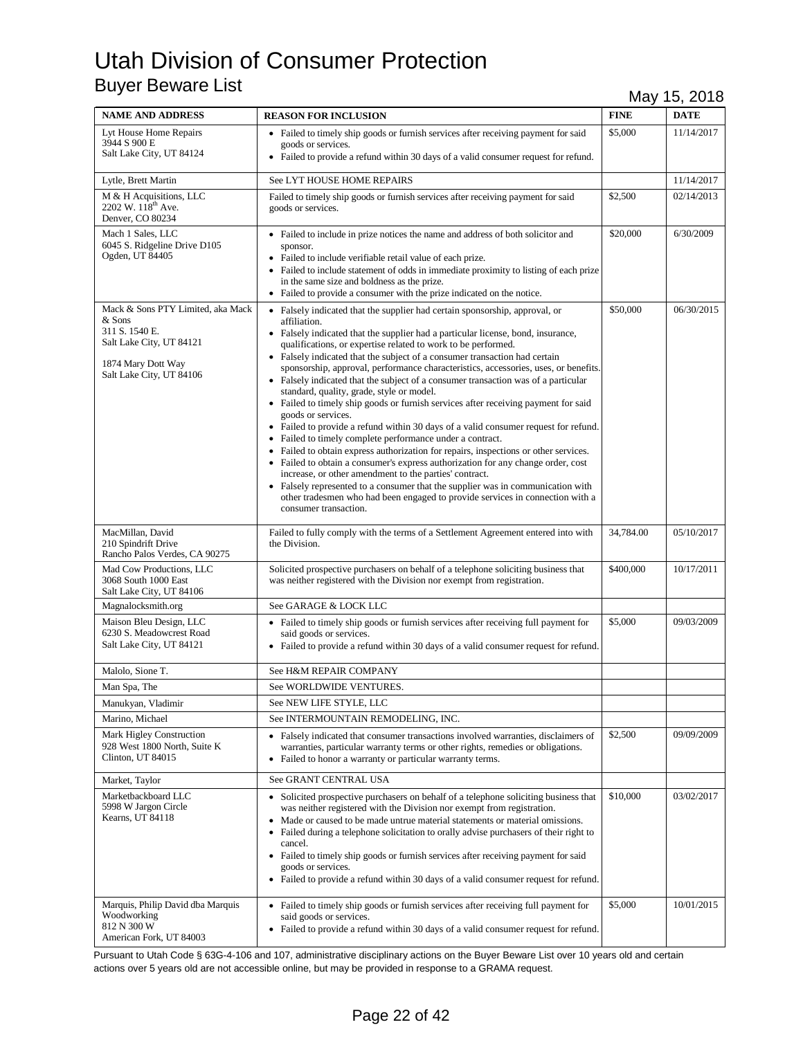# Utah Division of Consumer Protection

## Buyer Beware List

May 15, 2018

| NAME AND ADDRESS | REASON FOR INCLUSION | FINE | DATE |
|---|---|---|---|
| Lyt House Home Repairs<br>3944 S 900 E<br>Salt Lake City, UT 84124 | • Failed to timely ship goods or furnish services after receiving payment for said goods or services.<br>• Failed to provide a refund within 30 days of a valid consumer request for refund. | \$5,000 | 11/14/2017 |
| Lytle, Brett Martin | See LYT HOUSE HOME REPAIRS | | 11/14/2017 |
| M & H Acquisitions, LLC<br>2202 W. 118th Ave.<br>Denver, CO 80234 | Failed to timely ship goods or furnish services after receiving payment for said goods or services. | \$2,500 | 02/14/2013 |
| Mach 1 Sales, LLC<br>6045 S. Ridgeline Drive D105<br>Ogden, UT 84405 | • Failed to include in prize notices the name and address of both solicitor and sponsor.<br>• Failed to include verifiable retail value of each prize.<br>• Failed to include statement of odds in immediate proximity to listing of each prize in the same size and boldness as the prize.<br>• Failed to provide a consumer with the prize indicated on the notice. | \$20,000 | 6/30/2009 |
| Mack & Sons PTY Limited, aka Mack & Sons<br>311 S. 1540 E.<br>Salt Lake City, UT 84121<br><br>1874 Mary Dott Way<br>Salt Lake City, UT 84106 | • Falsely indicated that the supplier had certain sponsorship, approval, or affiliation.<br>• Falsely indicated that the supplier had a particular license, bond, insurance, qualifications, or expertise related to work to be performed.<br>• Falsely indicated that the subject of a consumer transaction had certain sponsorship, approval, performance characteristics, accessories, uses, or benefits.<br>• Falsely indicated that the subject of a consumer transaction was of a particular standard, quality, grade, style or model.<br>• Failed to timely ship goods or furnish services after receiving payment for said goods or services.<br>• Failed to provide a refund within 30 days of a valid consumer request for refund.<br>• Failed to timely complete performance under a contract.<br>• Failed to obtain express authorization for repairs, inspections or other services.<br>• Failed to obtain a consumer's express authorization for any change order, cost increase, or other amendment to the parties' contract.<br>• Falsely represented to a consumer that the supplier was in communication with other tradesmen who had been engaged to provide services in connection with a consumer transaction. | \$50,000 | 06/30/2015 |
| MacMillan, David<br>210 Spindrift Drive<br>Rancho Palos Verdes, CA 90275 | Failed to fully comply with the terms of a Settlement Agreement entered into with the Division. | 34,784.00 | 05/10/2017 |
| Mad Cow Productions, LLC<br>3068 South 1000 East<br>Salt Lake City, UT 84106 | Solicited prospective purchasers on behalf of a telephone soliciting business that was neither registered with the Division nor exempt from registration. | \$400,000 | 10/17/2011 |
| Magnalocksmith.org | See GARAGE & LOCK LLC | | |
| Maison Bleu Design, LLC<br>6230 S. Meadowcrest Road<br>Salt Lake City, UT 84121 | • Failed to timely ship goods or furnish services after receiving full payment for said goods or services.<br>• Failed to provide a refund within 30 days of a valid consumer request for refund. | \$5,000 | 09/03/2009 |
| Malolo, Sione T. | See H&M REPAIR COMPANY | | |
| Man Spa, The | See WORLDWIDE VENTURES. | | |
| Manukyan, Vladimir | See NEW LIFE STYLE, LLC | | |
| Marino, Michael | See INTERMOUNTAIN REMODELING, INC. | | |
| Mark Higley Construction<br>928 West 1800 North, Suite K<br>Clinton, UT 84015 | • Falsely indicated that consumer transactions involved warranties, disclaimers of warranties, particular warranty terms or other rights, remedies or obligations.<br>• Failed to honor a warranty or particular warranty terms. | \$2,500 | 09/09/2009 |
| Market, Taylor | See GRANT CENTRAL USA | | |
| Marketbackboard LLC<br>5998 W Jargon Circle<br>Kearns, UT 84118 | • Solicited prospective purchasers on behalf of a telephone soliciting business that was neither registered with the Division nor exempt from registration.<br>• Made or caused to be made untrue material statements or material omissions.<br>• Failed during a telephone solicitation to orally advise purchasers of their right to cancel.<br>• Failed to timely ship goods or furnish services after receiving payment for said goods or services.<br>• Failed to provide a refund within 30 days of a valid consumer request for refund. | \$10,000 | 03/02/2017 |
| Marquis, Philip David dba Marquis Woodworking<br>812 N 300 W<br>American Fork, UT 84003 | • Failed to timely ship goods or furnish services after receiving full payment for said goods or services.<br>• Failed to provide a refund within 30 days of a valid consumer request for refund. | \$5,000 | 10/01/2015 |

Pursuant to Utah Code § 63G-4-106 and 107, administrative disciplinary actions on the Buyer Beware List over 10 years old and certain actions over 5 years old are not accessible online, but may be provided in response to a GRAMA request.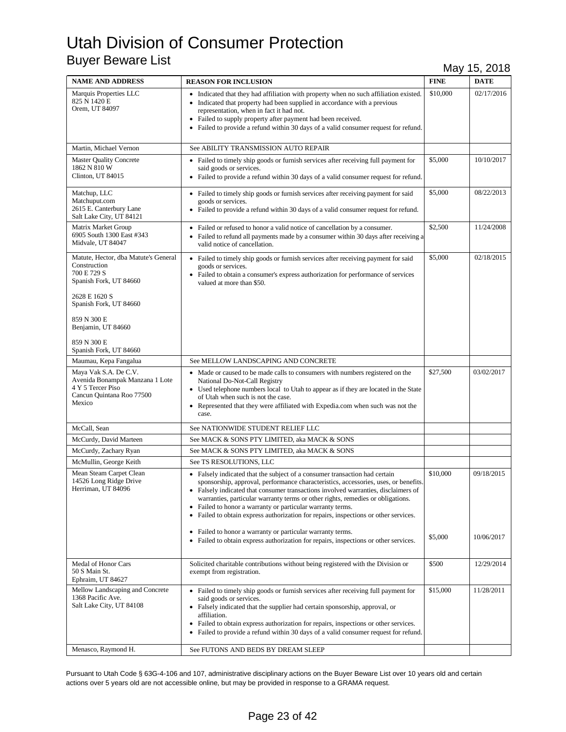# Utah Division of Consumer Protection

## Buyer Beware List

May 15, 2018

| NAME AND ADDRESS | REASON FOR INCLUSION | FINE | DATE |
|---|---|---|---|
| Marquis Properties LLC<br>825 N 1420 E<br>Orem, UT 84097 | • Indicated that they had affiliation with property when no such affiliation existed.<br>• Indicated that property had been supplied in accordance with a previous representation, when in fact it had not.<br>• Failed to supply property after payment had been received.<br>• Failed to provide a refund within 30 days of a valid consumer request for refund. | $10,000 | 02/17/2016 |
| Martin, Michael Vernon | See ABILITY TRANSMISSION AUTO REPAIR | | |
| Master Quality Concrete<br>1862 N 810 W<br>Clinton, UT 84015 | • Failed to timely ship goods or furnish services after receiving full payment for said goods or services.<br>• Failed to provide a refund within 30 days of a valid consumer request for refund. | $5,000 | 10/10/2017 |
| Matchup, LLC<br>Matchuput.com<br>2615 E. Canterbury Lane<br>Salt Lake City, UT 84121 | • Failed to timely ship goods or furnish services after receiving payment for said goods or services.<br>• Failed to provide a refund within 30 days of a valid consumer request for refund. | $5,000 | 08/22/2013 |
| Matrix Market Group<br>6905 South 1300 East #343<br>Midvale, UT 84047 | • Failed or refused to honor a valid notice of cancellation by a consumer.<br>• Failed to refund all payments made by a consumer within 30 days after receiving a valid notice of cancellation. | $2,500 | 11/24/2008 |
| Matute, Hector, dba Matute's General Construction<br>700 E 729 S<br>Spanish Fork, UT 84660<br><br>2628 E 1620 S<br>Spanish Fork, UT 84660<br><br>859 N 300 E<br>Benjamin, UT 84660<br><br>859 N 300 E<br>Spanish Fork, UT 84660 | • Failed to timely ship goods or furnish services after receiving payment for said goods or services.<br>• Failed to obtain a consumer's express authorization for performance of services valued at more than $50. | $5,000 | 02/18/2015 |
| Maumau, Kepa Fangalua | See MELLOW LANDSCAPING AND CONCRETE | | |
| Maya Vak S.A. De C.V.<br>Avenida Bonampak Manzana 1 Lote 4 Y 5 Tercer Piso<br>Cancun Quintana Roo 77500<br>Mexico | • Made or caused to be made calls to consumers with numbers registered on the National Do-Not-Call Registry<br>• Used telephone numbers local to Utah to appear as if they are located in the State of Utah when such is not the case.<br>• Represented that they were affiliated with Expedia.com when such was not the case. | $27,500 | 03/02/2017 |
| McCall, Sean | See NATIONWIDE STUDENT RELIEF LLC | | |
| McCurdy, David Marteen | See MACK & SONS PTY LIMITED, aka MACK & SONS | | |
| McCurdy, Zachary Ryan | See MACK & SONS PTY LIMITED, aka MACK & SONS | | |
| McMullin, George Keith | See TS RESOLUTIONS, LLC | | |
| Mean Steam Carpet Clean<br>14526 Long Ridge Drive<br>Herriman, UT 84096 | • Falsely indicated that the subject of a consumer transaction had certain sponsorship, approval, performance characteristics, accessories, uses, or benefits.<br>• Falsely indicated that consumer transactions involved warranties, disclaimers of warranties, particular warranty terms or other rights, remedies or obligations.<br>• Failed to honor a warranty or particular warranty terms.<br>• Failed to obtain express authorization for repairs, inspections or other services.<br><br>• Failed to honor a warranty or particular warranty terms.<br>• Failed to obtain express authorization for repairs, inspections or other services. | $10,000<br><br><br><br><br><br>$5,000 | 09/18/2015<br><br><br><br><br><br>10/06/2017 |
| Medal of Honor Cars<br>50 S Main St.<br>Ephraim, UT 84627 | Solicited charitable contributions without being registered with the Division or exempt from registration. | $500 | 12/29/2014 |
| Mellow Landscaping and Concrete<br>1368 Pacific Ave.<br>Salt Lake City, UT 84108 | • Failed to timely ship goods or furnish services after receiving full payment for said goods or services.<br>• Falsely indicated that the supplier had certain sponsorship, approval, or affiliation.<br>• Failed to obtain express authorization for repairs, inspections or other services.<br>• Failed to provide a refund within 30 days of a valid consumer request for refund. | $15,000 | 11/28/2011 |
| Menasco, Raymond H. | See FUTONS AND BEDS BY DREAM SLEEP | | |

Pursuant to Utah Code § 63G-4-106 and 107, administrative disciplinary actions on the Buyer Beware List over 10 years old and certain actions over 5 years old are not accessible online, but may be provided in response to a GRAMA request.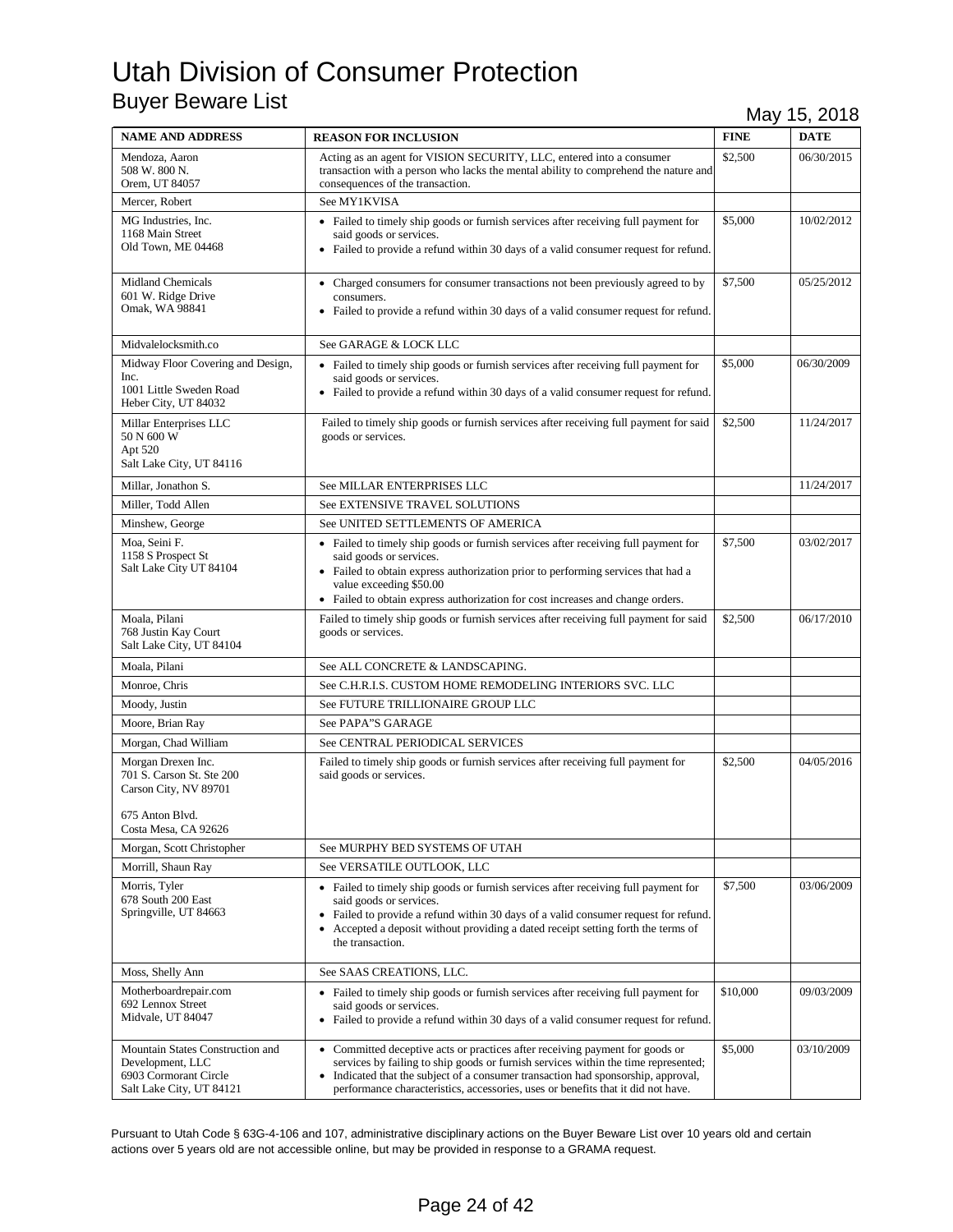# Utah Division of Consumer Protection

## Buyer Beware List

May 15, 2018

| NAME AND ADDRESS | REASON FOR INCLUSION | FINE | DATE |
|---|---|---|---|
| Mendoza, Aaron<br>508 W. 800 N.<br>Orem, UT 84057 | Acting as an agent for VISION SECURITY, LLC, entered into a consumer transaction with a person who lacks the mental ability to comprehend the nature and consequences of the transaction. | $2,500 | 06/30/2015 |
| Mercer, Robert | See MY1KVISA | | |
| MG Industries, Inc.<br>1168 Main Street<br>Old Town, ME 04468 | • Failed to timely ship goods or furnish services after receiving full payment for said goods or services.<br>• Failed to provide a refund within 30 days of a valid consumer request for refund. | $5,000 | 10/02/2012 |
| Midland Chemicals<br>601 W. Ridge Drive<br>Omak, WA 98841 | • Charged consumers for consumer transactions not been previously agreed to by consumers.<br>• Failed to provide a refund within 30 days of a valid consumer request for refund. | $7,500 | 05/25/2012 |
| Midvalelocksmith.co | See GARAGE & LOCK LLC | | |
| Midway Floor Covering and Design, Inc.<br>1001 Little Sweden Road<br>Heber City, UT 84032 | • Failed to timely ship goods or furnish services after receiving full payment for said goods or services.<br>• Failed to provide a refund within 30 days of a valid consumer request for refund. | $5,000 | 06/30/2009 |
| Millar Enterprises LLC<br>50 N 600 W<br>Apt 520<br>Salt Lake City, UT 84116 | Failed to timely ship goods or furnish services after receiving full payment for said goods or services. | $2,500 | 11/24/2017 |
| Millar, Jonathon S. | See MILLAR ENTERPRISES LLC | | 11/24/2017 |
| Miller, Todd Allen | See EXTENSIVE TRAVEL SOLUTIONS | | |
| Minshew, George | See UNITED SETTLEMENTS OF AMERICA | | |
| Moa, Seini F.<br>1158 S Prospect St<br>Salt Lake City UT 84104 | • Failed to timely ship goods or furnish services after receiving full payment for said goods or services.<br>• Failed to obtain express authorization prior to performing services that had a value exceeding $50.00<br>• Failed to obtain express authorization for cost increases and change orders. | $7,500 | 03/02/2017 |
| Moala, Pilani<br>768 Justin Kay Court<br>Salt Lake City, UT 84104 | Failed to timely ship goods or furnish services after receiving full payment for said goods or services. | $2,500 | 06/17/2010 |
| Moala, Pilani | See ALL CONCRETE & LANDSCAPING. | | |
| Monroe, Chris | See C.H.R.I.S. CUSTOM HOME REMODELING INTERIORS SVC. LLC | | |
| Moody, Justin | See FUTURE TRILLIONAIRE GROUP LLC | | |
| Moore, Brian Ray | See PAPA"S GARAGE | | |
| Morgan, Chad William | See CENTRAL PERIODICAL SERVICES | | |
| Morgan Drexen Inc.<br>701 S. Carson St. Ste 200<br>Carson City, NV 89701<br><br>675 Anton Blvd.<br>Costa Mesa, CA 92626 | Failed to timely ship goods or furnish services after receiving full payment for said goods or services. | $2,500 | 04/05/2016 |
| Morgan, Scott Christopher | See MURPHY BED SYSTEMS OF UTAH | | |
| Morrill, Shaun Ray | See VERSATILE OUTLOOK, LLC | | |
| Morris, Tyler<br>678 South 200 East<br>Springville, UT 84663 | • Failed to timely ship goods or furnish services after receiving full payment for said goods or services.<br>• Failed to provide a refund within 30 days of a valid consumer request for refund.<br>• Accepted a deposit without providing a dated receipt setting forth the terms of the transaction. | $7,500 | 03/06/2009 |
| Moss, Shelly Ann | See SAAS CREATIONS, LLC. | | |
| Motherboardrepair.com<br>692 Lennox Street<br>Midvale, UT 84047 | • Failed to timely ship goods or furnish services after receiving full payment for said goods or services.<br>• Failed to provide a refund within 30 days of a valid consumer request for refund. | $10,000 | 09/03/2009 |
| Mountain States Construction and Development, LLC<br>6903 Cormorant Circle<br>Salt Lake City, UT 84121 | • Committed deceptive acts or practices after receiving payment for goods or services by failing to ship goods or furnish services within the time represented;<br>• Indicated that the subject of a consumer transaction had sponsorship, approval, performance characteristics, accessories, uses or benefits that it did not have. | $5,000 | 03/10/2009 |

Pursuant to Utah Code § 63G-4-106 and 107, administrative disciplinary actions on the Buyer Beware List over 10 years old and certain actions over 5 years old are not accessible online, but may be provided in response to a GRAMA request.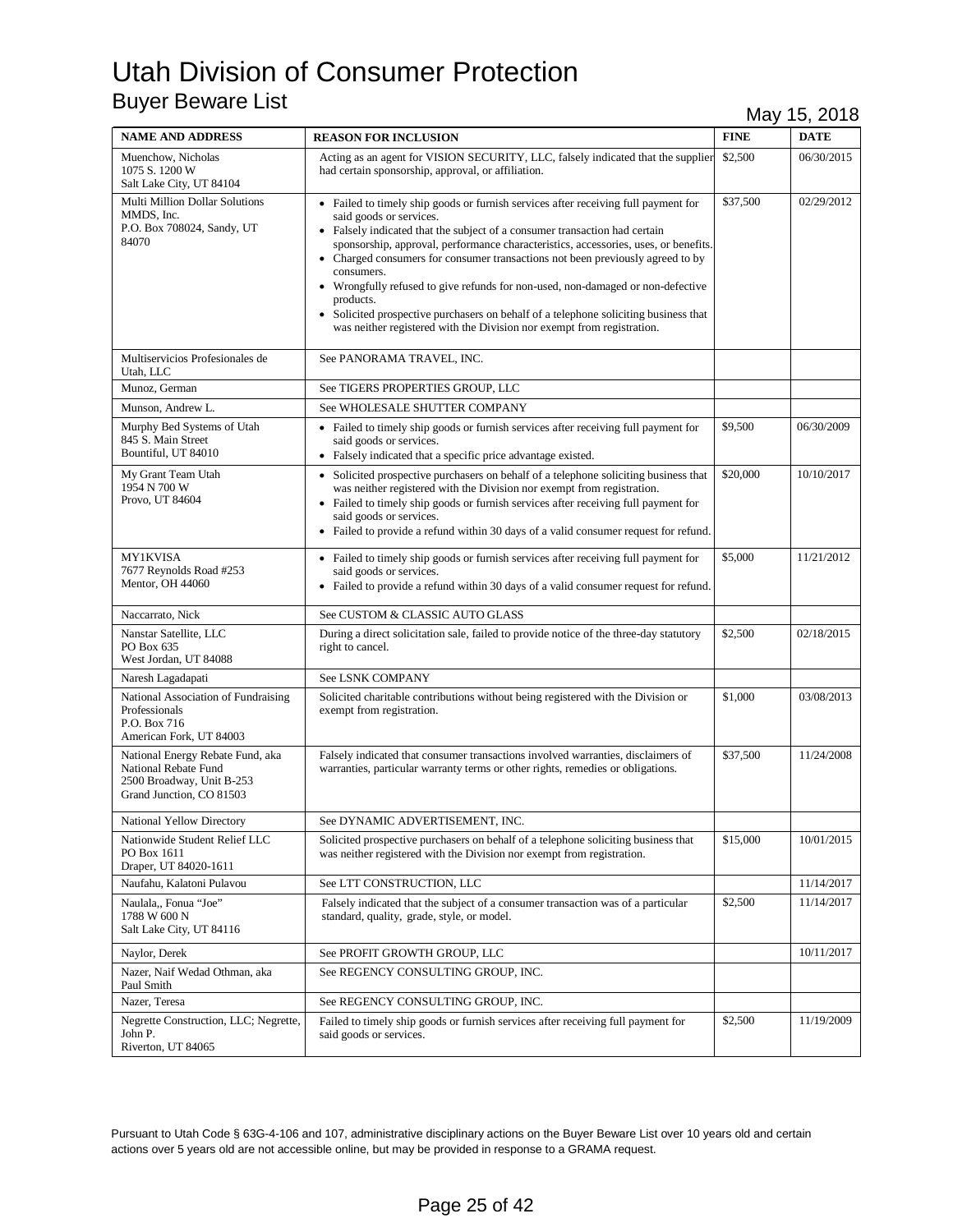# Utah Division of Consumer Protection

## Buyer Beware List

May 15, 2018

| NAME AND ADDRESS | REASON FOR INCLUSION | FINE | DATE |
|---|---|---|---|
| Muenchow, Nicholas<br>1075 S. 1200 W<br>Salt Lake City, UT 84104 | Acting as an agent for VISION SECURITY, LLC, falsely indicated that the supplier had certain sponsorship, approval, or affiliation. | $2,500 | 06/30/2015 |
| Multi Million Dollar Solutions<br>MMDS, Inc.<br>P.O. Box 708024, Sandy, UT 84070 | • Failed to timely ship goods or furnish services after receiving full payment for said goods or services.<br>• Falsely indicated that the subject of a consumer transaction had certain sponsorship, approval, performance characteristics, accessories, uses, or benefits.<br>• Charged consumers for consumer transactions not been previously agreed to by consumers.<br>• Wrongfully refused to give refunds for non-used, non-damaged or non-defective products.<br>• Solicited prospective purchasers on behalf of a telephone soliciting business that was neither registered with the Division nor exempt from registration. | $37,500 | 02/29/2012 |
| Multiservicios Profesionales de Utah, LLC | See PANORAMA TRAVEL, INC. | | |
| Munoz, German | See TIGERS PROPERTIES GROUP, LLC | | |
| Munson, Andrew L. | See WHOLESALE SHUTTER COMPANY | | |
| Murphy Bed Systems of Utah<br>845 S. Main Street<br>Bountiful, UT 84010 | • Failed to timely ship goods or furnish services after receiving full payment for said goods or services.<br>• Falsely indicated that a specific price advantage existed. | $9,500 | 06/30/2009 |
| My Grant Team Utah<br>1954 N 700 W<br>Provo, UT 84604 | • Solicited prospective purchasers on behalf of a telephone soliciting business that was neither registered with the Division nor exempt from registration.<br>• Failed to timely ship goods or furnish services after receiving full payment for said goods or services.<br>• Failed to provide a refund within 30 days of a valid consumer request for refund. | $20,000 | 10/10/2017 |
| MY1KVISA<br>7677 Reynolds Road #253<br>Mentor, OH 44060 | • Failed to timely ship goods or furnish services after receiving full payment for said goods or services.<br>• Failed to provide a refund within 30 days of a valid consumer request for refund. | $5,000 | 11/21/2012 |
| Naccarrato, Nick | See CUSTOM & CLASSIC AUTO GLASS | | |
| Nanstar Satellite, LLC<br>PO Box 635<br>West Jordan, UT 84088 | During a direct solicitation sale, failed to provide notice of the three-day statutory right to cancel. | $2,500 | 02/18/2015 |
| Naresh Lagadapati | See LSNK COMPANY | | |
| National Association of Fundraising Professionals<br>P.O. Box 716<br>American Fork, UT 84003 | Solicited charitable contributions without being registered with the Division or exempt from registration. | $1,000 | 03/08/2013 |
| National Energy Rebate Fund, aka National Rebate Fund<br>2500 Broadway, Unit B-253<br>Grand Junction, CO 81503 | Falsely indicated that consumer transactions involved warranties, disclaimers of warranties, particular warranty terms or other rights, remedies or obligations. | $37,500 | 11/24/2008 |
| National Yellow Directory | See DYNAMIC ADVERTISEMENT, INC. | | |
| Nationwide Student Relief LLC<br>PO Box 1611<br>Draper, UT 84020-1611 | Solicited prospective purchasers on behalf of a telephone soliciting business that was neither registered with the Division nor exempt from registration. | $15,000 | 10/01/2015 |
| Naufahu, Kalatoni Pulavou | See LTT CONSTRUCTION, LLC | | 11/14/2017 |
| Naulala,, Fonua "Joe"<br>1788 W 600 N<br>Salt Lake City, UT 84116 | Falsely indicated that the subject of a consumer transaction was of a particular standard, quality, grade, style, or model. | $2,500 | 11/14/2017 |
| Naylor, Derek | See PROFIT GROWTH GROUP, LLC | | 10/11/2017 |
| Nazer, Naif Wedad Othman, aka Paul Smith | See REGENCY CONSULTING GROUP, INC. | | |
| Nazer, Teresa | See REGENCY CONSULTING GROUP, INC. | | |
| Negrette Construction, LLC; Negrette, John P.<br>Riverton, UT 84065 | Failed to timely ship goods or furnish services after receiving full payment for said goods or services. | $2,500 | 11/19/2009 |

Pursuant to Utah Code § 63G-4-106 and 107, administrative disciplinary actions on the Buyer Beware List over 10 years old and certain actions over 5 years old are not accessible online, but may be provided in response to a GRAMA request.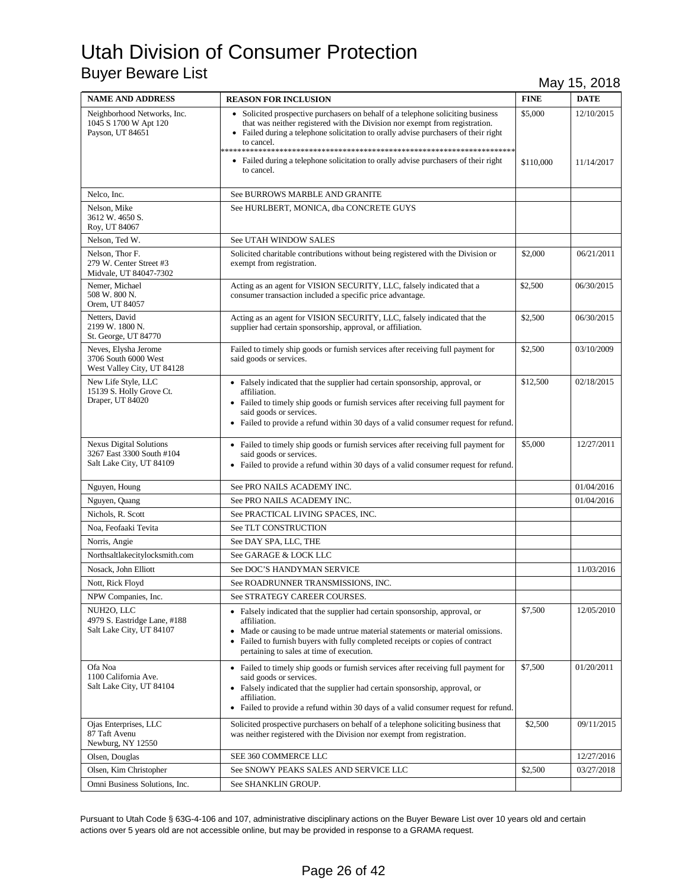# Utah Division of Consumer Protection

## Buyer Beware List

May 15, 2018

| NAME AND ADDRESS | REASON FOR INCLUSION | FINE | DATE |
|---|---|---|---|
| Neighborhood Networks, Inc.<br>1045 S 1700 W Apt 120<br>Payson, UT 84651 | • Solicited prospective purchasers on behalf of a telephone soliciting business that was neither registered with the Division nor exempt from registration.<br>• Failed during a telephone solicitation to orally advise purchasers of their right to cancel.<br>**************************************************************************<br>• Failed during a telephone solicitation to orally advise purchasers of their right to cancel. | $5,000<br><br>$110,000 | 12/10/2015<br><br>11/14/2017 |
| Nelco, Inc. | See BURROWS MARBLE AND GRANITE | | |
| Nelson, Mike<br>3612 W. 4650 S.<br>Roy, UT 84067 | See HURLBERT, MONICA, dba CONCRETE GUYS | | |
| Nelson, Ted W. | See UTAH WINDOW SALES | | |
| Nelson, Thor F.<br>279 W. Center Street #3<br>Midvale, UT 84047-7302 | Solicited charitable contributions without being registered with the Division or exempt from registration. | $2,000 | 06/21/2011 |
| Nemer, Michael<br>508 W. 800 N.<br>Orem, UT 84057 | Acting as an agent for VISION SECURITY, LLC, falsely indicated that a consumer transaction included a specific price advantage. | $2,500 | 06/30/2015 |
| Netters, David<br>2199 W. 1800 N.<br>St. George, UT 84770 | Acting as an agent for VISION SECURITY, LLC, falsely indicated that the supplier had certain sponsorship, approval, or affiliation. | $2,500 | 06/30/2015 |
| Neves, Elysha Jerome<br>3706 South 6000 West<br>West Valley City, UT 84128 | Failed to timely ship goods or furnish services after receiving full payment for said goods or services. | $2,500 | 03/10/2009 |
| New Life Style, LLC<br>15139 S. Holly Grove Ct.<br>Draper, UT 84020 | • Falsely indicated that the supplier had certain sponsorship, approval, or affiliation.<br>• Failed to timely ship goods or furnish services after receiving full payment for said goods or services.<br>• Failed to provide a refund within 30 days of a valid consumer request for refund. | $12,500 | 02/18/2015 |
| Nexus Digital Solutions<br>3267 East 3300 South #104<br>Salt Lake City, UT 84109 | • Failed to timely ship goods or furnish services after receiving full payment for said goods or services.<br>• Failed to provide a refund within 30 days of a valid consumer request for refund. | $5,000 | 12/27/2011 |
| Nguyen, Houng | See PRO NAILS ACADEMY INC. | | 01/04/2016 |
| Nguyen, Quang | See PRO NAILS ACADEMY INC. | | 01/04/2016 |
| Nichols, R. Scott | See PRACTICAL LIVING SPACES, INC. | | |
| Noa, Feofaaki Tevita | See TLT CONSTRUCTION | | |
| Norris, Angie | See DAY SPA, LLC, THE | | |
| Northsaltlakecitylocksmith.com | See GARAGE & LOCK LLC | | |
| Nosack, John Elliott | See DOC'S HANDYMAN SERVICE | | 11/03/2016 |
| Nott, Rick Floyd | See ROADRUNNER TRANSMISSIONS, INC. | | |
| NPW Companies, Inc. | See STRATEGY CAREER COURSES. | | |
| NUH2O, LLC<br>4979 S. Eastridge Lane, #188<br>Salt Lake City, UT 84107 | • Falsely indicated that the supplier had certain sponsorship, approval, or affiliation.<br>• Made or causing to be made untrue material statements or material omissions.<br>• Failed to furnish buyers with fully completed receipts or copies of contract pertaining to sales at time of execution. | $7,500 | 12/05/2010 |
| Ofa Noa<br>1100 California Ave.<br>Salt Lake City, UT 84104 | • Failed to timely ship goods or furnish services after receiving full payment for said goods or services.<br>• Falsely indicated that the supplier had certain sponsorship, approval, or affiliation.<br>• Failed to provide a refund within 30 days of a valid consumer request for refund. | $7,500 | 01/20/2011 |
| Ojas Enterprises, LLC<br>87 Taft Avenu<br>Newburg, NY 12550 | Solicited prospective purchasers on behalf of a telephone soliciting business that was neither registered with the Division nor exempt from registration. | $2,500 | 09/11/2015 |
| Olsen, Douglas | SEE 360 COMMERCE LLC | | 12/27/2016 |
| Olsen, Kim Christopher | See SNOWY PEAKS SALES AND SERVICE LLC | $2,500 | 03/27/2018 |
| Omni Business Solutions, Inc. | See SHANKLIN GROUP. | | |

Pursuant to Utah Code § 63G-4-106 and 107, administrative disciplinary actions on the Buyer Beware List over 10 years old and certain actions over 5 years old are not accessible online, but may be provided in response to a GRAMA request.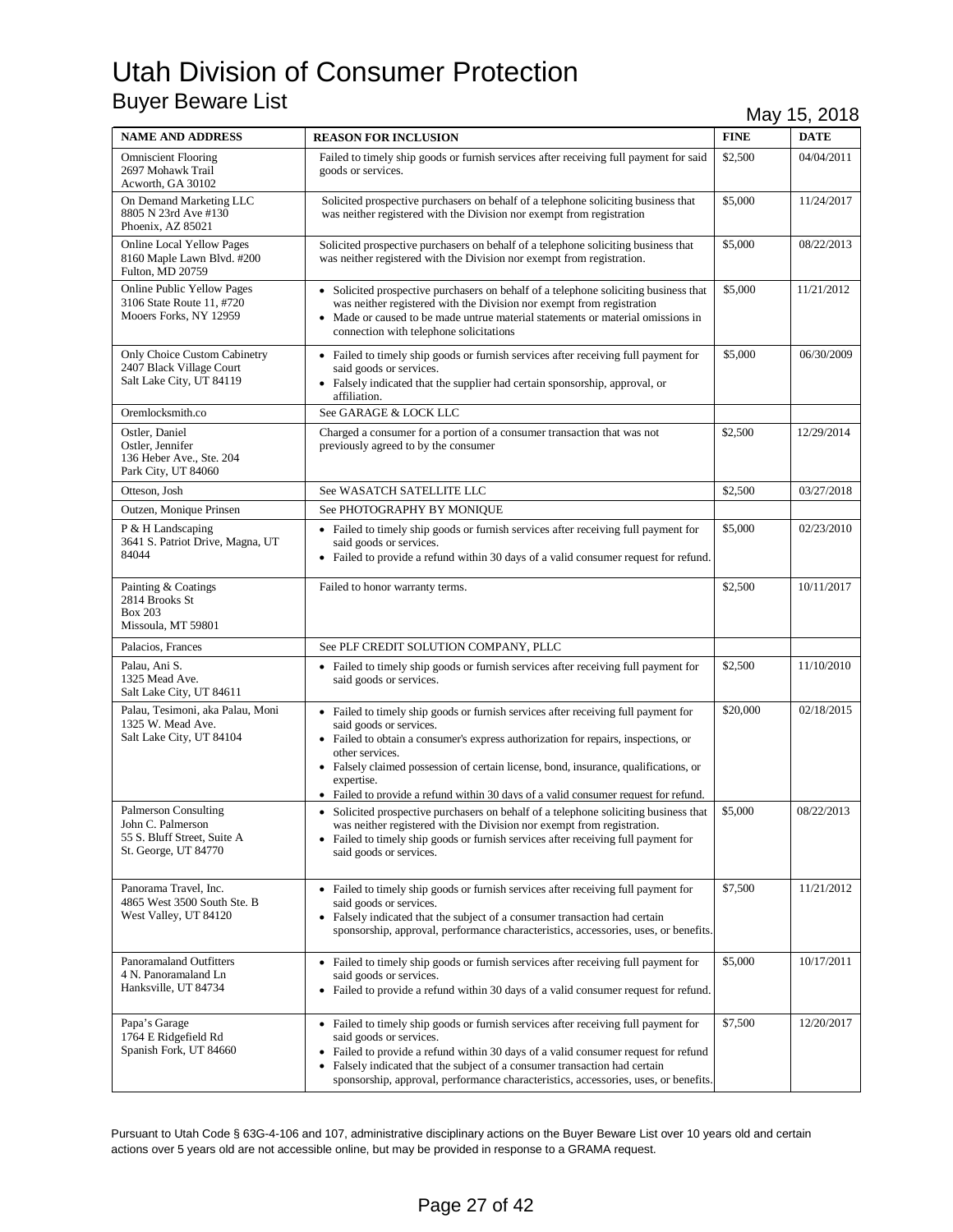# Utah Division of Consumer Protection

## Buyer Beware List

May 15, 2018

| NAME AND ADDRESS | REASON FOR INCLUSION | FINE | DATE |
|---|---|---|---|
| Omniscient Flooring<br>2697 Mohawk Trail<br>Acworth, GA 30102 | Failed to timely ship goods or furnish services after receiving full payment for said goods or services. | $2,500 | 04/04/2011 |
| On Demand Marketing LLC<br>8805 N 23rd Ave #130<br>Phoenix, AZ 85021 | Solicited prospective purchasers on behalf of a telephone soliciting business that was neither registered with the Division nor exempt from registration | $5,000 | 11/24/2017 |
| Online Local Yellow Pages<br>8160 Maple Lawn Blvd. #200<br>Fulton, MD 20759 | Solicited prospective purchasers on behalf of a telephone soliciting business that was neither registered with the Division nor exempt from registration. | $5,000 | 08/22/2013 |
| Online Public Yellow Pages<br>3106 State Route 11, #720<br>Mooers Forks, NY 12959 | • Solicited prospective purchasers on behalf of a telephone soliciting business that was neither registered with the Division nor exempt from registration<br>• Made or caused to be made untrue material statements or material omissions in connection with telephone solicitations | $5,000 | 11/21/2012 |
| Only Choice Custom Cabinetry<br>2407 Black Village Court<br>Salt Lake City, UT 84119 | • Failed to timely ship goods or furnish services after receiving full payment for said goods or services.<br>• Falsely indicated that the supplier had certain sponsorship, approval, or affiliation. | $5,000 | 06/30/2009 |
| Oremlocksmith.co | See GARAGE & LOCK LLC | | |
| Ostler, Daniel<br>Ostler, Jennifer<br>136 Heber Ave., Ste. 204<br>Park City, UT 84060 | Charged a consumer for a portion of a consumer transaction that was not previously agreed to by the consumer | $2,500 | 12/29/2014 |
| Otteson, Josh | See WASATCH SATELLITE LLC | $2,500 | 03/27/2018 |
| Outzen, Monique Prinsen | See PHOTOGRAPHY BY MONIQUE | | |
| P & H Landscaping<br>3641 S. Patriot Drive, Magna, UT 84044 | • Failed to timely ship goods or furnish services after receiving full payment for said goods or services.<br>• Failed to provide a refund within 30 days of a valid consumer request for refund. | $5,000 | 02/23/2010 |
| Painting & Coatings<br>2814 Brooks St<br>Box 203<br>Missoula, MT 59801 | Failed to honor warranty terms. | $2,500 | 10/11/2017 |
| Palacios, Frances | See PLF CREDIT SOLUTION COMPANY, PLLC | | |
| Palau, Ani S.<br>1325 Mead Ave.<br>Salt Lake City, UT 84611 | • Failed to timely ship goods or furnish services after receiving full payment for said goods or services. | $2,500 | 11/10/2010 |
| Palau, Tesimoni, aka Palau, Moni<br>1325 W. Mead Ave.<br>Salt Lake City, UT 84104 | • Failed to timely ship goods or furnish services after receiving full payment for said goods or services.<br>• Failed to obtain a consumer's express authorization for repairs, inspections, or other services.<br>• Falsely claimed possession of certain license, bond, insurance, qualifications, or expertise.<br>• Failed to provide a refund within 30 days of a valid consumer request for refund. | $20,000 | 02/18/2015 |
| Palmerson Consulting<br>John C. Palmerson<br>55 S. Bluff Street, Suite A<br>St. George, UT 84770 | • Solicited prospective purchasers on behalf of a telephone soliciting business that was neither registered with the Division nor exempt from registration.<br>• Failed to timely ship goods or furnish services after receiving full payment for said goods or services. | $5,000 | 08/22/2013 |
| Panorama Travel, Inc.<br>4865 West 3500 South Ste. B<br>West Valley, UT 84120 | • Failed to timely ship goods or furnish services after receiving full payment for said goods or services.<br>• Falsely indicated that the subject of a consumer transaction had certain sponsorship, approval, performance characteristics, accessories, uses, or benefits. | $7,500 | 11/21/2012 |
| Panoramaland Outfitters<br>4 N. Panoramaland Ln<br>Hanksville, UT 84734 | • Failed to timely ship goods or furnish services after receiving full payment for said goods or services.<br>• Failed to provide a refund within 30 days of a valid consumer request for refund. | $5,000 | 10/17/2011 |
| Papa's Garage<br>1764 E Ridgefield Rd<br>Spanish Fork, UT 84660 | • Failed to timely ship goods or furnish services after receiving full payment for said goods or services.<br>• Failed to provide a refund within 30 days of a valid consumer request for refund<br>• Falsely indicated that the subject of a consumer transaction had certain sponsorship, approval, performance characteristics, accessories, uses, or benefits. | $7,500 | 12/20/2017 |

Pursuant to Utah Code § 63G-4-106 and 107, administrative disciplinary actions on the Buyer Beware List over 10 years old and certain actions over 5 years old are not accessible online, but may be provided in response to a GRAMA request.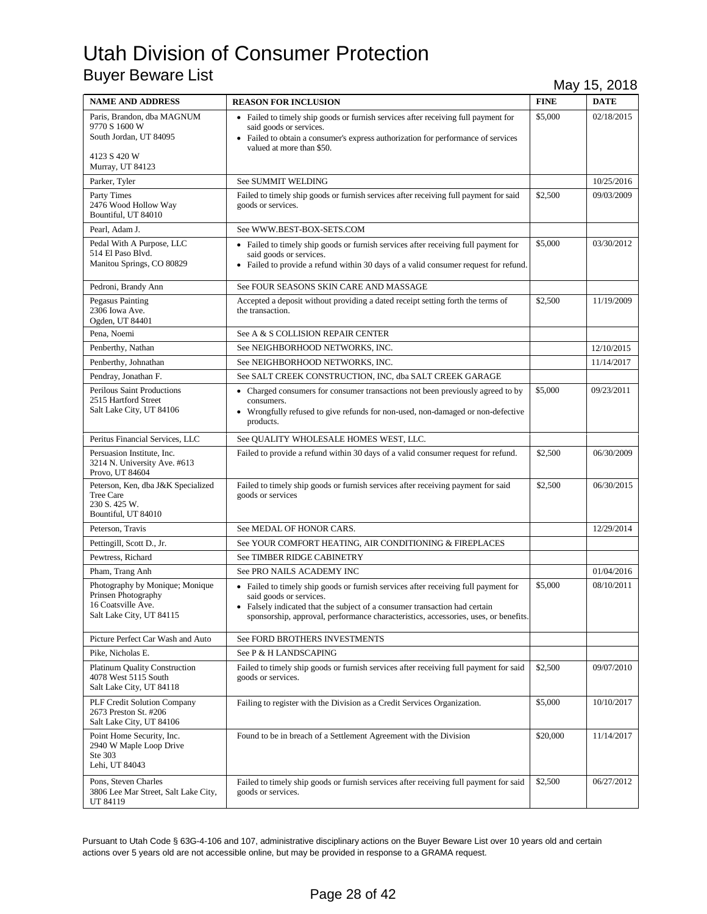# Utah Division of Consumer Protection

## Buyer Beware List

May 15, 2018

| NAME AND ADDRESS | REASON FOR INCLUSION | FINE | DATE |
|---|---|---|---|
| Paris, Brandon, dba MAGNUM<br>9770 S 1600 W<br>South Jordan, UT 84095<br><br>4123 S 420 W<br>Murray, UT 84123 | • Failed to timely ship goods or furnish services after receiving full payment for said goods or services.<br>• Failed to obtain a consumer's express authorization for performance of services valued at more than $50. | $5,000 | 02/18/2015 |
| Parker, Tyler | See SUMMIT WELDING | | 10/25/2016 |
| Party Times<br>2476 Wood Hollow Way<br>Bountiful, UT 84010 | Failed to timely ship goods or furnish services after receiving full payment for said goods or services. | $2,500 | 09/03/2009 |
| Pearl, Adam J. | See WWW.BEST-BOX-SETS.COM | | |
| Pedal With A Purpose, LLC<br>514 El Paso Blvd.<br>Manitou Springs, CO 80829 | • Failed to timely ship goods or furnish services after receiving full payment for said goods or services.<br>• Failed to provide a refund within 30 days of a valid consumer request for refund. | $5,000 | 03/30/2012 |
| Pedroni, Brandy Ann | See FOUR SEASONS SKIN CARE AND MASSAGE | | |
| Pegasus Painting<br>2306 Iowa Ave.<br>Ogden, UT 84401 | Accepted a deposit without providing a dated receipt setting forth the terms of the transaction. | $2,500 | 11/19/2009 |
| Pena, Noemi | See A & S COLLISION REPAIR CENTER | | |
| Penberthy, Nathan | See NEIGHBORHOOD NETWORKS, INC. | | 12/10/2015 |
| Penberthy, Johnathan | See NEIGHBORHOOD NETWORKS, INC. | | 11/14/2017 |
| Pendray, Jonathan F. | See SALT CREEK CONSTRUCTION, INC, dba SALT CREEK GARAGE | | |
| Perilous Saint Productions<br>2515 Hartford Street<br>Salt Lake City, UT 84106 | • Charged consumers for consumer transactions not been previously agreed to by consumers.<br>• Wrongfully refused to give refunds for non-used, non-damaged or non-defective products. | $5,000 | 09/23/2011 |
| Peritus Financial Services, LLC | See QUALITY WHOLESALE HOMES WEST, LLC. | | |
| Persuasion Institute, Inc.<br>3214 N. University Ave. #613<br>Provo, UT 84604 | Failed to provide a refund within 30 days of a valid consumer request for refund. | $2,500 | 06/30/2009 |
| Peterson, Ken, dba J&K Specialized Tree Care<br>230 S. 425 W.<br>Bountiful, UT 84010 | Failed to timely ship goods or furnish services after receiving payment for said goods or services | $2,500 | 06/30/2015 |
| Peterson, Travis | See MEDAL OF HONOR CARS. | | 12/29/2014 |
| Pettingill, Scott D., Jr. | See YOUR COMFORT HEATING, AIR CONDITIONING & FIREPLACES | | |
| Pewtress, Richard | See TIMBER RIDGE CABINETRY | | |
| Pham, Trang Anh | See PRO NAILS ACADEMY INC | | 01/04/2016 |
| Photography by Monique; Monique Prinsen Photography<br>16 Coatsville Ave.<br>Salt Lake City, UT 84115 | • Failed to timely ship goods or furnish services after receiving full payment for said goods or services.<br>• Falsely indicated that the subject of a consumer transaction had certain sponsorship, approval, performance characteristics, accessories, uses, or benefits. | $5,000 | 08/10/2011 |
| Picture Perfect Car Wash and Auto | See FORD BROTHERS INVESTMENTS | | |
| Pike, Nicholas E. | See P & H LANDSCAPING | | |
| Platinum Quality Construction<br>4078 West 5115 South<br>Salt Lake City, UT 84118 | Failed to timely ship goods or furnish services after receiving full payment for said goods or services. | $2,500 | 09/07/2010 |
| PLF Credit Solution Company<br>2673 Preston St. #206<br>Salt Lake City, UT 84106 | Failing to register with the Division as a Credit Services Organization. | $5,000 | 10/10/2017 |
| Point Home Security, Inc.<br>2940 W Maple Loop Drive<br>Ste 303<br>Lehi, UT 84043 | Found to be in breach of a Settlement Agreement with the Division | $20,000 | 11/14/2017 |
| Pons, Steven Charles<br>3806 Lee Mar Street, Salt Lake City, UT 84119 | Failed to timely ship goods or furnish services after receiving full payment for said goods or services. | $2,500 | 06/27/2012 |

Pursuant to Utah Code § 63G-4-106 and 107, administrative disciplinary actions on the Buyer Beware List over 10 years old and certain actions over 5 years old are not accessible online, but may be provided in response to a GRAMA request.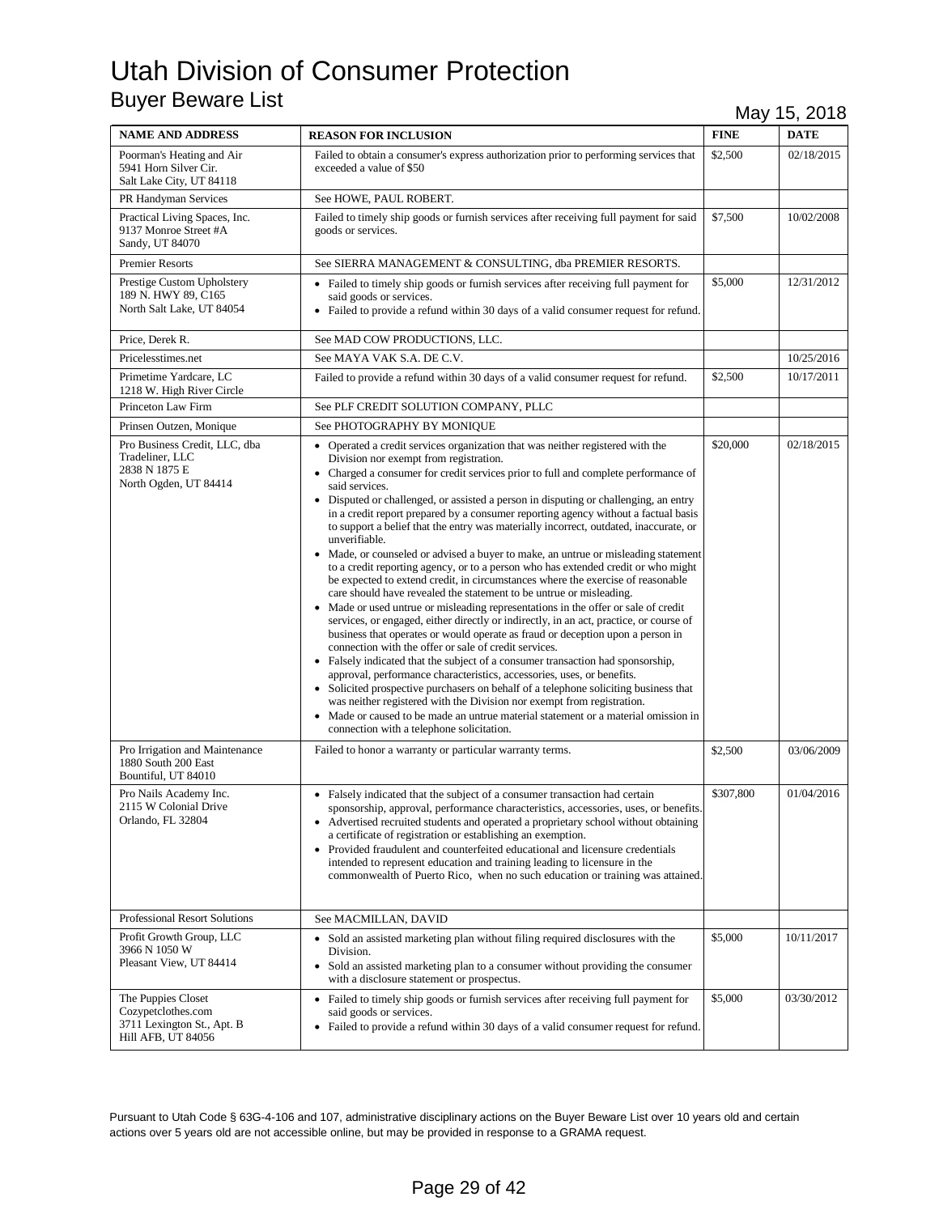# Utah Division of Consumer Protection

## Buyer Beware List

May 15, 2018

| NAME AND ADDRESS | REASON FOR INCLUSION | FINE | DATE |
|---|---|---|---|
| Poorman's Heating and Air<br>5941 Horn Silver Cir.<br>Salt Lake City, UT 84118 | Failed to obtain a consumer's express authorization prior to performing services that exceeded a value of $50 | $2,500 | 02/18/2015 |
| PR Handyman Services | See HOWE, PAUL ROBERT. | | |
| Practical Living Spaces, Inc.<br>9137 Monroe Street #A<br>Sandy, UT 84070 | Failed to timely ship goods or furnish services after receiving full payment for said goods or services. | $7,500 | 10/02/2008 |
| Premier Resorts | See SIERRA MANAGEMENT & CONSULTING, dba PREMIER RESORTS. | | |
| Prestige Custom Upholstery<br>189 N. HWY 89, C165<br>North Salt Lake, UT 84054 | • Failed to timely ship goods or furnish services after receiving full payment for said goods or services.<br>• Failed to provide a refund within 30 days of a valid consumer request for refund. | $5,000 | 12/31/2012 |
| Price, Derek R. | See MAD COW PRODUCTIONS, LLC. | | |
| Pricelesstimes.net | See MAYA VAK S.A. DE C.V. | | 10/25/2016 |
| Primetime Yardcare, LC<br>1218 W. High River Circle | Failed to provide a refund within 30 days of a valid consumer request for refund. | $2,500 | 10/17/2011 |
| Princeton Law Firm | See PLF CREDIT SOLUTION COMPANY, PLLC | | |
| Prinsen Outzen, Monique | See PHOTOGRAPHY BY MONIQUE | | |
| Pro Business Credit, LLC, dba Tradeliner, LLC<br>2838 N 1875 E<br>North Ogden, UT 84414 | • Operated a credit services organization that was neither registered with the Division nor exempt from registration.<br>• Charged a consumer for credit services prior to full and complete performance of said services.<br>• Disputed or challenged, or assisted a person in disputing or challenging, an entry in a credit report prepared by a consumer reporting agency without a factual basis to support a belief that the entry was materially incorrect, outdated, inaccurate, or unverifiable.<br>• Made, or counseled or advised a buyer to make, an untrue or misleading statement to a credit reporting agency, or to a person who has extended credit or who might be expected to extend credit, in circumstances where the exercise of reasonable care should have revealed the statement to be untrue or misleading.<br>• Made or used untrue or misleading representations in the offer or sale of credit services, or engaged, either directly or indirectly, in an act, practice, or course of business that operates or would operate as fraud or deception upon a person in connection with the offer or sale of credit services.<br>• Falsely indicated that the subject of a consumer transaction had sponsorship, approval, performance characteristics, accessories, uses, or benefits.<br>• Solicited prospective purchasers on behalf of a telephone soliciting business that was neither registered with the Division nor exempt from registration.<br>• Made or caused to be made an untrue material statement or a material omission in connection with a telephone solicitation. | $20,000 | 02/18/2015 |
| Pro Irrigation and Maintenance<br>1880 South 200 East<br>Bountiful, UT 84010 | Failed to honor a warranty or particular warranty terms. | $2,500 | 03/06/2009 |
| Pro Nails Academy Inc.<br>2115 W Colonial Drive<br>Orlando, FL 32804 | • Falsely indicated that the subject of a consumer transaction had certain sponsorship, approval, performance characteristics, accessories, uses, or benefits.<br>• Advertised recruited students and operated a proprietary school without obtaining a certificate of registration or establishing an exemption.<br>• Provided fraudulent and counterfeited educational and licensure credentials intended to represent education and training leading to licensure in the commonwealth of Puerto Rico, when no such education or training was attained. | $307,800 | 01/04/2016 |
| Professional Resort Solutions | See MACMILLAN, DAVID | | |
| Profit Growth Group, LLC<br>3966 N 1050 W<br>Pleasant View, UT 84414 | • Sold an assisted marketing plan without filing required disclosures with the Division.<br>• Sold an assisted marketing plan to a consumer without providing the consumer with a disclosure statement or prospectus. | $5,000 | 10/11/2017 |
| The Puppies Closet<br>Cozypetclothes.com<br>3711 Lexington St., Apt. B<br>Hill AFB, UT 84056 | • Failed to timely ship goods or furnish services after receiving full payment for said goods or services.<br>• Failed to provide a refund within 30 days of a valid consumer request for refund. | $5,000 | 03/30/2012 |

Pursuant to Utah Code § 63G-4-106 and 107, administrative disciplinary actions on the Buyer Beware List over 10 years old and certain actions over 5 years old are not accessible online, but may be provided in response to a GRAMA request.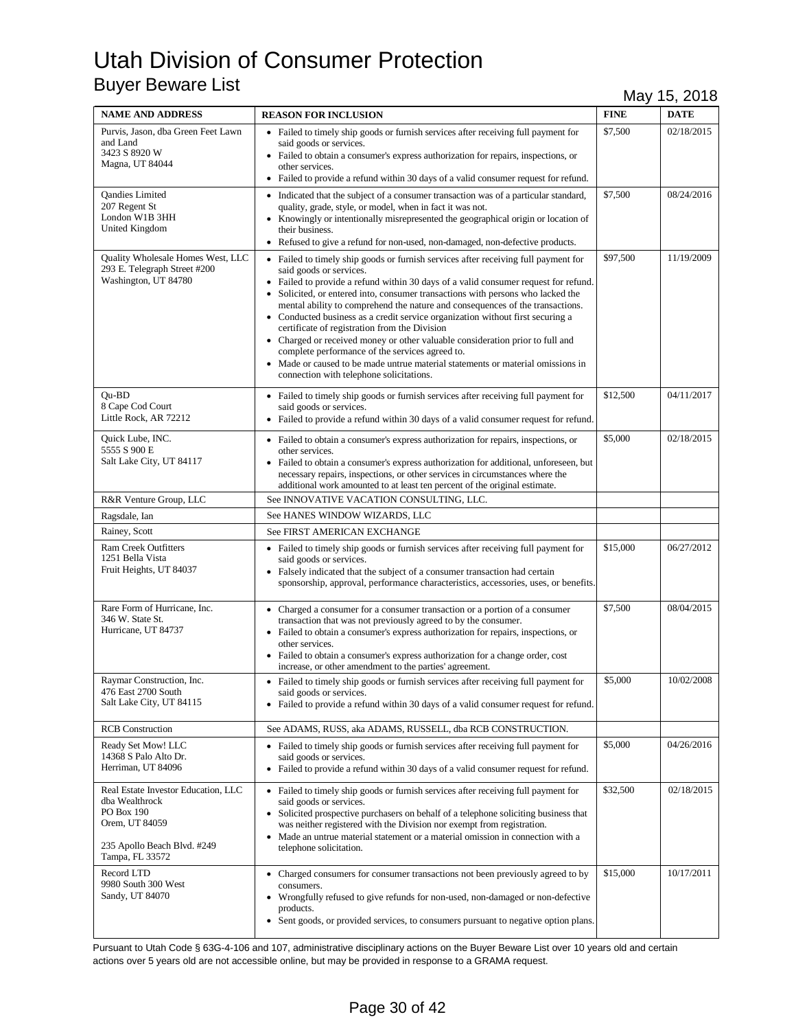# Utah Division of Consumer Protection

## Buyer Beware List

May 15, 2018

| NAME AND ADDRESS | REASON FOR INCLUSION | FINE | DATE |
|---|---|---|---|
| Purvis, Jason, dba Green Feet Lawn and Land<br>3423 S 8920 W<br>Magna, UT 84044 | • Failed to timely ship goods or furnish services after receiving full payment for said goods or services.<br>• Failed to obtain a consumer's express authorization for repairs, inspections, or other services.<br>• Failed to provide a refund within 30 days of a valid consumer request for refund. | $7,500 | 02/18/2015 |
| Qandies Limited<br>207 Regent St<br>London W1B 3HH<br>United Kingdom | • Indicated that the subject of a consumer transaction was of a particular standard, quality, grade, style, or model, when in fact it was not.<br>• Knowingly or intentionally misrepresented the geographical origin or location of their business.<br>• Refused to give a refund for non-used, non-damaged, non-defective products. | $7,500 | 08/24/2016 |
| Quality Wholesale Homes West, LLC<br>293 E. Telegraph Street #200<br>Washington, UT 84780 | • Failed to timely ship goods or furnish services after receiving full payment for said goods or services.<br>• Failed to provide a refund within 30 days of a valid consumer request for refund.<br>• Solicited, or entered into, consumer transactions with persons who lacked the mental ability to comprehend the nature and consequences of the transactions.<br>• Conducted business as a credit service organization without first securing a certificate of registration from the Division<br>• Charged or received money or other valuable consideration prior to full and complete performance of the services agreed to.<br>• Made or caused to be made untrue material statements or material omissions in connection with telephone solicitations. | $97,500 | 11/19/2009 |
| Qu-BD<br>8 Cape Cod Court<br>Little Rock, AR 72212 | • Failed to timely ship goods or furnish services after receiving full payment for said goods or services.<br>• Failed to provide a refund within 30 days of a valid consumer request for refund. | $12,500 | 04/11/2017 |
| Quick Lube, INC.<br>5555 S 900 E<br>Salt Lake City, UT 84117 | • Failed to obtain a consumer's express authorization for repairs, inspections, or other services.<br>• Failed to obtain a consumer's express authorization for additional, unforeseen, but necessary repairs, inspections, or other services in circumstances where the additional work amounted to at least ten percent of the original estimate. | $5,000 | 02/18/2015 |
| R&R Venture Group, LLC | See INNOVATIVE VACATION CONSULTING, LLC. | | |
| Ragsdale, Ian | See HANES WINDOW WIZARDS, LLC | | |
| Rainey, Scott | See FIRST AMERICAN EXCHANGE | | |
| Ram Creek Outfitters<br>1251 Bella Vista<br>Fruit Heights, UT 84037 | • Failed to timely ship goods or furnish services after receiving full payment for said goods or services.<br>• Falsely indicated that the subject of a consumer transaction had certain sponsorship, approval, performance characteristics, accessories, uses, or benefits. | $15,000 | 06/27/2012 |
| Rare Form of Hurricane, Inc.<br>346 W. State St.<br>Hurricane, UT 84737 | • Charged a consumer for a consumer transaction or a portion of a consumer transaction that was not previously agreed to by the consumer.<br>• Failed to obtain a consumer's express authorization for repairs, inspections, or other services.<br>• Failed to obtain a consumer's express authorization for a change order, cost increase, or other amendment to the parties' agreement. | $7,500 | 08/04/2015 |
| Raymar Construction, Inc.<br>476 East 2700 South<br>Salt Lake City, UT 84115 | • Failed to timely ship goods or furnish services after receiving full payment for said goods or services.<br>• Failed to provide a refund within 30 days of a valid consumer request for refund. | $5,000 | 10/02/2008 |
| RCB Construction | See ADAMS, RUSS, aka ADAMS, RUSSELL, dba RCB CONSTRUCTION. | | |
| Ready Set Mow! LLC<br>14368 S Palo Alto Dr.<br>Herriman, UT 84096 | • Failed to timely ship goods or furnish services after receiving full payment for said goods or services.<br>• Failed to provide a refund within 30 days of a valid consumer request for refund. | $5,000 | 04/26/2016 |
| Real Estate Investor Education, LLC dba Wealthrock<br>PO Box 190<br>Orem, UT 84059<br><br>235 Apollo Beach Blvd. #249<br>Tampa, FL 33572 | • Failed to timely ship goods or furnish services after receiving full payment for said goods or services.<br>• Solicited prospective purchasers on behalf of a telephone soliciting business that was neither registered with the Division nor exempt from registration.<br>• Made an untrue material statement or a material omission in connection with a telephone solicitation. | $32,500 | 02/18/2015 |
| Record LTD<br>9980 South 300 West<br>Sandy, UT 84070 | • Charged consumers for consumer transactions not been previously agreed to by consumers.<br>• Wrongfully refused to give refunds for non-used, non-damaged or non-defective products.<br>• Sent goods, or provided services, to consumers pursuant to negative option plans. | $15,000 | 10/17/2011 |

Pursuant to Utah Code § 63G-4-106 and 107, administrative disciplinary actions on the Buyer Beware List over 10 years old and certain actions over 5 years old are not accessible online, but may be provided in response to a GRAMA request.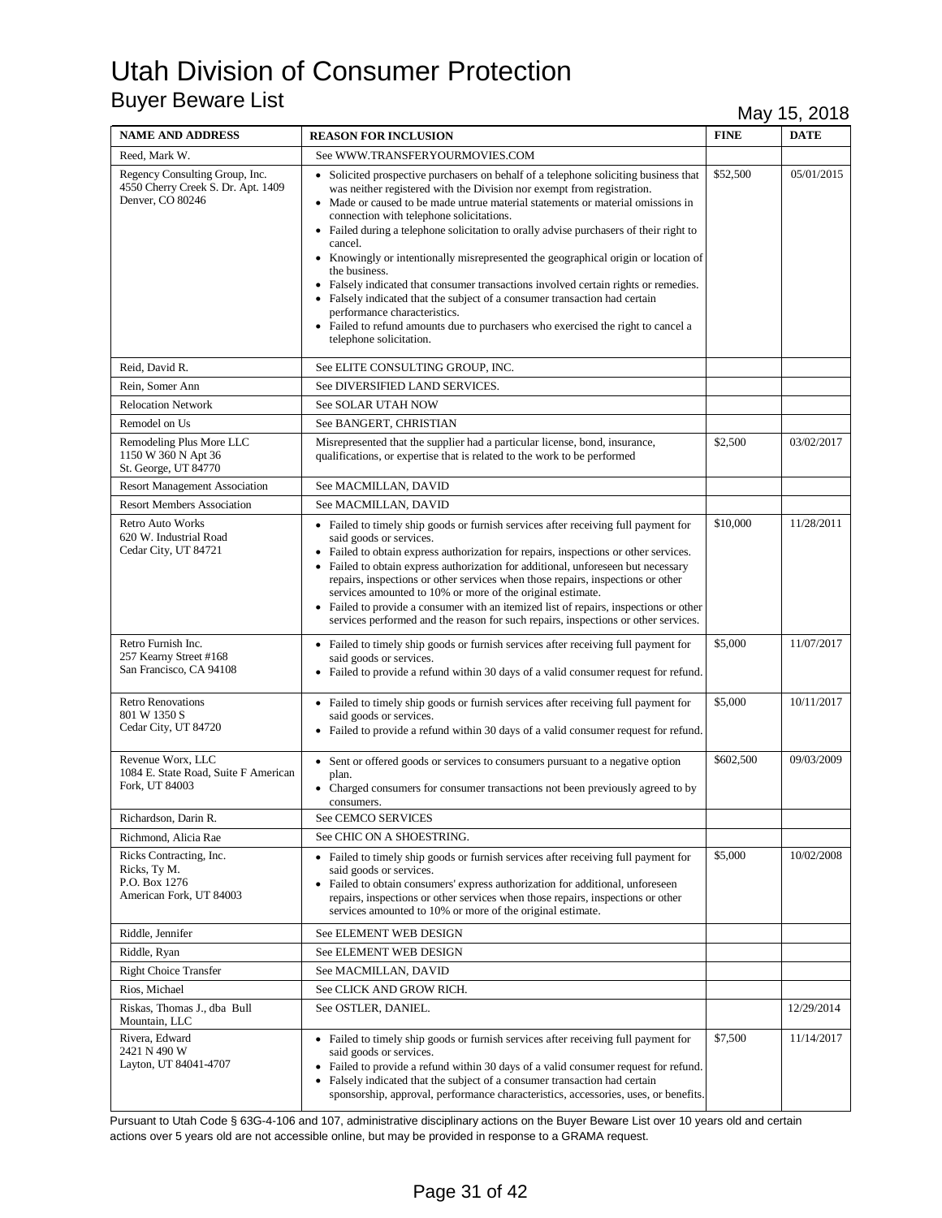# Utah Division of Consumer Protection

## Buyer Beware List

May 15, 2018

| NAME AND ADDRESS | REASON FOR INCLUSION | FINE | DATE |
|---|---|---|---|
| Reed, Mark W. | See WWW.TRANSFERYOURMOVIES.COM | | |
| Regency Consulting Group, Inc.<br>4550 Cherry Creek S. Dr. Apt. 1409<br>Denver, CO 80246 | • Solicited prospective purchasers on behalf of a telephone soliciting business that was neither registered with the Division nor exempt from registration.<br>• Made or caused to be made untrue material statements or material omissions in connection with telephone solicitations.<br>• Failed during a telephone solicitation to orally advise purchasers of their right to cancel.<br>• Knowingly or intentionally misrepresented the geographical origin or location of the business.<br>• Falsely indicated that consumer transactions involved certain rights or remedies.<br>• Falsely indicated that the subject of a consumer transaction had certain performance characteristics.<br>• Failed to refund amounts due to purchasers who exercised the right to cancel a telephone solicitation. | $52,500 | 05/01/2015 |
| Reid, David R. | See ELITE CONSULTING GROUP, INC. | | |
| Rein, Somer Ann | See DIVERSIFIED LAND SERVICES. | | |
| Relocation Network | See SOLAR UTAH NOW | | |
| Remodel on Us | See BANGERT, CHRISTIAN | | |
| Remodeling Plus More LLC<br>1150 W 360 N Apt 36<br>St. George, UT 84770 | Misrepresented that the supplier had a particular license, bond, insurance, qualifications, or expertise that is related to the work to be performed | $2,500 | 03/02/2017 |
| Resort Management Association | See MACMILLAN, DAVID | | |
| Resort Members Association | See MACMILLAN, DAVID | | |
| Retro Auto Works<br>620 W. Industrial Road<br>Cedar City, UT 84721 | • Failed to timely ship goods or furnish services after receiving full payment for said goods or services.<br>• Failed to obtain express authorization for repairs, inspections or other services.<br>• Failed to obtain express authorization for additional, unforeseen but necessary repairs, inspections or other services when those repairs, inspections or other services amounted to 10% or more of the original estimate.<br>• Failed to provide a consumer with an itemized list of repairs, inspections or other services performed and the reason for such repairs, inspections or other services. | $10,000 | 11/28/2011 |
| Retro Furnish Inc.<br>257 Kearny Street #168<br>San Francisco, CA 94108 | • Failed to timely ship goods or furnish services after receiving full payment for said goods or services.<br>• Failed to provide a refund within 30 days of a valid consumer request for refund. | $5,000 | 11/07/2017 |
| Retro Renovations<br>801 W 1350 S<br>Cedar City, UT 84720 | • Failed to timely ship goods or furnish services after receiving full payment for said goods or services.<br>• Failed to provide a refund within 30 days of a valid consumer request for refund. | $5,000 | 10/11/2017 |
| Revenue Worx, LLC<br>1084 E. State Road, Suite F American Fork, UT 84003 | • Sent or offered goods or services to consumers pursuant to a negative option plan.<br>• Charged consumers for consumer transactions not been previously agreed to by consumers. | $602,500 | 09/03/2009 |
| Richardson, Darin R. | See CEMCO SERVICES | | |
| Richmond, Alicia Rae | See CHIC ON A SHOESTRING. | | |
| Ricks Contracting, Inc.<br>Ricks, Ty M.<br>P.O. Box 1276<br>American Fork, UT 84003 | • Failed to timely ship goods or furnish services after receiving full payment for said goods or services.<br>• Failed to obtain consumers' express authorization for additional, unforeseen repairs, inspections or other services when those repairs, inspections or other services amounted to 10% or more of the original estimate. | $5,000 | 10/02/2008 |
| Riddle, Jennifer | See ELEMENT WEB DESIGN | | |
| Riddle, Ryan | See ELEMENT WEB DESIGN | | |
| Right Choice Transfer | See MACMILLAN, DAVID | | |
| Rios, Michael | See CLICK AND GROW RICH. | | |
| Riskas, Thomas J., dba Bull Mountain, LLC | See OSTLER, DANIEL. | | 12/29/2014 |
| Rivera, Edward<br>2421 N 490 W<br>Layton, UT 84041-4707 | • Failed to timely ship goods or furnish services after receiving full payment for said goods or services.<br>• Failed to provide a refund within 30 days of a valid consumer request for refund.<br>• Falsely indicated that the subject of a consumer transaction had certain sponsorship, approval, performance characteristics, accessories, uses, or benefits. | $7,500 | 11/14/2017 |

Pursuant to Utah Code § 63G-4-106 and 107, administrative disciplinary actions on the Buyer Beware List over 10 years old and certain actions over 5 years old are not accessible online, but may be provided in response to a GRAMA request.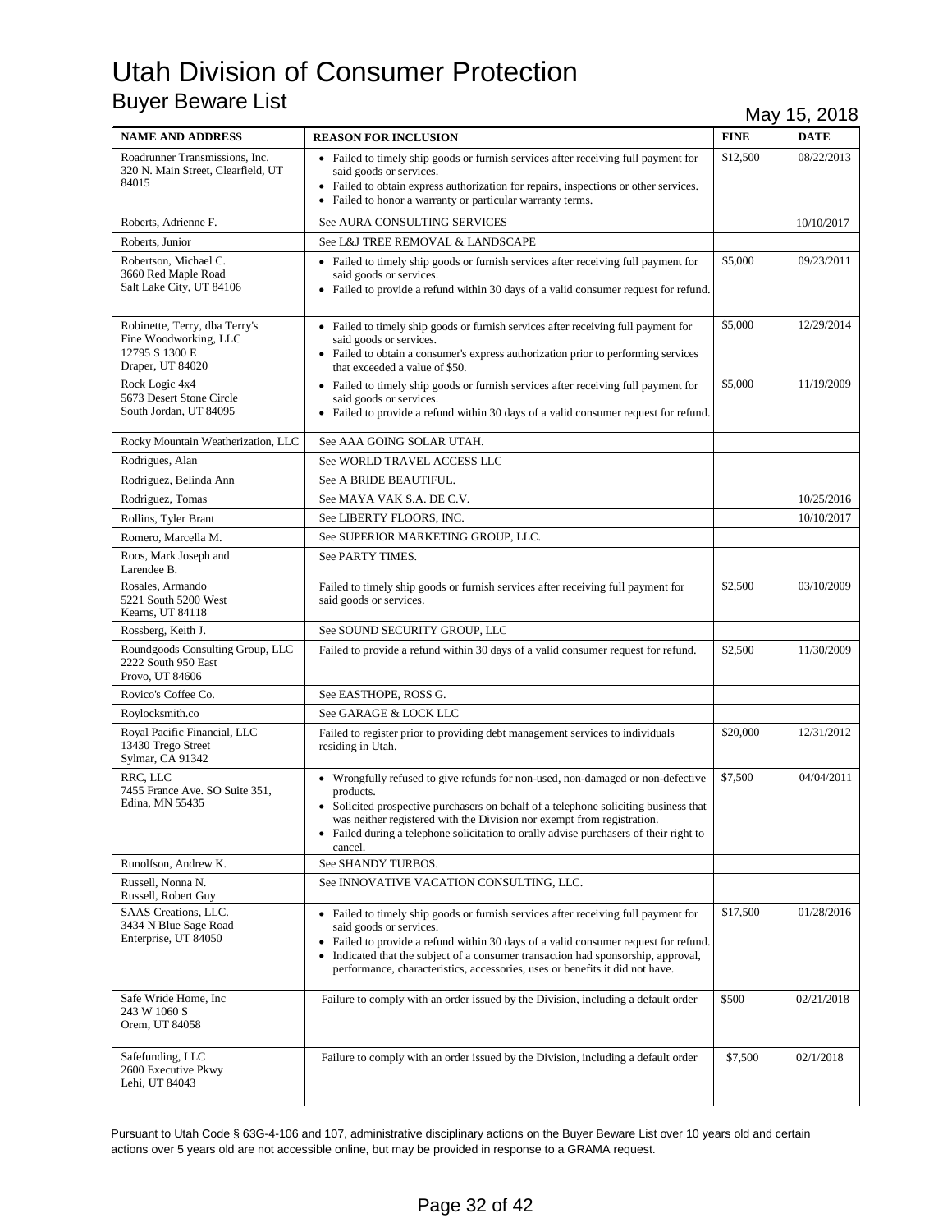# Utah Division of Consumer Protection

## Buyer Beware List

May 15, 2018

| NAME AND ADDRESS | REASON FOR INCLUSION | FINE | DATE |
|---|---|---|---|
| Roadrunner Transmissions, Inc.<br>320 N. Main Street, Clearfield, UT 84015 | • Failed to timely ship goods or furnish services after receiving full payment for said goods or services.<br>• Failed to obtain express authorization for repairs, inspections or other services.<br>• Failed to honor a warranty or particular warranty terms. | $12,500 | 08/22/2013 |
| Roberts, Adrienne F. | See AURA CONSULTING SERVICES | | 10/10/2017 |
| Roberts, Junior | See L&J TREE REMOVAL & LANDSCAPE | | |
| Robertson, Michael C.<br>3660 Red Maple Road<br>Salt Lake City, UT 84106 | • Failed to timely ship goods or furnish services after receiving full payment for said goods or services.<br>• Failed to provide a refund within 30 days of a valid consumer request for refund. | $5,000 | 09/23/2011 |
| Robinette, Terry, dba Terry's Fine Woodworking, LLC<br>12795 S 1300 E<br>Draper, UT 84020 | • Failed to timely ship goods or furnish services after receiving full payment for said goods or services.<br>• Failed to obtain a consumer's express authorization prior to performing services that exceeded a value of $50. | $5,000 | 12/29/2014 |
| Rock Logic 4x4<br>5673 Desert Stone Circle<br>South Jordan, UT 84095 | • Failed to timely ship goods or furnish services after receiving full payment for said goods or services.<br>• Failed to provide a refund within 30 days of a valid consumer request for refund. | $5,000 | 11/19/2009 |
| Rocky Mountain Weatherization, LLC | See AAA GOING SOLAR UTAH. | | |
| Rodrigues, Alan | See WORLD TRAVEL ACCESS LLC | | |
| Rodriguez, Belinda Ann | See A BRIDE BEAUTIFUL. | | |
| Rodriguez, Tomas | See MAYA VAK S.A. DE C.V. | | 10/25/2016 |
| Rollins, Tyler Brant | See LIBERTY FLOORS, INC. | | 10/10/2017 |
| Romero, Marcella M. | See SUPERIOR MARKETING GROUP, LLC. | | |
| Roos, Mark Joseph and Larendee B. | See PARTY TIMES. | | |
| Rosales, Armando<br>5221 South 5200 West<br>Kearns, UT 84118 | Failed to timely ship goods or furnish services after receiving full payment for said goods or services. | $2,500 | 03/10/2009 |
| Rossberg, Keith J. | See SOUND SECURITY GROUP, LLC | | |
| Roundgoods Consulting Group, LLC<br>2222 South 950 East<br>Provo, UT 84606 | Failed to provide a refund within 30 days of a valid consumer request for refund. | $2,500 | 11/30/2009 |
| Rovico's Coffee Co. | See EASTHOPE, ROSS G. | | |
| Roylocksmith.co | See GARAGE & LOCK LLC | | |
| Royal Pacific Financial, LLC<br>13430 Trego Street<br>Sylmar, CA 91342 | Failed to register prior to providing debt management services to individuals residing in Utah. | $20,000 | 12/31/2012 |
| RRC, LLC<br>7455 France Ave. SO Suite 351,<br>Edina, MN 55435 | • Wrongfully refused to give refunds for non-used, non-damaged or non-defective products.<br>• Solicited prospective purchasers on behalf of a telephone soliciting business that was neither registered with the Division nor exempt from registration.<br>• Failed during a telephone solicitation to orally advise purchasers of their right to cancel. | $7,500 | 04/04/2011 |
| Runolfson, Andrew K. | See SHANDY TURBOS. | | |
| Russell, Nonna N.<br>Russell, Robert Guy | See INNOVATIVE VACATION CONSULTING, LLC. | | |
| SAAS Creations, LLC.<br>3434 N Blue Sage Road<br>Enterprise, UT 84050 | • Failed to timely ship goods or furnish services after receiving full payment for said goods or services.<br>• Failed to provide a refund within 30 days of a valid consumer request for refund.<br>• Indicated that the subject of a consumer transaction had sponsorship, approval, performance, characteristics, accessories, uses or benefits it did not have. | $17,500 | 01/28/2016 |
| Safe Wride Home, Inc<br>243 W 1060 S<br>Orem, UT 84058 | Failure to comply with an order issued by the Division, including a default order | $500 | 02/21/2018 |
| Safefunding, LLC<br>2600 Executive Pkwy<br>Lehi, UT 84043 | Failure to comply with an order issued by the Division, including a default order | $7,500 | 02/1/2018 |

Pursuant to Utah Code § 63G-4-106 and 107, administrative disciplinary actions on the Buyer Beware List over 10 years old and certain actions over 5 years old are not accessible online, but may be provided in response to a GRAMA request.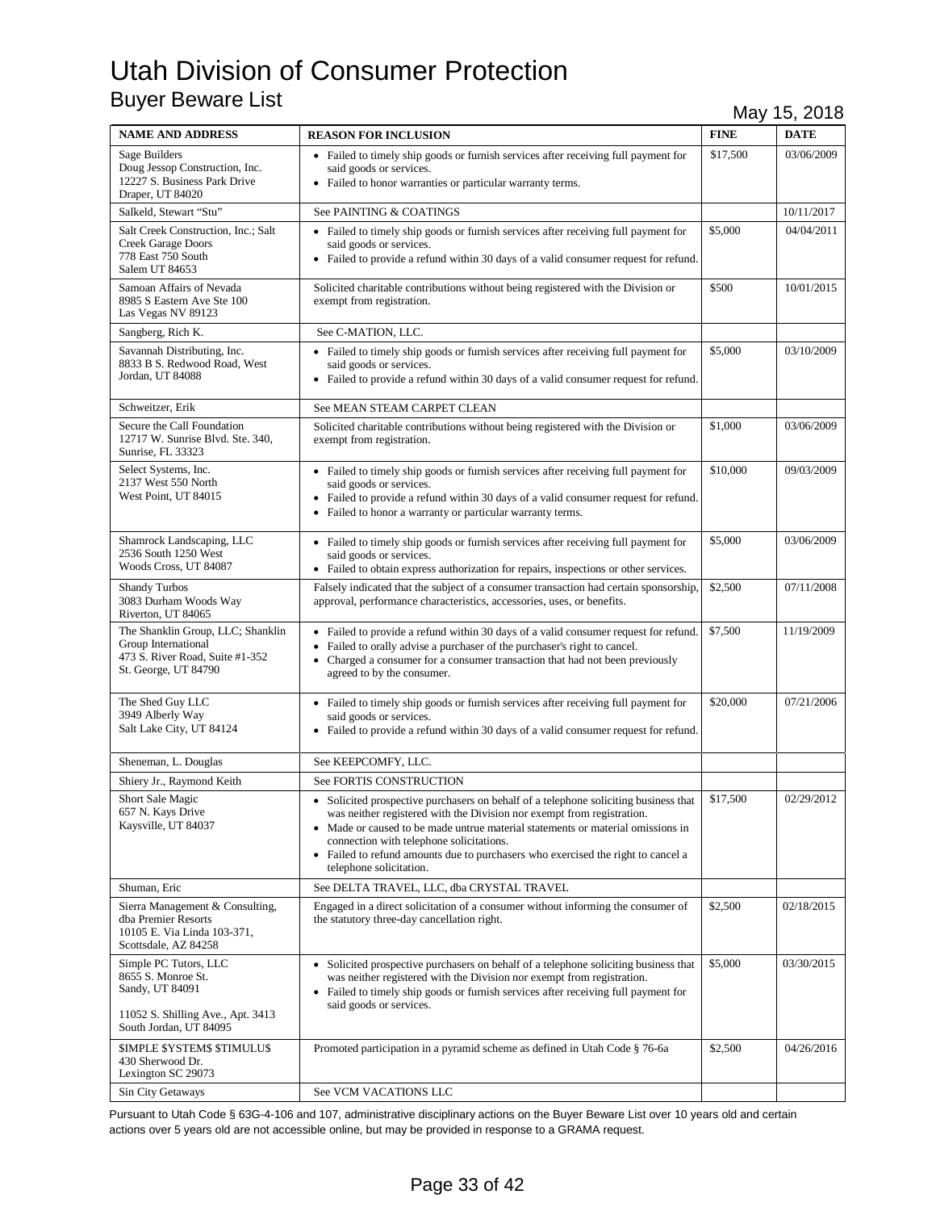# Utah Division of Consumer Protection

## Buyer Beware List

May 15, 2018

| NAME AND ADDRESS | REASON FOR INCLUSION | FINE | DATE |
|---|---|---|---|
| Sage Builders<br>Doug Jessop Construction, Inc.<br>12227 S. Business Park Drive<br>Draper, UT 84020 | • Failed to timely ship goods or furnish services after receiving full payment for said goods or services.<br>• Failed to honor warranties or particular warranty terms. | \$17,500 | 03/06/2009 |
| Salkeld, Stewart "Stu" | See PAINTING & COATINGS | | 10/11/2017 |
| Salt Creek Construction, Inc.; Salt Creek Garage Doors<br>778 East 750 South<br>Salem UT 84653 | • Failed to timely ship goods or furnish services after receiving full payment for said goods or services.<br>• Failed to provide a refund within 30 days of a valid consumer request for refund. | \$5,000 | 04/04/2011 |
| Samoan Affairs of Nevada<br>8985 S Eastern Ave Ste 100<br>Las Vegas NV 89123 | Solicited charitable contributions without being registered with the Division or exempt from registration. | \$500 | 10/01/2015 |
| Sangberg, Rich K. | See C-MATION, LLC. | | |
| Savannah Distributing, Inc.<br>8833 B S. Redwood Road, West Jordan, UT 84088 | • Failed to timely ship goods or furnish services after receiving full payment for said goods or services.<br>• Failed to provide a refund within 30 days of a valid consumer request for refund. | \$5,000 | 03/10/2009 |
| Schweitzer, Erik | See MEAN STEAM CARPET CLEAN | | |
| Secure the Call Foundation<br>12717 W. Sunrise Blvd. Ste. 340,<br>Sunrise, FL 33323 | Solicited charitable contributions without being registered with the Division or exempt from registration. | \$1,000 | 03/06/2009 |
| Select Systems, Inc.<br>2137 West 550 North<br>West Point, UT 84015 | • Failed to timely ship goods or furnish services after receiving full payment for said goods or services.<br>• Failed to provide a refund within 30 days of a valid consumer request for refund.<br>• Failed to honor a warranty or particular warranty terms. | \$10,000 | 09/03/2009 |
| Shamrock Landscaping, LLC<br>2536 South 1250 West<br>Woods Cross, UT 84087 | • Failed to timely ship goods or furnish services after receiving full payment for said goods or services.<br>• Failed to obtain express authorization for repairs, inspections or other services. | \$5,000 | 03/06/2009 |
| Shandy Turbos<br>3083 Durham Woods Way<br>Riverton, UT 84065 | Falsely indicated that the subject of a consumer transaction had certain sponsorship, approval, performance characteristics, accessories, uses, or benefits. | \$2,500 | 07/11/2008 |
| The Shanklin Group, LLC; Shanklin Group International<br>473 S. River Road, Suite #1-352<br>St. George, UT 84790 | • Failed to provide a refund within 30 days of a valid consumer request for refund.<br>• Failed to orally advise a purchaser of the purchaser's right to cancel.<br>• Charged a consumer for a consumer transaction that had not been previously agreed to by the consumer. | \$7,500 | 11/19/2009 |
| The Shed Guy LLC<br>3949 Alberly Way<br>Salt Lake City, UT 84124 | • Failed to timely ship goods or furnish services after receiving full payment for said goods or services.<br>• Failed to provide a refund within 30 days of a valid consumer request for refund. | \$20,000 | 07/21/2006 |
| Sheneman, L. Douglas | See KEEPCOMFY, LLC. | | |
| Shiery Jr., Raymond Keith | See FORTIS CONSTRUCTION | | |
| Short Sale Magic<br>657 N. Kays Drive<br>Kaysville, UT 84037 | • Solicited prospective purchasers on behalf of a telephone soliciting business that was neither registered with the Division nor exempt from registration.<br>• Made or caused to be made untrue material statements or material omissions in connection with telephone solicitations.<br>• Failed to refund amounts due to purchasers who exercised the right to cancel a telephone solicitation. | \$17,500 | 02/29/2012 |
| Shuman, Eric | See DELTA TRAVEL, LLC, dba CRYSTAL TRAVEL | | |
| Sierra Management & Consulting, dba Premier Resorts<br>10105 E. Via Linda 103-371,<br>Scottsdale, AZ 84258 | Engaged in a direct solicitation of a consumer without informing the consumer of the statutory three-day cancellation right. | \$2,500 | 02/18/2015 |
| Simple PC Tutors, LLC<br>8655 S. Monroe St.<br>Sandy, UT 84091<br><br>11052 S. Shilling Ave., Apt. 3413<br>South Jordan, UT 84095 | • Solicited prospective purchasers on behalf of a telephone soliciting business that was neither registered with the Division nor exempt from registration.<br>• Failed to timely ship goods or furnish services after receiving full payment for said goods or services. | \$5,000 | 03/30/2015 |
| $IMPLE $YSTEM$ $TIMULU$<br>430 Sherwood Dr.<br>Lexington SC 29073 | Promoted participation in a pyramid scheme as defined in Utah Code § 76-6a | \$2,500 | 04/26/2016 |
| Sin City Getaways | See VCM VACATIONS LLC | | |

Pursuant to Utah Code § 63G-4-106 and 107, administrative disciplinary actions on the Buyer Beware List over 10 years old and certain actions over 5 years old are not accessible online, but may be provided in response to a GRAMA request.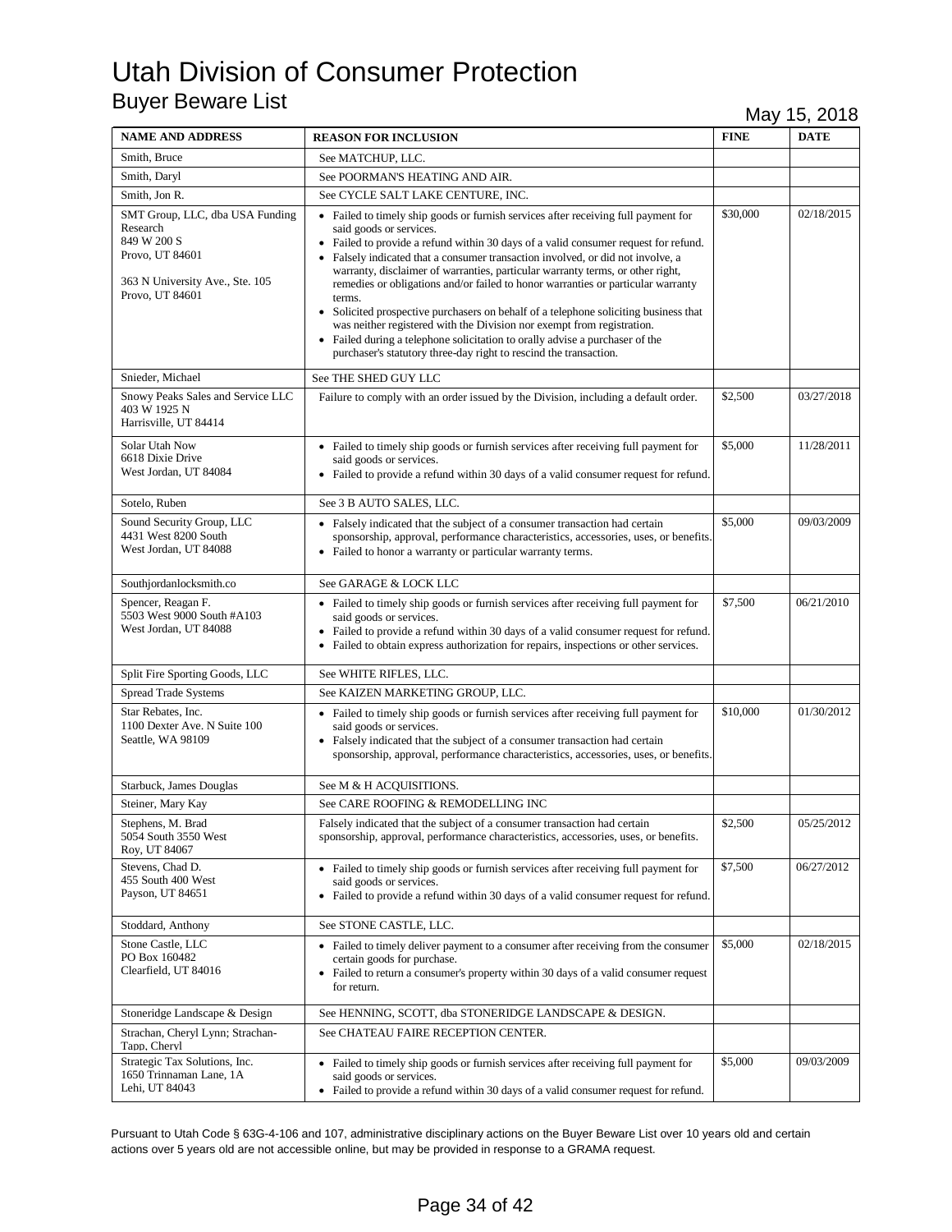# Utah Division of Consumer Protection

## Buyer Beware List

May 15, 2018

| NAME AND ADDRESS | REASON FOR INCLUSION | FINE | DATE |
|---|---|---|---|
| Smith, Bruce | See MATCHUP, LLC. | | |
| Smith, Daryl | See POORMAN'S HEATING AND AIR. | | |
| Smith, Jon R. | See CYCLE SALT LAKE CENTURE, INC. | | |
| SMT Group, LLC, dba USA Funding Research<br>849 W 200 S<br>Provo, UT 84601<br><br>363 N University Ave., Ste. 105<br>Provo, UT 84601 | • Failed to timely ship goods or furnish services after receiving full payment for said goods or services.<br>• Failed to provide a refund within 30 days of a valid consumer request for refund.<br>• Falsely indicated that a consumer transaction involved, or did not involve, a warranty, disclaimer of warranties, particular warranty terms, or other right, remedies or obligations and/or failed to honor warranties or particular warranty terms.<br>• Solicited prospective purchasers on behalf of a telephone soliciting business that was neither registered with the Division nor exempt from registration.<br>• Failed during a telephone solicitation to orally advise a purchaser of the purchaser's statutory three-day right to rescind the transaction. | $30,000 | 02/18/2015 |
| Snieder, Michael | See THE SHED GUY LLC | | |
| Snowy Peaks Sales and Service LLC<br>403 W 1925 N<br>Harrisville, UT 84414 | Failure to comply with an order issued by the Division, including a default order. | $2,500 | 03/27/2018 |
| Solar Utah Now<br>6618 Dixie Drive<br>West Jordan, UT 84084 | • Failed to timely ship goods or furnish services after receiving full payment for said goods or services.<br>• Failed to provide a refund within 30 days of a valid consumer request for refund. | $5,000 | 11/28/2011 |
| Sotelo, Ruben | See 3 B AUTO SALES, LLC. | | |
| Sound Security Group, LLC<br>4431 West 8200 South<br>West Jordan, UT 84088 | • Falsely indicated that the subject of a consumer transaction had certain sponsorship, approval, performance characteristics, accessories, uses, or benefits.<br>• Failed to honor a warranty or particular warranty terms. | $5,000 | 09/03/2009 |
| Southjordanlocksmith.co | See GARAGE & LOCK LLC | | |
| Spencer, Reagan F.<br>5503 West 9000 South #A103<br>West Jordan, UT 84088 | • Failed to timely ship goods or furnish services after receiving full payment for said goods or services.<br>• Failed to provide a refund within 30 days of a valid consumer request for refund.<br>• Failed to obtain express authorization for repairs, inspections or other services. | $7,500 | 06/21/2010 |
| Split Fire Sporting Goods, LLC | See WHITE RIFLES, LLC. | | |
| Spread Trade Systems | See KAIZEN MARKETING GROUP, LLC. | | |
| Star Rebates, Inc.<br>1100 Dexter Ave. N Suite 100<br>Seattle, WA 98109 | • Failed to timely ship goods or furnish services after receiving full payment for said goods or services.<br>• Falsely indicated that the subject of a consumer transaction had certain sponsorship, approval, performance characteristics, accessories, uses, or benefits. | $10,000 | 01/30/2012 |
| Starbuck, James Douglas | See M & H ACQUISITIONS. | | |
| Steiner, Mary Kay | See CARE ROOFING & REMODELLING INC | | |
| Stephens, M. Brad<br>5054 South 3550 West<br>Roy, UT 84067 | Falsely indicated that the subject of a consumer transaction had certain sponsorship, approval, performance characteristics, accessories, uses, or benefits. | $2,500 | 05/25/2012 |
| Stevens, Chad D.<br>455 South 400 West<br>Payson, UT 84651 | • Failed to timely ship goods or furnish services after receiving full payment for said goods or services.<br>• Failed to provide a refund within 30 days of a valid consumer request for refund. | $7,500 | 06/27/2012 |
| Stoddard, Anthony | See STONE CASTLE, LLC. | | |
| Stone Castle, LLC<br>PO Box 160482<br>Clearfield, UT 84016 | • Failed to timely deliver payment to a consumer after receiving from the consumer certain goods for purchase.<br>• Failed to return a consumer's property within 30 days of a valid consumer request for return. | $5,000 | 02/18/2015 |
| Stoneridge Landscape & Design | See HENNING, SCOTT, dba STONERIDGE LANDSCAPE & DESIGN. | | |
| Strachan, Cheryl Lynn; Strachan-Tapp, Cheryl | See CHATEAU FAIRE RECEPTION CENTER. | | |
| Strategic Tax Solutions, Inc.<br>1650 Trinnaman Lane, 1A<br>Lehi, UT 84043 | • Failed to timely ship goods or furnish services after receiving full payment for said goods or services.<br>• Failed to provide a refund within 30 days of a valid consumer request for refund. | $5,000 | 09/03/2009 |

Pursuant to Utah Code § 63G-4-106 and 107, administrative disciplinary actions on the Buyer Beware List over 10 years old and certain actions over 5 years old are not accessible online, but may be provided in response to a GRAMA request.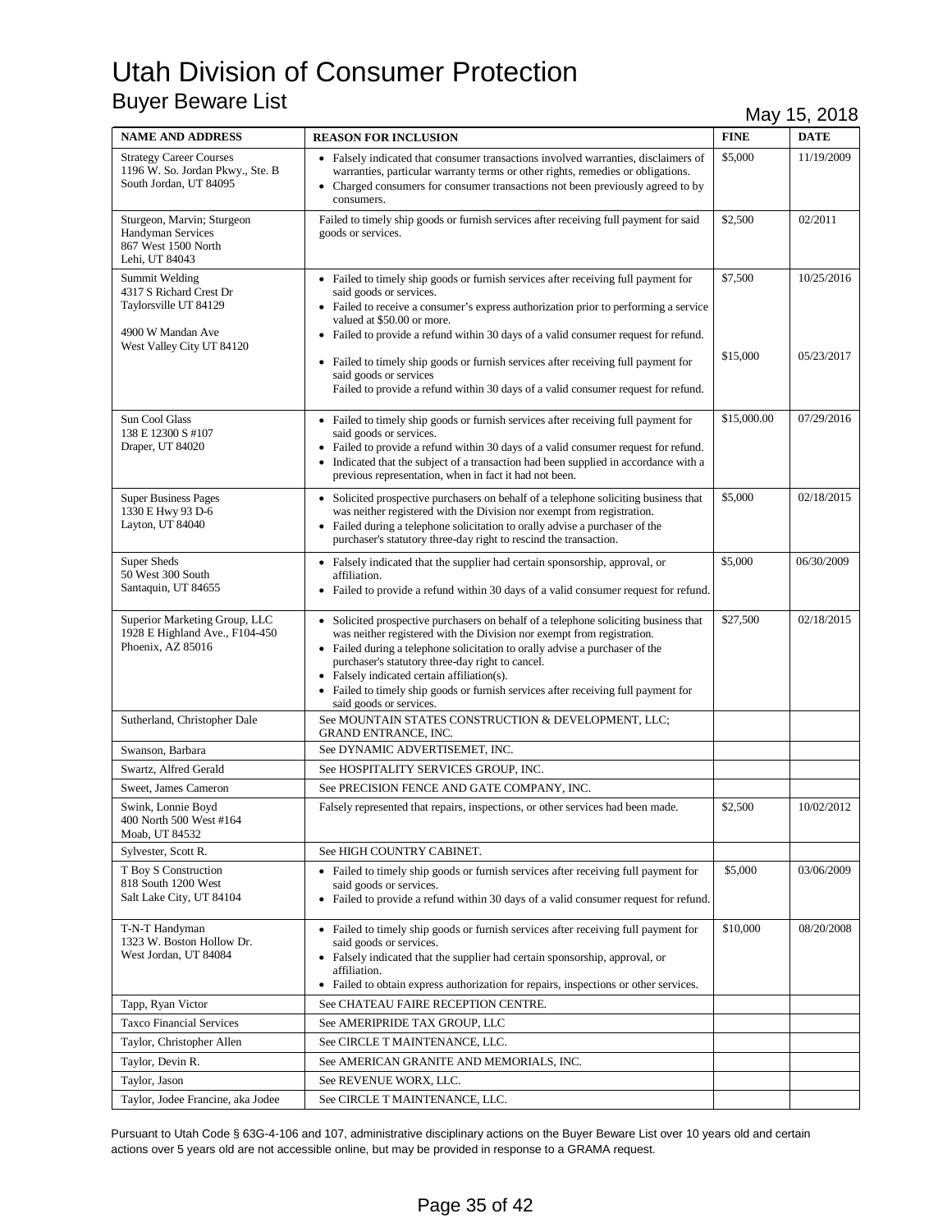# Utah Division of Consumer Protection

## Buyer Beware List

May 15, 2018

| NAME AND ADDRESS | REASON FOR INCLUSION | FINE | DATE |
|---|---|---|---|
| Strategy Career Courses<br>1196 W. So. Jordan Pkwy., Ste. B<br>South Jordan, UT 84095 | • Falsely indicated that consumer transactions involved warranties, disclaimers of warranties, particular warranty terms or other rights, remedies or obligations.<br>• Charged consumers for consumer transactions not been previously agreed to by consumers. | $5,000 | 11/19/2009 |
| Sturgeon, Marvin; Sturgeon Handyman Services<br>867 West 1500 North<br>Lehi, UT 84043 | Failed to timely ship goods or furnish services after receiving full payment for said goods or services. | $2,500 | 02/2011 |
| Summit Welding<br>4317 S Richard Crest Dr<br>Taylorsville UT 84129<br><br>4900 W Mandan Ave<br>West Valley City UT 84120 | • Failed to timely ship goods or furnish services after receiving full payment for said goods or services.<br>• Failed to receive a consumer's express authorization prior to performing a service valued at $50.00 or more.<br>• Failed to provide a refund within 30 days of a valid consumer request for refund.<br><br>• Failed to timely ship goods or furnish services after receiving full payment for said goods or services<br>Failed to provide a refund within 30 days of a valid consumer request for refund. | $7,500<br><br>$15,000 | 10/25/2016<br><br>05/23/2017 |
| Sun Cool Glass<br>138 E 12300 S #107<br>Draper, UT 84020 | • Failed to timely ship goods or furnish services after receiving full payment for said goods or services.<br>• Failed to provide a refund within 30 days of a valid consumer request for refund.<br>• Indicated that the subject of a transaction had been supplied in accordance with a previous representation, when in fact it had not been. | $15,000.00 | 07/29/2016 |
| Super Business Pages<br>1330 E Hwy 93 D-6<br>Layton, UT 84040 | • Solicited prospective purchasers on behalf of a telephone soliciting business that was neither registered with the Division nor exempt from registration.<br>• Failed during a telephone solicitation to orally advise a purchaser of the purchaser's statutory three-day right to rescind the transaction. | $5,000 | 02/18/2015 |
| Super Sheds<br>50 West 300 South<br>Santaquin, UT 84655 | • Falsely indicated that the supplier had certain sponsorship, approval, or affiliation.<br>• Failed to provide a refund within 30 days of a valid consumer request for refund. | $5,000 | 06/30/2009 |
| Superior Marketing Group, LLC<br>1928 E Highland Ave., F104-450<br>Phoenix, AZ 85016 | • Solicited prospective purchasers on behalf of a telephone soliciting business that was neither registered with the Division nor exempt from registration.<br>• Failed during a telephone solicitation to orally advise a purchaser of the purchaser's statutory three-day right to cancel.<br>• Falsely indicated certain affiliation(s).<br>• Failed to timely ship goods or furnish services after receiving full payment for said goods or services. | $27,500 | 02/18/2015 |
| Sutherland, Christopher Dale | See MOUNTAIN STATES CONSTRUCTION & DEVELOPMENT, LLC; GRAND ENTRANCE, INC. | | |
| Swanson, Barbara | See DYNAMIC ADVERTISEMET, INC. | | |
| Swartz, Alfred Gerald | See HOSPITALITY SERVICES GROUP, INC. | | |
| Sweet, James Cameron | See PRECISION FENCE AND GATE COMPANY, INC. | | |
| Swink, Lonnie Boyd<br>400 North 500 West #164<br>Moab, UT 84532 | Falsely represented that repairs, inspections, or other services had been made. | $2,500 | 10/02/2012 |
| Sylvester, Scott R. | See HIGH COUNTRY CABINET. | | |
| T Boy S Construction<br>818 South 1200 West<br>Salt Lake City, UT 84104 | • Failed to timely ship goods or furnish services after receiving full payment for said goods or services.<br>• Failed to provide a refund within 30 days of a valid consumer request for refund. | $5,000 | 03/06/2009 |
| T-N-T Handyman<br>1323 W. Boston Hollow Dr.<br>West Jordan, UT 84084 | • Failed to timely ship goods or furnish services after receiving full payment for said goods or services.<br>• Falsely indicated that the supplier had certain sponsorship, approval, or affiliation.<br>• Failed to obtain express authorization for repairs, inspections or other services. | $10,000 | 08/20/2008 |
| Tapp, Ryan Victor | See CHATEAU FAIRE RECEPTION CENTRE. | | |
| Taxco Financial Services | See AMERIPRIDE TAX GROUP, LLC | | |
| Taylor, Christopher Allen | See CIRCLE T MAINTENANCE, LLC. | | |
| Taylor, Devin R. | See AMERICAN GRANITE AND MEMORIALS, INC. | | |
| Taylor, Jason | See REVENUE WORX, LLC. | | |
| Taylor, Jodee Francine, aka Jodee | See CIRCLE T MAINTENANCE, LLC. | | |

Pursuant to Utah Code § 63G-4-106 and 107, administrative disciplinary actions on the Buyer Beware List over 10 years old and certain actions over 5 years old are not accessible online, but may be provided in response to a GRAMA request.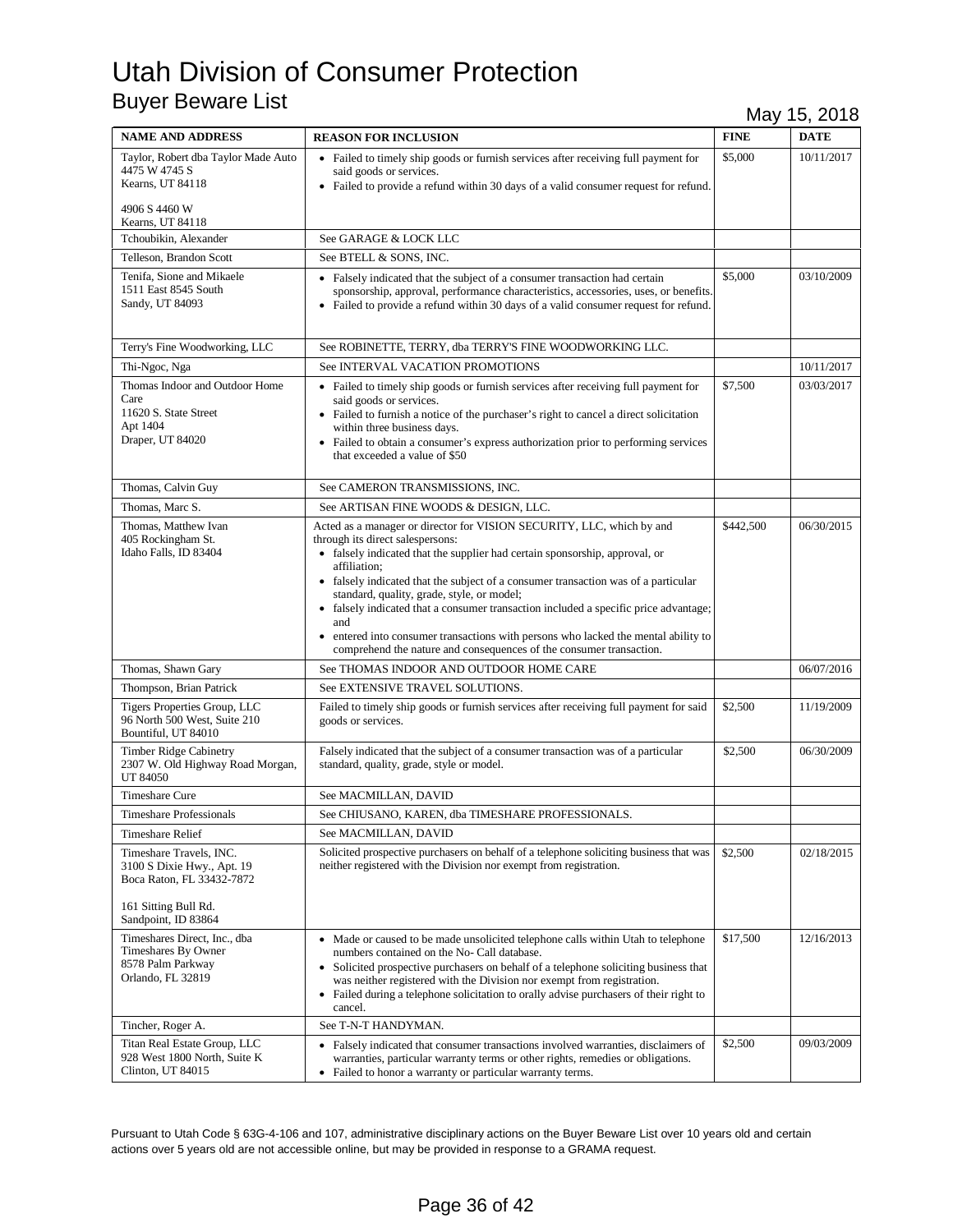# Utah Division of Consumer Protection

## Buyer Beware List

May 15, 2018

| NAME AND ADDRESS | REASON FOR INCLUSION | FINE | DATE |
|---|---|---|---|
| Taylor, Robert dba Taylor Made Auto<br>4475 W 4745 S<br>Kearns, UT 84118<br><br>4906 S 4460 W<br>Kearns, UT 84118 | • Failed to timely ship goods or furnish services after receiving full payment for said goods or services.<br>• Failed to provide a refund within 30 days of a valid consumer request for refund. | $5,000 | 10/11/2017 |
| Tchoubikin, Alexander | See GARAGE & LOCK LLC | | |
| Telleson, Brandon Scott | See BTELL & SONS, INC. | | |
| Tenifa, Sione and Mikaele<br>1511 East 8545 South<br>Sandy, UT 84093 | • Falsely indicated that the subject of a consumer transaction had certain sponsorship, approval, performance characteristics, accessories, uses, or benefits.<br>• Failed to provide a refund within 30 days of a valid consumer request for refund. | $5,000 | 03/10/2009 |
| Terry's Fine Woodworking, LLC | See ROBINETTE, TERRY, dba TERRY'S FINE WOODWORKING LLC. | | |
| Thi-Ngoc, Nga | See INTERVAL VACATION PROMOTIONS | | 10/11/2017 |
| Thomas Indoor and Outdoor Home Care<br>11620 S. State Street<br>Apt 1404<br>Draper, UT 84020 | • Failed to timely ship goods or furnish services after receiving full payment for said goods or services.<br>• Failed to furnish a notice of the purchaser's right to cancel a direct solicitation within three business days.<br>• Failed to obtain a consumer's express authorization prior to performing services that exceeded a value of $50 | $7,500 | 03/03/2017 |
| Thomas, Calvin Guy | See CAMERON TRANSMISSIONS, INC. | | |
| Thomas, Marc S. | See ARTISAN FINE WOODS & DESIGN, LLC. | | |
| Thomas, Matthew Ivan<br>405 Rockingham St.<br>Idaho Falls, ID 83404 | Acted as a manager or director for VISION SECURITY, LLC, which by and through its direct salespersons:<br>• falsely indicated that the supplier had certain sponsorship, approval, or affiliation;<br>• falsely indicated that the subject of a consumer transaction was of a particular standard, quality, grade, style, or model;<br>• falsely indicated that a consumer transaction included a specific price advantage; and<br>• entered into consumer transactions with persons who lacked the mental ability to comprehend the nature and consequences of the consumer transaction. | $442,500 | 06/30/2015 |
| Thomas, Shawn Gary | See THOMAS INDOOR AND OUTDOOR HOME CARE | | 06/07/2016 |
| Thompson, Brian Patrick | See EXTENSIVE TRAVEL SOLUTIONS. | | |
| Tigers Properties Group, LLC<br>96 North 500 West, Suite 210<br>Bountiful, UT 84010 | Failed to timely ship goods or furnish services after receiving full payment for said goods or services. | $2,500 | 11/19/2009 |
| Timber Ridge Cabinetry<br>2307 W. Old Highway Road Morgan, UT 84050 | Falsely indicated that the subject of a consumer transaction was of a particular standard, quality, grade, style or model. | $2,500 | 06/30/2009 |
| Timeshare Cure | See MACMILLAN, DAVID | | |
| Timeshare Professionals | See CHIUSANO, KAREN, dba TIMESHARE PROFESSIONALS. | | |
| Timeshare Relief | See MACMILLAN, DAVID | | |
| Timeshare Travels, INC.<br>3100 S Dixie Hwy., Apt. 19<br>Boca Raton, FL 33432-7872<br><br>161 Sitting Bull Rd.<br>Sandpoint, ID 83864 | Solicited prospective purchasers on behalf of a telephone soliciting business that was neither registered with the Division nor exempt from registration. | $2,500 | 02/18/2015 |
| Timeshares Direct, Inc., dba Timeshares By Owner<br>8578 Palm Parkway<br>Orlando, FL 32819 | • Made or caused to be made unsolicited telephone calls within Utah to telephone numbers contained on the No- Call database.<br>• Solicited prospective purchasers on behalf of a telephone soliciting business that was neither registered with the Division nor exempt from registration.<br>• Failed during a telephone solicitation to orally advise purchasers of their right to cancel. | $17,500 | 12/16/2013 |
| Tincher, Roger A. | See T-N-T HANDYMAN. | | |
| Titan Real Estate Group, LLC<br>928 West 1800 North, Suite K<br>Clinton, UT 84015 | • Falsely indicated that consumer transactions involved warranties, disclaimers of warranties, particular warranty terms or other rights, remedies or obligations.<br>• Failed to honor a warranty or particular warranty terms. | $2,500 | 09/03/2009 |

Pursuant to Utah Code § 63G-4-106 and 107, administrative disciplinary actions on the Buyer Beware List over 10 years old and certain actions over 5 years old are not accessible online, but may be provided in response to a GRAMA request.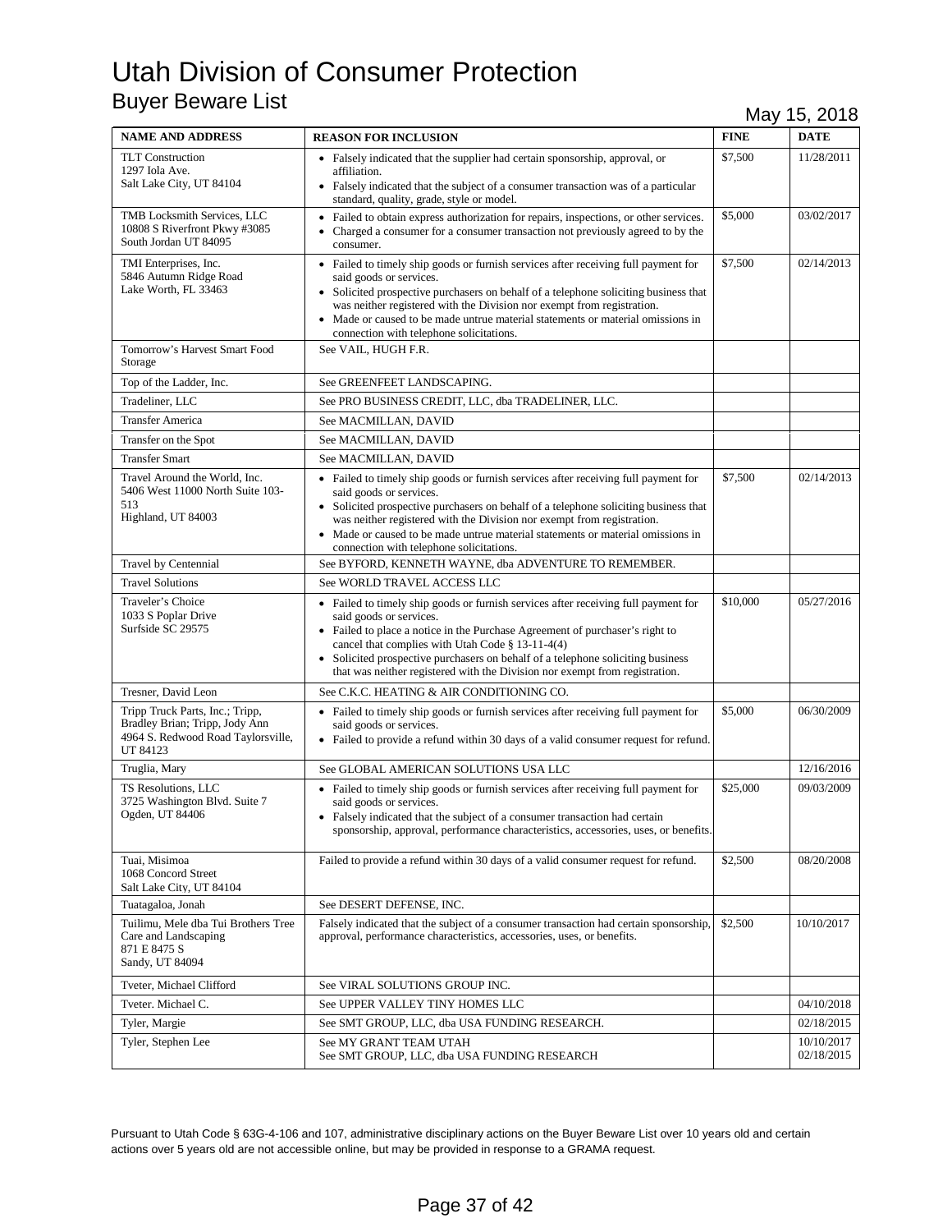# Utah Division of Consumer Protection

## Buyer Beware List

May 15, 2018

| NAME AND ADDRESS | REASON FOR INCLUSION | FINE | DATE |
|---|---|---|---|
| TLT Construction<br>1297 Iola Ave.<br>Salt Lake City, UT 84104 | • Falsely indicated that the supplier had certain sponsorship, approval, or affiliation.<br>• Falsely indicated that the subject of a consumer transaction was of a particular standard, quality, grade, style or model. | $7,500 | 11/28/2011 |
| TMB Locksmith Services, LLC<br>10808 S Riverfront Pkwy #3085<br>South Jordan UT 84095 | • Failed to obtain express authorization for repairs, inspections, or other services.<br>• Charged a consumer for a consumer transaction not previously agreed to by the consumer. | $5,000 | 03/02/2017 |
| TMI Enterprises, Inc.<br>5846 Autumn Ridge Road<br>Lake Worth, FL 33463 | • Failed to timely ship goods or furnish services after receiving full payment for said goods or services.<br>• Solicited prospective purchasers on behalf of a telephone soliciting business that was neither registered with the Division nor exempt from registration.<br>• Made or caused to be made untrue material statements or material omissions in connection with telephone solicitations. | $7,500 | 02/14/2013 |
| Tomorrow's Harvest Smart Food Storage | See VAIL, HUGH F.R. | | |
| Top of the Ladder, Inc. | See GREENFEET LANDSCAPING. | | |
| Tradeliner, LLC | See PRO BUSINESS CREDIT, LLC, dba TRADELINER, LLC. | | |
| Transfer America | See MACMILLAN, DAVID | | |
| Transfer on the Spot | See MACMILLAN, DAVID | | |
| Transfer Smart | See MACMILLAN, DAVID | | |
| Travel Around the World, Inc.<br>5406 West 11000 North Suite 103-513<br>Highland, UT 84003 | • Failed to timely ship goods or furnish services after receiving full payment for said goods or services.<br>• Solicited prospective purchasers on behalf of a telephone soliciting business that was neither registered with the Division nor exempt from registration.<br>• Made or caused to be made untrue material statements or material omissions in connection with telephone solicitations. | $7,500 | 02/14/2013 |
| Travel by Centennial | See BYFORD, KENNETH WAYNE, dba ADVENTURE TO REMEMBER. | | |
| Travel Solutions | See WORLD TRAVEL ACCESS LLC | | |
| Traveler's Choice<br>1033 S Poplar Drive<br>Surfside SC 29575 | • Failed to timely ship goods or furnish services after receiving full payment for said goods or services.<br>• Failed to place a notice in the Purchase Agreement of purchaser's right to cancel that complies with Utah Code § 13-11-4(4)<br>• Solicited prospective purchasers on behalf of a telephone soliciting business that was neither registered with the Division nor exempt from registration. | $10,000 | 05/27/2016 |
| Tresner, David Leon | See C.K.C. HEATING & AIR CONDITIONING CO. | | |
| Tripp Truck Parts, Inc.; Tripp, Bradley Brian; Tripp, Jody Ann<br>4964 S. Redwood Road Taylorsville, UT 84123 | • Failed to timely ship goods or furnish services after receiving full payment for said goods or services.<br>• Failed to provide a refund within 30 days of a valid consumer request for refund. | $5,000 | 06/30/2009 |
| Truglia, Mary | See GLOBAL AMERICAN SOLUTIONS USA LLC | | 12/16/2016 |
| TS Resolutions, LLC<br>3725 Washington Blvd. Suite 7<br>Ogden, UT 84406 | • Failed to timely ship goods or furnish services after receiving full payment for said goods or services.<br>• Falsely indicated that the subject of a consumer transaction had certain sponsorship, approval, performance characteristics, accessories, uses, or benefits. | $25,000 | 09/03/2009 |
| Tuai, Misimoa<br>1068 Concord Street<br>Salt Lake City, UT 84104 | Failed to provide a refund within 30 days of a valid consumer request for refund. | $2,500 | 08/20/2008 |
| Tuatagaloa, Jonah | See DESERT DEFENSE, INC. | | |
| Tuilimu, Mele dba Tui Brothers Tree Care and Landscaping<br>871 E 8475 S<br>Sandy, UT 84094 | Falsely indicated that the subject of a consumer transaction had certain sponsorship, approval, performance characteristics, accessories, uses, or benefits. | $2,500 | 10/10/2017 |
| Tveter, Michael Clifford | See VIRAL SOLUTIONS GROUP INC. | | |
| Tveter. Michael C. | See UPPER VALLEY TINY HOMES LLC | | 04/10/2018 |
| Tyler, Margie | See SMT GROUP, LLC, dba USA FUNDING RESEARCH. | | 02/18/2015 |
| Tyler, Stephen Lee | See MY GRANT TEAM UTAH<br>See SMT GROUP, LLC, dba USA FUNDING RESEARCH | | 10/10/2017<br>02/18/2015 |

Pursuant to Utah Code § 63G-4-106 and 107, administrative disciplinary actions on the Buyer Beware List over 10 years old and certain actions over 5 years old are not accessible online, but may be provided in response to a GRAMA request.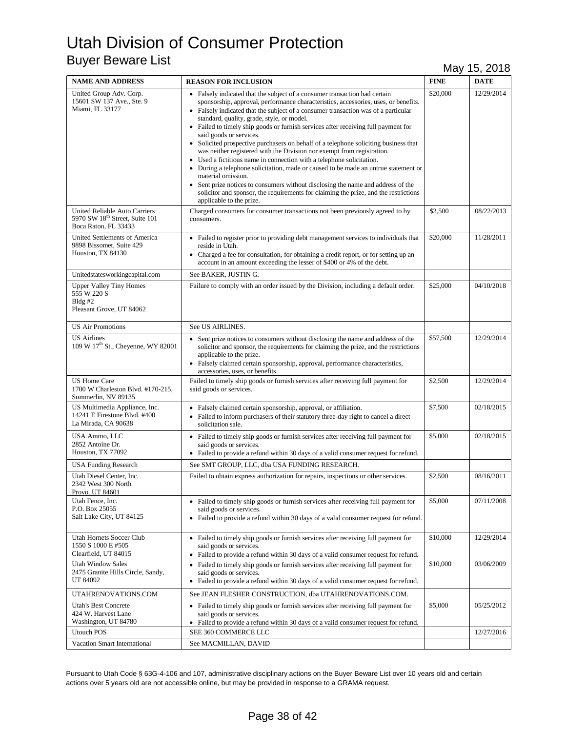# Utah Division of Consumer Protection

## Buyer Beware List

May 15, 2018

| NAME AND ADDRESS | REASON FOR INCLUSION | FINE | DATE |
|---|---|---|---|
| United Group Adv. Corp.<br>15601 SW 137 Ave., Ste. 9<br>Miami, FL 33177 | • Falsely indicated that the subject of a consumer transaction had certain sponsorship, approval, performance characteristics, accessories, uses, or benefits.<br>• Falsely indicated that the subject of a consumer transaction was of a particular standard, quality, grade, style, or model.<br>• Failed to timely ship goods or furnish services after receiving full payment for said goods or services.<br>• Solicited prospective purchasers on behalf of a telephone soliciting business that was neither registered with the Division nor exempt from registration.<br>• Used a fictitious name in connection with a telephone solicitation.<br>• During a telephone solicitation, made or caused to be made an untrue statement or material omission.<br>• Sent prize notices to consumers without disclosing the name and address of the solicitor and sponsor, the requirements for claiming the prize, and the restrictions applicable to the prize. | $20,000 | 12/29/2014 |
| United Reliable Auto Carriers<br>5970 SW 18th Street, Suite 101<br>Boca Raton, FL 33433 | Charged consumers for consumer transactions not been previously agreed to by consumers. | $2,500 | 08/22/2013 |
| United Settlements of America<br>9898 Bissomet, Suite 429<br>Houston, TX 84130 | • Failed to register prior to providing debt management services to individuals that reside in Utah.<br>• Charged a fee for consultation, for obtaining a credit report, or for setting up an account in an amount exceeding the lesser of $400 or 4% of the debt. | $20,000 | 11/28/2011 |
| Unitedstatesworkingcapital.com | See BAKER, JUSTIN G. | | |
| Upper Valley Tiny Homes<br>555 W 220 S<br>Bldg #2<br>Pleasant Grove, UT 84062 | Failure to comply with an order issued by the Division, including a default order. | $25,000 | 04/10/2018 |
| US Air Promotions | See US AIRLINES. | | |
| US Airlines<br>109 W 17th St., Cheyenne, WY 82001 | • Sent prize notices to consumers without disclosing the name and address of the solicitor and sponsor, the requirements for claiming the prize, and the restrictions applicable to the prize.<br>• Falsely claimed certain sponsorship, approval, performance characteristics, accessories, uses, or benefits. | $57,500 | 12/29/2014 |
| US Home Care<br>1700 W Charleston Blvd. #170-215,<br>Summerlin, NV 89135 | Failed to timely ship goods or furnish services after receiving full payment for said goods or services. | $2,500 | 12/29/2014 |
| US Multimedia Appliance, Inc.<br>14241 E Firestone Blvd. #400<br>La Mirada, CA 90638 | • Falsely claimed certain sponsorship, approval, or affiliation.<br>• Failed to inform purchasers of their statutory three-day right to cancel a direct solicitation sale. | $7,500 | 02/18/2015 |
| USA Ammo, LLC<br>2852 Antoine Dr.<br>Houston, TX 77092 | • Failed to timely ship goods or furnish services after receiving full payment for said goods or services.<br>• Failed to provide a refund within 30 days of a valid consumer request for refund. | $5,000 | 02/18/2015 |
| USA Funding Research | See SMT GROUP, LLC, dba USA FUNDING RESEARCH. | | |
| Utah Diesel Center, Inc.<br>2342 West 300 North<br>Provo. UT 84601 | Failed to obtain express authorization for repairs, inspections or other services. | $2,500 | 08/16/2011 |
| Utah Fence, Inc.<br>P.O. Box 25055<br>Salt Lake City, UT 84125 | • Failed to timely ship goods or furnish services after receiving full payment for said goods or services.<br>• Failed to provide a refund within 30 days of a valid consumer request for refund. | $5,000 | 07/11/2008 |
| Utah Hornets Soccer Club<br>1550 S 1000 E #505<br>Clearfield, UT 84015 | • Failed to timely ship goods or furnish services after receiving full payment for said goods or services.<br>• Failed to provide a refund within 30 days of a valid consumer request for refund. | $10,000 | 12/29/2014 |
| Utah Window Sales<br>2475 Granite Hills Circle, Sandy, UT 84092 | • Failed to timely ship goods or furnish services after receiving full payment for said goods or services.<br>• Failed to provide a refund within 30 days of a valid consumer request for refund. | $10,000 | 03/06/2009 |
| UTAHRENOVATIONS.COM | See JEAN FLESHER CONSTRUCTION, dba UTAHRENOVATIONS.COM. | | |
| Utah's Best Concrete<br>424 W. Harvest Lane<br>Washington, UT 84780 | • Failed to timely ship goods or furnish services after receiving full payment for said goods or services.<br>• Failed to provide a refund within 30 days of a valid consumer request for refund. | $5,000 | 05/25/2012 |
| Utouch POS | SEE 360 COMMERCE LLC | | 12/27/2016 |
| Vacation Smart International | See MACMILLAN, DAVID | | |

Pursuant to Utah Code § 63G-4-106 and 107, administrative disciplinary actions on the Buyer Beware List over 10 years old and certain actions over 5 years old are not accessible online, but may be provided in response to a GRAMA request.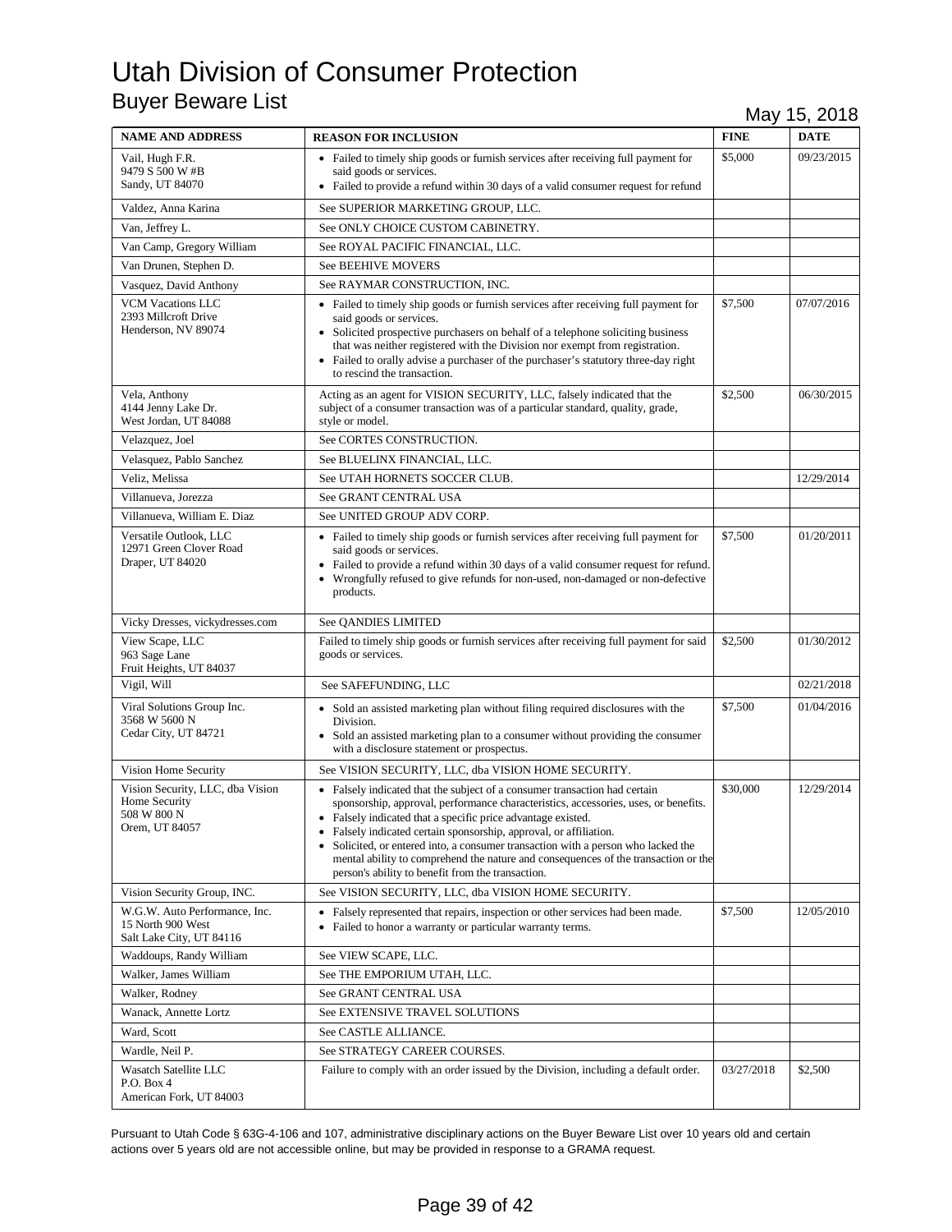# Utah Division of Consumer Protection

## Buyer Beware List

May 15, 2018

| NAME AND ADDRESS | REASON FOR INCLUSION | FINE | DATE |
|---|---|---|---|
| Vail, Hugh F.R.<br>9479 S 500 W #B<br>Sandy, UT 84070 | • Failed to timely ship goods or furnish services after receiving full payment for said goods or services.<br>• Failed to provide a refund within 30 days of a valid consumer request for refund | $5,000 | 09/23/2015 |
| Valdez, Anna Karina | See SUPERIOR MARKETING GROUP, LLC. | | |
| Van, Jeffrey L. | See ONLY CHOICE CUSTOM CABINETRY. | | |
| Van Camp, Gregory William | See ROYAL PACIFIC FINANCIAL, LLC. | | |
| Van Drunen, Stephen D. | See BEEHIVE MOVERS | | |
| Vasquez, David Anthony | See RAYMAR CONSTRUCTION, INC. | | |
| VCM Vacations LLC<br>2393 Millcroft Drive<br>Henderson, NV 89074 | • Failed to timely ship goods or furnish services after receiving full payment for said goods or services.<br>• Solicited prospective purchasers on behalf of a telephone soliciting business that was neither registered with the Division nor exempt from registration.<br>• Failed to orally advise a purchaser of the purchaser's statutory three-day right to rescind the transaction. | $7,500 | 07/07/2016 |
| Vela, Anthony<br>4144 Jenny Lake Dr.<br>West Jordan, UT 84088 | Acting as an agent for VISION SECURITY, LLC, falsely indicated that the subject of a consumer transaction was of a particular standard, quality, grade, style or model. | $2,500 | 06/30/2015 |
| Velazquez, Joel | See CORTES CONSTRUCTION. | | |
| Velasquez, Pablo Sanchez | See BLUELINX FINANCIAL, LLC. | | |
| Veliz, Melissa | See UTAH HORNETS SOCCER CLUB. | | 12/29/2014 |
| Villanueva, Jorezza | See GRANT CENTRAL USA | | |
| Villanueva, William E. Diaz | See UNITED GROUP ADV CORP. | | |
| Versatile Outlook, LLC<br>12971 Green Clover Road<br>Draper, UT 84020 | • Failed to timely ship goods or furnish services after receiving full payment for said goods or services.<br>• Failed to provide a refund within 30 days of a valid consumer request for refund.<br>• Wrongfully refused to give refunds for non-used, non-damaged or non-defective products. | $7,500 | 01/20/2011 |
| Vicky Dresses, vickydresses.com | See QANDIES LIMITED | | |
| View Scape, LLC<br>963 Sage Lane<br>Fruit Heights, UT 84037 | Failed to timely ship goods or furnish services after receiving full payment for said goods or services. | $2,500 | 01/30/2012 |
| Vigil, Will | See SAFEFUNDING, LLC | | 02/21/2018 |
| Viral Solutions Group Inc.<br>3568 W 5600 N<br>Cedar City, UT 84721 | • Sold an assisted marketing plan without filing required disclosures with the Division.<br>• Sold an assisted marketing plan to a consumer without providing the consumer with a disclosure statement or prospectus. | $7,500 | 01/04/2016 |
| Vision Home Security | See VISION SECURITY, LLC, dba VISION HOME SECURITY. | | |
| Vision Security, LLC, dba Vision Home Security<br>508 W 800 N<br>Orem, UT 84057 | • Falsely indicated that the subject of a consumer transaction had certain sponsorship, approval, performance characteristics, accessories, uses, or benefits.<br>• Falsely indicated that a specific price advantage existed.<br>• Falsely indicated certain sponsorship, approval, or affiliation.<br>• Solicited, or entered into, a consumer transaction with a person who lacked the mental ability to comprehend the nature and consequences of the transaction or the person's ability to benefit from the transaction. | $30,000 | 12/29/2014 |
| Vision Security Group, INC. | See VISION SECURITY, LLC, dba VISION HOME SECURITY. | | |
| W.G.W. Auto Performance, Inc.<br>15 North 900 West<br>Salt Lake City, UT 84116 | • Falsely represented that repairs, inspection or other services had been made.<br>• Failed to honor a warranty or particular warranty terms. | $7,500 | 12/05/2010 |
| Waddoups, Randy William | See VIEW SCAPE, LLC. | | |
| Walker, James William | See THE EMPORIUM UTAH, LLC. | | |
| Walker, Rodney | See GRANT CENTRAL USA | | |
| Wanack, Annette Lortz | See EXTENSIVE TRAVEL SOLUTIONS | | |
| Ward, Scott | See CASTLE ALLIANCE. | | |
| Wardle, Neil P. | See STRATEGY CAREER COURSES. | | |
| Wasatch Satellite LLC<br>P.O. Box 4<br>American Fork, UT 84003 | Failure to comply with an order issued by the Division, including a default order. | 03/27/2018 | $2,500 |

Pursuant to Utah Code § 63G-4-106 and 107, administrative disciplinary actions on the Buyer Beware List over 10 years old and certain actions over 5 years old are not accessible online, but may be provided in response to a GRAMA request.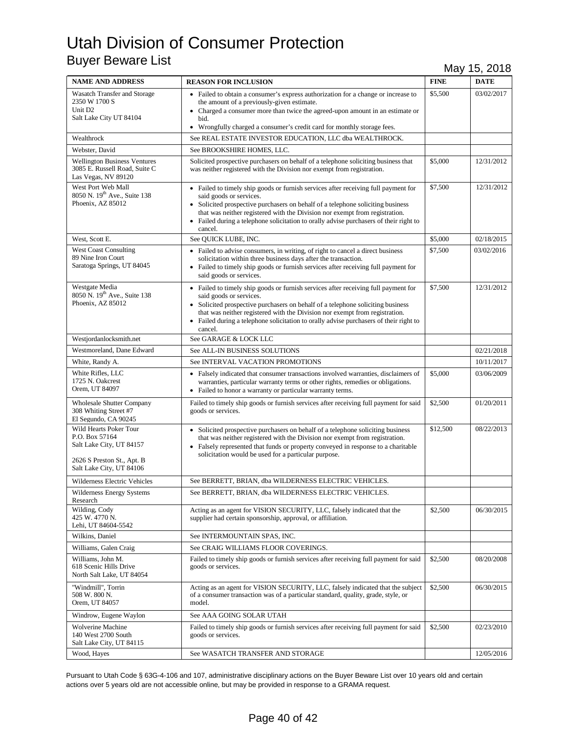# Utah Division of Consumer Protection

## Buyer Beware List

May 15, 2018

| NAME AND ADDRESS | REASON FOR INCLUSION | FINE | DATE |
|---|---|---|---|
| Wasatch Transfer and Storage<br>2350 W 1700 S<br>Unit D2<br>Salt Lake City UT 84104 | • Failed to obtain a consumer's express authorization for a change or increase to the amount of a previously-given estimate.<br>• Charged a consumer more than twice the agreed-upon amount in an estimate or bid.<br>• Wrongfully charged a consumer's credit card for monthly storage fees. | $5,500 | 03/02/2017 |
| Wealthrock | See REAL ESTATE INVESTOR EDUCATION, LLC dba WEALTHROCK. | | |
| Webster, David | See BROOKSHIRE HOMES, LLC. | | |
| Wellington Business Ventures<br>3085 E. Russell Road, Suite C<br>Las Vegas, NV 89120 | Solicited prospective purchasers on behalf of a telephone soliciting business that was neither registered with the Division nor exempt from registration. | $5,000 | 12/31/2012 |
| West Port Web Mall<br>8050 N. 19th Ave., Suite 138<br>Phoenix, AZ 85012 | • Failed to timely ship goods or furnish services after receiving full payment for said goods or services.<br>• Solicited prospective purchasers on behalf of a telephone soliciting business that was neither registered with the Division nor exempt from registration.<br>• Failed during a telephone solicitation to orally advise purchasers of their right to cancel. | $7,500 | 12/31/2012 |
| West, Scott E. | See QUICK LUBE, INC. | $5,000 | 02/18/2015 |
| West Coast Consulting<br>89 Nine Iron Court<br>Saratoga Springs, UT 84045 | • Failed to advise consumers, in writing, of right to cancel a direct business solicitation within three business days after the transaction.<br>• Failed to timely ship goods or furnish services after receiving full payment for said goods or services. | $7,500 | 03/02/2016 |
| Westgate Media<br>8050 N. 19th Ave., Suite 138<br>Phoenix, AZ 85012 | • Failed to timely ship goods or furnish services after receiving full payment for said goods or services.<br>• Solicited prospective purchasers on behalf of a telephone soliciting business that was neither registered with the Division nor exempt from registration.<br>• Failed during a telephone solicitation to orally advise purchasers of their right to cancel. | $7,500 | 12/31/2012 |
| Westjordanlocksmith.net | See GARAGE & LOCK LLC | | |
| Westmoreland, Dane Edward | See ALL-IN BUSINESS SOLUTIONS | | 02/21/2018 |
| White, Randy A. | See INTERVAL VACATION PROMOTIONS | | 10/11/2017 |
| White Rifles, LLC<br>1725 N. Oakcrest<br>Orem, UT 84097 | • Falsely indicated that consumer transactions involved warranties, disclaimers of warranties, particular warranty terms or other rights, remedies or obligations.<br>• Failed to honor a warranty or particular warranty terms. | $5,000 | 03/06/2009 |
| Wholesale Shutter Company<br>308 Whiting Street #7<br>El Segundo, CA 90245 | Failed to timely ship goods or furnish services after receiving full payment for said goods or services. | $2,500 | 01/20/2011 |
| Wild Hearts Poker Tour<br>P.O. Box 57164<br>Salt Lake City, UT 84157<br><br>2626 S Preston St., Apt. B<br>Salt Lake City, UT 84106 | • Solicited prospective purchasers on behalf of a telephone soliciting business that was neither registered with the Division nor exempt from registration.<br>• Falsely represented that funds or property conveyed in response to a charitable solicitation would be used for a particular purpose. | $12,500 | 08/22/2013 |
| Wilderness Electric Vehicles | See BERRETT, BRIAN, dba WILDERNESS ELECTRIC VEHICLES. | | |
| Wilderness Energy Systems Research | See BERRETT, BRIAN, dba WILDERNESS ELECTRIC VEHICLES. | | |
| Wilding, Cody<br>425 W. 4770 N.<br>Lehi, UT 84604-5542 | Acting as an agent for VISION SECURITY, LLC, falsely indicated that the supplier had certain sponsorship, approval, or affiliation. | $2,500 | 06/30/2015 |
| Wilkins, Daniel | See INTERMOUNTAIN SPAS, INC. | | |
| Williams, Galen Craig | See CRAIG WILLIAMS FLOOR COVERINGS. | | |
| Williams, John M.<br>618 Scenic Hills Drive<br>North Salt Lake, UT 84054 | Failed to timely ship goods or furnish services after receiving full payment for said goods or services. | $2,500 | 08/20/2008 |
| "Windmill", Torrin<br>508 W. 800 N.<br>Orem, UT 84057 | Acting as an agent for VISION SECURITY, LLC, falsely indicated that the subject of a consumer transaction was of a particular standard, quality, grade, style, or model. | $2,500 | 06/30/2015 |
| Windrow, Eugene Waylon | See AAA GOING SOLAR UTAH | | |
| Wolverine Machine<br>140 West 2700 South<br>Salt Lake City, UT 84115 | Failed to timely ship goods or furnish services after receiving full payment for said goods or services. | $2,500 | 02/23/2010 |
| Wood, Hayes | See WASATCH TRANSFER AND STORAGE | | 12/05/2016 |

Pursuant to Utah Code § 63G-4-106 and 107, administrative disciplinary actions on the Buyer Beware List over 10 years old and certain actions over 5 years old are not accessible online, but may be provided in response to a GRAMA request.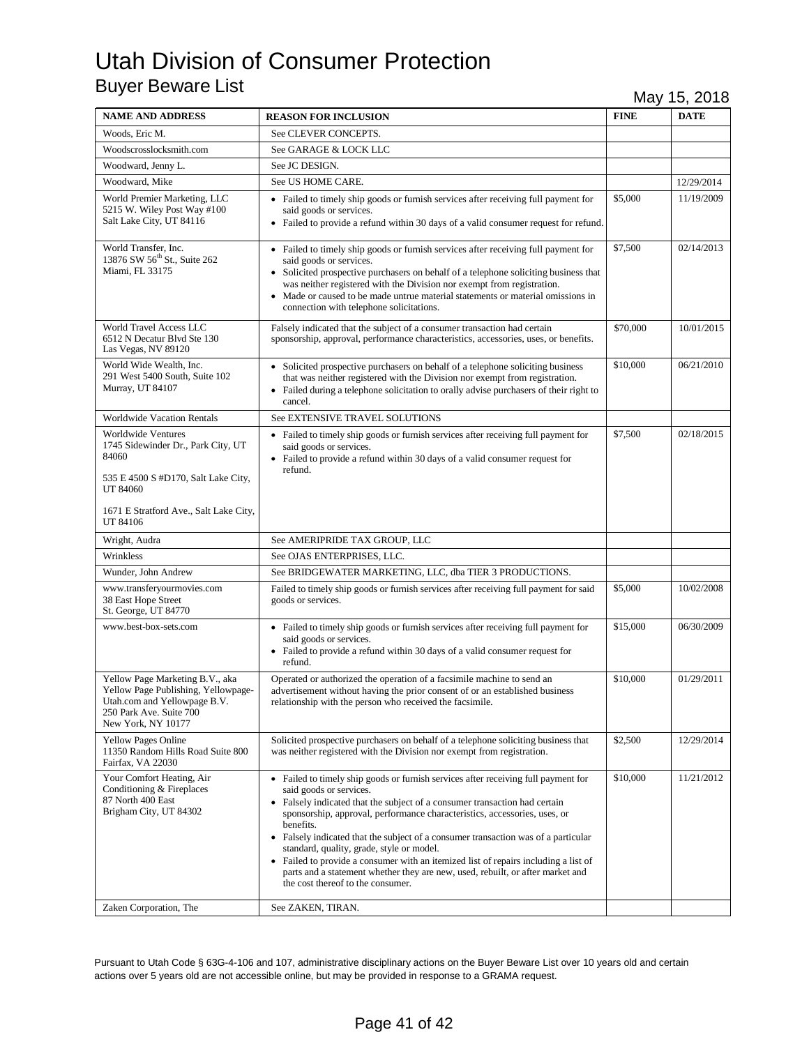# Utah Division of Consumer Protection

## Buyer Beware List

May 15, 2018

| NAME AND ADDRESS | REASON FOR INCLUSION | FINE | DATE |
|---|---|---|---|
| Woods, Eric M. | See CLEVER CONCEPTS. | | |
| Woodscrosslocksmith.com | See GARAGE & LOCK LLC | | |
| Woodward, Jenny L. | See JC DESIGN. | | |
| Woodward, Mike | See US HOME CARE. | | 12/29/2014 |
| World Premier Marketing, LLC<br>5215 W. Wiley Post Way #100<br>Salt Lake City, UT 84116 | • Failed to timely ship goods or furnish services after receiving full payment for said goods or services.<br>• Failed to provide a refund within 30 days of a valid consumer request for refund. | $5,000 | 11/19/2009 |
| World Transfer, Inc.<br>13876 SW 56th St., Suite 262<br>Miami, FL 33175 | • Failed to timely ship goods or furnish services after receiving full payment for said goods or services.<br>• Solicited prospective purchasers on behalf of a telephone soliciting business that was neither registered with the Division nor exempt from registration.<br>• Made or caused to be made untrue material statements or material omissions in connection with telephone solicitations. | $7,500 | 02/14/2013 |
| World Travel Access LLC<br>6512 N Decatur Blvd Ste 130<br>Las Vegas, NV 89120 | Falsely indicated that the subject of a consumer transaction had certain sponsorship, approval, performance characteristics, accessories, uses, or benefits. | $70,000 | 10/01/2015 |
| World Wide Wealth, Inc.<br>291 West 5400 South, Suite 102<br>Murray, UT 84107 | • Solicited prospective purchasers on behalf of a telephone soliciting business that was neither registered with the Division nor exempt from registration.<br>• Failed during a telephone solicitation to orally advise purchasers of their right to cancel. | $10,000 | 06/21/2010 |
| Worldwide Vacation Rentals | See EXTENSIVE TRAVEL SOLUTIONS | | |
| Worldwide Ventures<br>1745 Sidewinder Dr., Park City, UT 84060<br><br>535 E 4500 S #D170, Salt Lake City, UT 84060<br><br>1671 E Stratford Ave., Salt Lake City, UT 84106 | • Failed to timely ship goods or furnish services after receiving full payment for said goods or services.<br>• Failed to provide a refund within 30 days of a valid consumer request for refund. | $7,500 | 02/18/2015 |
| Wright, Audra | See AMERIPRIDE TAX GROUP, LLC | | |
| Wrinkless | See OJAS ENTERPRISES, LLC. | | |
| Wunder, John Andrew | See BRIDGEWATER MARKETING, LLC, dba TIER 3 PRODUCTIONS. | | |
| www.transferyourmovies.com<br>38 East Hope Street<br>St. George, UT 84770 | Failed to timely ship goods or furnish services after receiving full payment for said goods or services. | $5,000 | 10/02/2008 |
| www.best-box-sets.com | • Failed to timely ship goods or furnish services after receiving full payment for said goods or services.<br>• Failed to provide a refund within 30 days of a valid consumer request for refund. | $15,000 | 06/30/2009 |
| Yellow Page Marketing B.V., aka Yellow Page Publishing, Yellowpage-Utah.com and Yellowpage B.V.<br>250 Park Ave. Suite 700<br>New York, NY 10177 | Operated or authorized the operation of a facsimile machine to send an advertisement without having the prior consent of or an established business relationship with the person who received the facsimile. | $10,000 | 01/29/2011 |
| Yellow Pages Online<br>11350 Random Hills Road Suite 800<br>Fairfax, VA 22030 | Solicited prospective purchasers on behalf of a telephone soliciting business that was neither registered with the Division nor exempt from registration. | $2,500 | 12/29/2014 |
| Your Comfort Heating, Air Conditioning & Fireplaces<br>87 North 400 East<br>Brigham City, UT 84302 | • Failed to timely ship goods or furnish services after receiving full payment for said goods or services.<br>• Falsely indicated that the subject of a consumer transaction had certain sponsorship, approval, performance characteristics, accessories, uses, or benefits.<br>• Falsely indicated that the subject of a consumer transaction was of a particular standard, quality, grade, style or model.<br>• Failed to provide a consumer with an itemized list of repairs including a list of parts and a statement whether they are new, used, rebuilt, or after market and the cost thereof to the consumer. | $10,000 | 11/21/2012 |
| Zaken Corporation, The | See ZAKEN, TIRAN. | | |

Pursuant to Utah Code § 63G-4-106 and 107, administrative disciplinary actions on the Buyer Beware List over 10 years old and certain actions over 5 years old are not accessible online, but may be provided in response to a GRAMA request.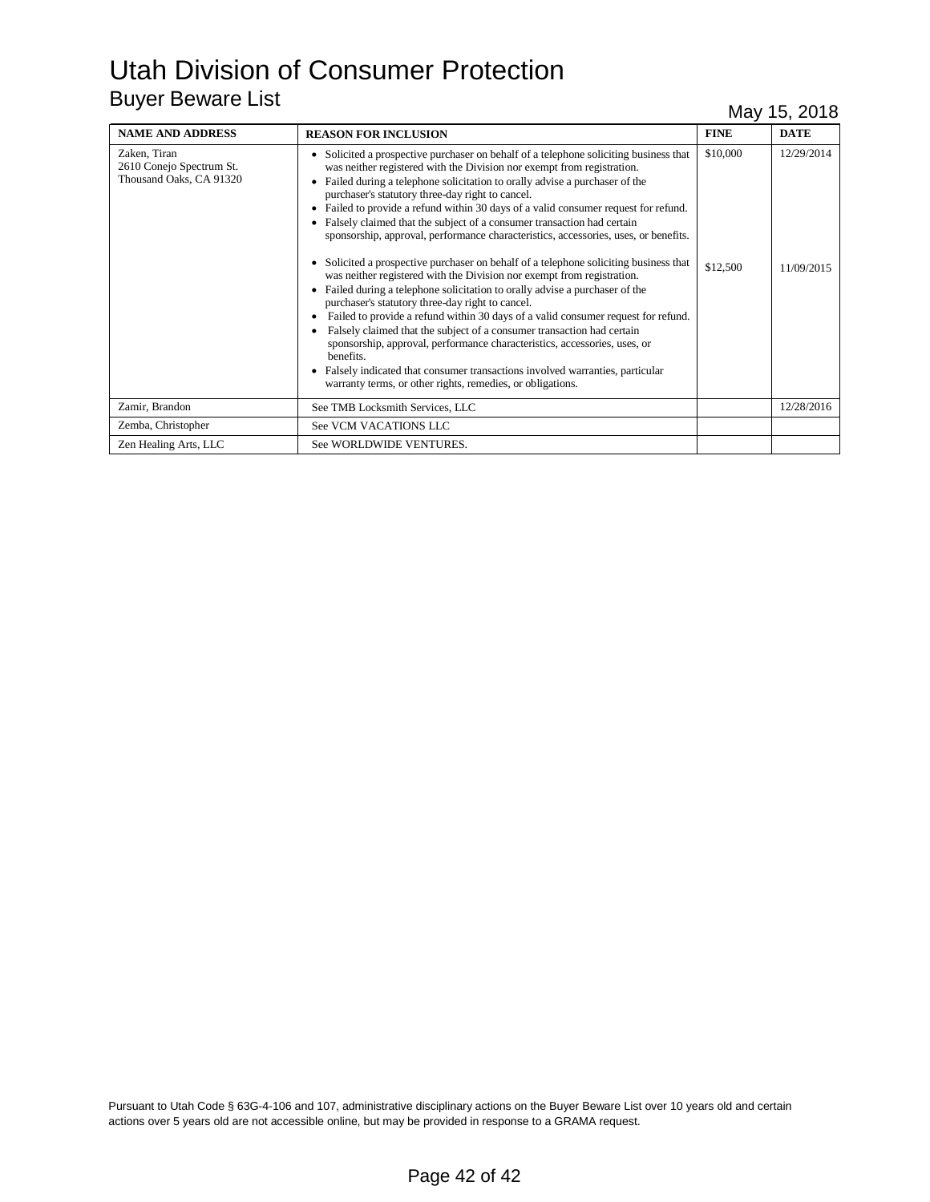# Utah Division of Consumer Protection

## Buyer Beware List

May 15, 2018

| NAME AND ADDRESS | REASON FOR INCLUSION | FINE | DATE |
|---|---|---|---|
| Zaken, Tiran<br>2610 Conejo Spectrum St.<br>Thousand Oaks, CA 91320 | • Solicited a prospective purchaser on behalf of a telephone soliciting business that was neither registered with the Division nor exempt from registration.<br>• Failed during a telephone solicitation to orally advise a purchaser of the purchaser's statutory three-day right to cancel.<br>• Failed to provide a refund within 30 days of a valid consumer request for refund.<br>• Falsely claimed that the subject of a consumer transaction had certain sponsorship, approval, performance characteristics, accessories, uses, or benefits. | $10,000 | 12/29/2014 |
| | • Solicited a prospective purchaser on behalf of a telephone soliciting business that was neither registered with the Division nor exempt from registration.<br>• Failed during a telephone solicitation to orally advise a purchaser of the purchaser's statutory three-day right to cancel.<br>• Failed to provide a refund within 30 days of a valid consumer request for refund.<br>• Falsely claimed that the subject of a consumer transaction had certain sponsorship, approval, performance characteristics, accessories, uses, or benefits.<br>• Falsely indicated that consumer transactions involved warranties, particular warranty terms, or other rights, remedies, or obligations. | $12,500 | 11/09/2015 |
| Zamir, Brandon | See TMB Locksmith Services, LLC | | 12/28/2016 |
| Zemba, Christopher | See VCM VACATIONS LLC | | |
| Zen Healing Arts, LLC | See WORLDWIDE VENTURES. | | |

Pursuant to Utah Code § 63G-4-106 and 107, administrative disciplinary actions on the Buyer Beware List over 10 years old and certain actions over 5 years old are not accessible online, but may be provided in response to a GRAMA request.